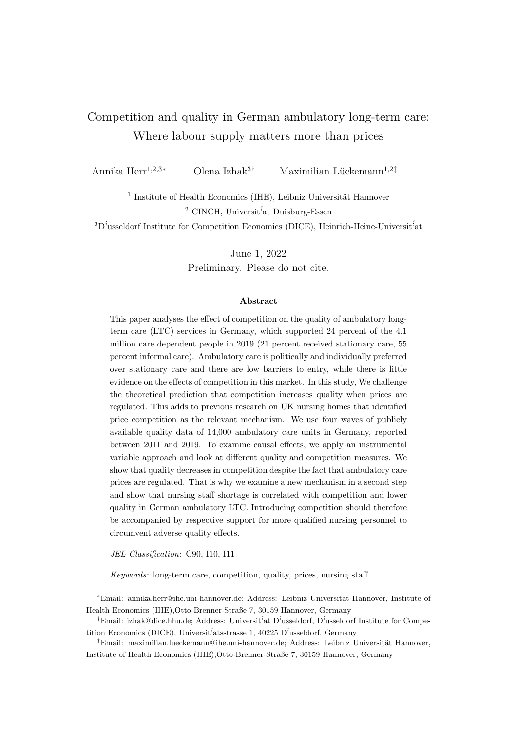# Competition and quality in German ambulatory long-term care: Where labour supply matters more than prices

Annika Herr[1,2,3*] Olena Izhak[3†] Maximilian Lückemann[1,2‡]

[1] Institute of Health Economics (IHE), Leibniz Universität Hannover
[2] CINCH, Universität Duisburg-Essen
[3] Düsseldorf Institute for Competition Economics (DICE), Heinrich-Heine-Universität

June 1, 2022
Preliminary. Please do not cite.

### Abstract

This paper analyses the effect of competition on the quality of ambulatory long-term care (LTC) services in Germany, which supported 24 percent of the 4.1 million care dependent people in 2019 (21 percent received stationary care, 55 percent informal care). Ambulatory care is politically and individually preferred over stationary care and there are low barriers to entry, while there is little evidence on the effects of competition in this market. In this study, We challenge the theoretical prediction that competition increases quality when prices are regulated. This adds to previous research on UK nursing homes that identified price competition as the relevant mechanism. We use four waves of publicly available quality data of 14,000 ambulatory care units in Germany, reported between 2011 and 2019. To examine causal effects, we apply an instrumental variable approach and look at different quality and competition measures. We show that quality decreases in competition despite the fact that ambulatory care prices are regulated. That is why we examine a new mechanism in a second step and show that nursing staff shortage is correlated with competition and lower quality in German ambulatory LTC. Introducing competition should therefore be accompanied by respective support for more qualified nursing personnel to circumvent adverse quality effects.

*JEL Classification*: C90, I10, I11

*Keywords*: long-term care, competition, quality, prices, nursing staff

*Email: annika.herr@ihe.uni-hannover.de; Address: Leibniz Universität Hannover, Institute of Health Economics (IHE),Otto-Brenner-Straße 7, 30159 Hannover, Germany

†Email: izhak@dice.hhu.de; Address: Universität Düsseldorf, Düsseldorf Institute for Competition Economics (DICE), Universitätsstrasse 1, 40225 Düsseldorf, Germany

‡Email: maximilian.lueckemann@ihe.uni-hannover.de; Address: Leibniz Universität Hannover, Institute of Health Economics (IHE),Otto-Brenner-Straße 7, 30159 Hannover, Germany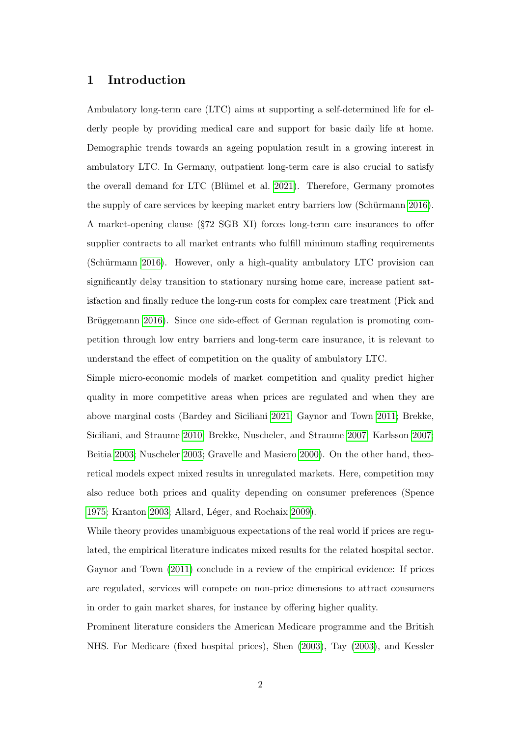## 1 Introduction

Ambulatory long-term care (LTC) aims at supporting a self-determined life for elderly people by providing medical care and support for basic daily life at home. Demographic trends towards an ageing population result in a growing interest in ambulatory LTC. In Germany, outpatient long-term care is also crucial to satisfy the overall demand for LTC (Blümel et al. 2021). Therefore, Germany promotes the supply of care services by keeping market entry barriers low (Schürmann 2016). A market-opening clause (§72 SGB XI) forces long-term care insurances to offer supplier contracts to all market entrants who fulfill minimum staffing requirements (Schürmann 2016). However, only a high-quality ambulatory LTC provision can significantly delay transition to stationary nursing home care, increase patient satisfaction and finally reduce the long-run costs for complex care treatment (Pick and Brüggemann 2016). Since one side-effect of German regulation is promoting competition through low entry barriers and long-term care insurance, it is relevant to understand the effect of competition on the quality of ambulatory LTC.

Simple micro-economic models of market competition and quality predict higher quality in more competitive areas when prices are regulated and when they are above marginal costs (Bardey and Siciliani 2021; Gaynor and Town 2011; Brekke, Siciliani, and Straume 2010; Brekke, Nuscheler, and Straume 2007; Karlsson 2007; Beitia 2003; Nuscheler 2003; Gravelle and Masiero 2000). On the other hand, theoretical models expect mixed results in unregulated markets. Here, competition may also reduce both prices and quality depending on consumer preferences (Spence 1975; Kranton 2003; Allard, Léger, and Rochaix 2009).

While theory provides unambiguous expectations of the real world if prices are regulated, the empirical literature indicates mixed results for the related hospital sector. Gaynor and Town (2011) conclude in a review of the empirical evidence: If prices are regulated, services will compete on non-price dimensions to attract consumers in order to gain market shares, for instance by offering higher quality.

Prominent literature considers the American Medicare programme and the British NHS. For Medicare (fixed hospital prices), Shen (2003), Tay (2003), and Kessler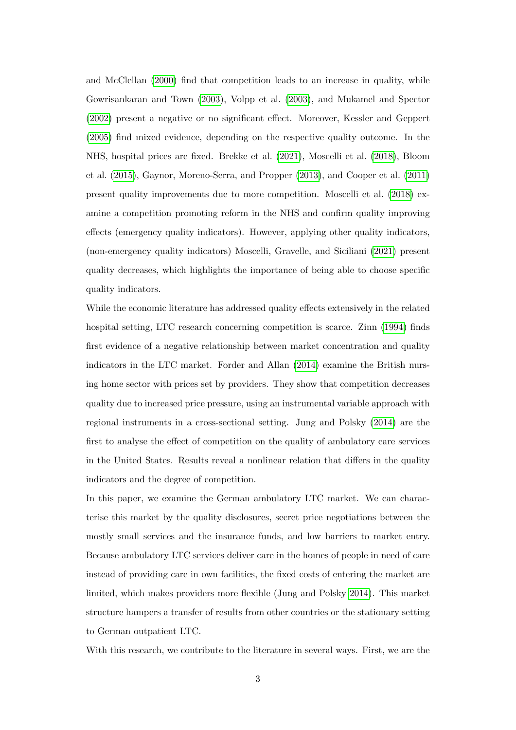and McClellan (2000) find that competition leads to an increase in quality, while Gowrisankaran and Town (2003), Volpp et al. (2003), and Mukamel and Spector (2002) present a negative or no significant effect. Moreover, Kessler and Geppert (2005) find mixed evidence, depending on the respective quality outcome. In the NHS, hospital prices are fixed. Brekke et al. (2021), Moscelli et al. (2018), Bloom et al. (2015), Gaynor, Moreno-Serra, and Propper (2013), and Cooper et al. (2011) present quality improvements due to more competition. Moscelli et al. (2018) examine a competition promoting reform in the NHS and confirm quality improving effects (emergency quality indicators). However, applying other quality indicators, (non-emergency quality indicators) Moscelli, Gravelle, and Siciliani (2021) present quality decreases, which highlights the importance of being able to choose specific quality indicators.

While the economic literature has addressed quality effects extensively in the related hospital setting, LTC research concerning competition is scarce. Zinn (1994) finds first evidence of a negative relationship between market concentration and quality indicators in the LTC market. Forder and Allan (2014) examine the British nursing home sector with prices set by providers. They show that competition decreases quality due to increased price pressure, using an instrumental variable approach with regional instruments in a cross-sectional setting. Jung and Polsky (2014) are the first to analyse the effect of competition on the quality of ambulatory care services in the United States. Results reveal a nonlinear relation that differs in the quality indicators and the degree of competition.

In this paper, we examine the German ambulatory LTC market. We can characterise this market by the quality disclosures, secret price negotiations between the mostly small services and the insurance funds, and low barriers to market entry. Because ambulatory LTC services deliver care in the homes of people in need of care instead of providing care in own facilities, the fixed costs of entering the market are limited, which makes providers more flexible (Jung and Polsky 2014). This market structure hampers a transfer of results from other countries or the stationary setting to German outpatient LTC.

With this research, we contribute to the literature in several ways. First, we are the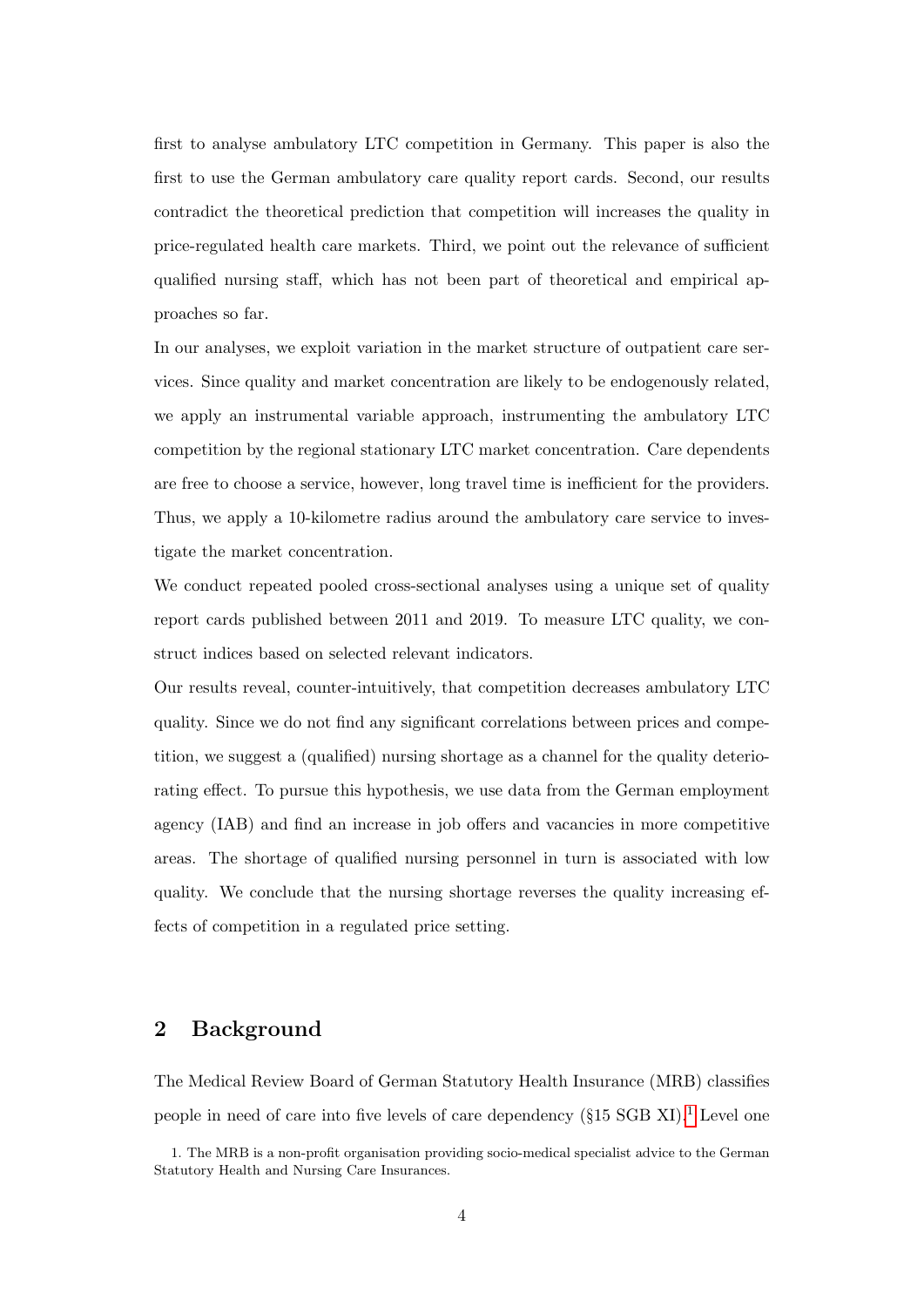first to analyse ambulatory LTC competition in Germany. This paper is also the first to use the German ambulatory care quality report cards. Second, our results contradict the theoretical prediction that competition will increases the quality in price-regulated health care markets. Third, we point out the relevance of sufficient qualified nursing staff, which has not been part of theoretical and empirical approaches so far.

In our analyses, we exploit variation in the market structure of outpatient care services. Since quality and market concentration are likely to be endogenously related, we apply an instrumental variable approach, instrumenting the ambulatory LTC competition by the regional stationary LTC market concentration. Care dependents are free to choose a service, however, long travel time is inefficient for the providers. Thus, we apply a 10-kilometre radius around the ambulatory care service to investigate the market concentration.

We conduct repeated pooled cross-sectional analyses using a unique set of quality report cards published between 2011 and 2019. To measure LTC quality, we construct indices based on selected relevant indicators.

Our results reveal, counter-intuitively, that competition decreases ambulatory LTC quality. Since we do not find any significant correlations between prices and competition, we suggest a (qualified) nursing shortage as a channel for the quality deteriorating effect. To pursue this hypothesis, we use data from the German employment agency (IAB) and find an increase in job offers and vacancies in more competitive areas. The shortage of qualified nursing personnel in turn is associated with low quality. We conclude that the nursing shortage reverses the quality increasing effects of competition in a regulated price setting.

## 2 Background

The Medical Review Board of German Statutory Health Insurance (MRB) classifies people in need of care into five levels of care dependency (§15 SGB XI).[1] Level one

1. The MRB is a non-profit organisation providing socio-medical specialist advice to the German Statutory Health and Nursing Care Insurances.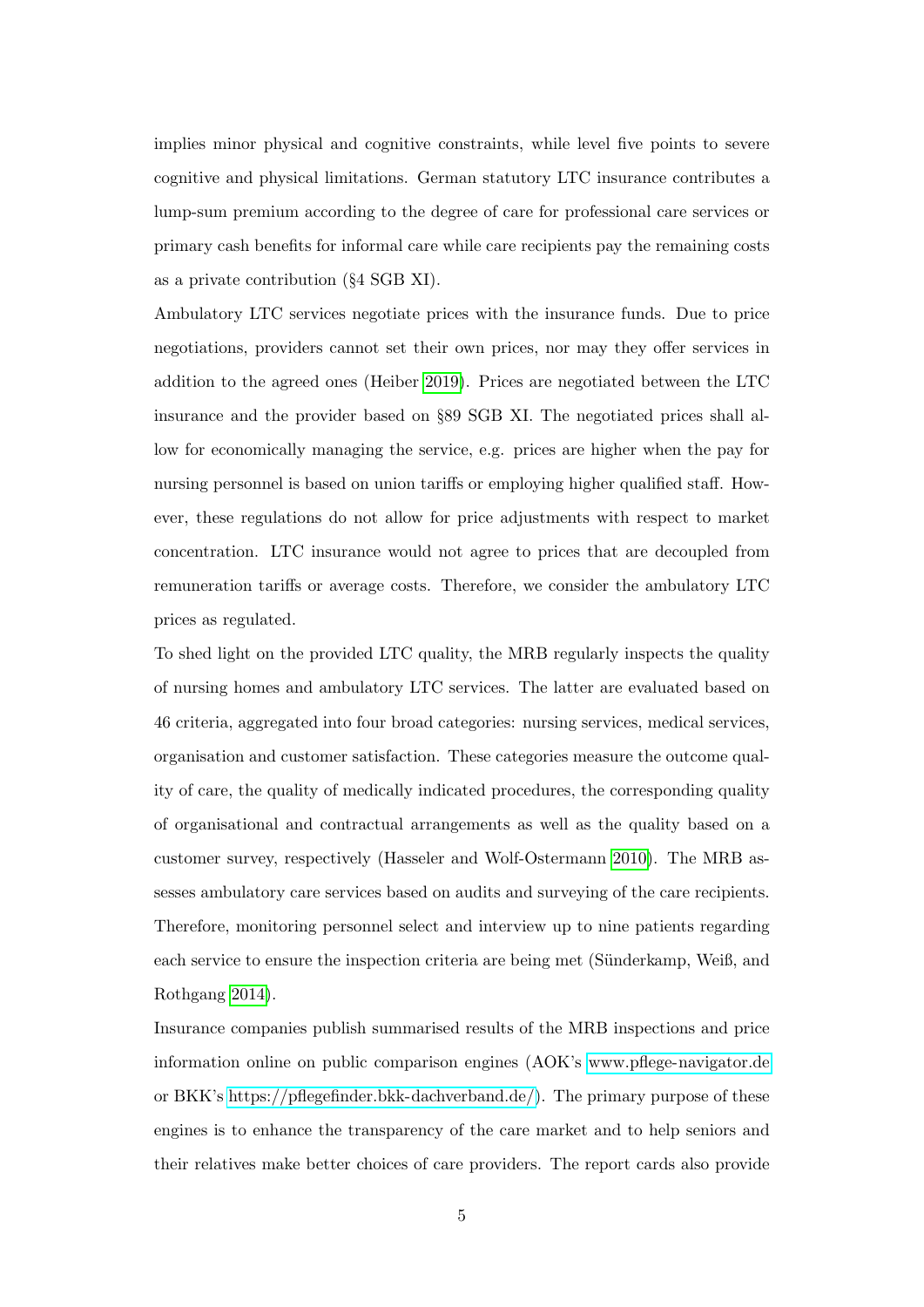implies minor physical and cognitive constraints, while level five points to severe cognitive and physical limitations. German statutory LTC insurance contributes a lump-sum premium according to the degree of care for professional care services or primary cash benefits for informal care while care recipients pay the remaining costs as a private contribution (§4 SGB XI).

Ambulatory LTC services negotiate prices with the insurance funds. Due to price negotiations, providers cannot set their own prices, nor may they offer services in addition to the agreed ones (Heiber 2019). Prices are negotiated between the LTC insurance and the provider based on §89 SGB XI. The negotiated prices shall allow for economically managing the service, e.g. prices are higher when the pay for nursing personnel is based on union tariffs or employing higher qualified staff. However, these regulations do not allow for price adjustments with respect to market concentration. LTC insurance would not agree to prices that are decoupled from remuneration tariffs or average costs. Therefore, we consider the ambulatory LTC prices as regulated.

To shed light on the provided LTC quality, the MRB regularly inspects the quality of nursing homes and ambulatory LTC services. The latter are evaluated based on 46 criteria, aggregated into four broad categories: nursing services, medical services, organisation and customer satisfaction. These categories measure the outcome quality of care, the quality of medically indicated procedures, the corresponding quality of organisational and contractual arrangements as well as the quality based on a customer survey, respectively (Hasseler and Wolf-Ostermann 2010). The MRB assesses ambulatory care services based on audits and surveying of the care recipients. Therefore, monitoring personnel select and interview up to nine patients regarding each service to ensure the inspection criteria are being met (Sünderkamp, Weiß, and Rothgang 2014).

Insurance companies publish summarised results of the MRB inspections and price information online on public comparison engines (AOK's www.pflege-navigator.de or BKK's https://pflegefinder.bkk-dachverband.de/). The primary purpose of these engines is to enhance the transparency of the care market and to help seniors and their relatives make better choices of care providers. The report cards also provide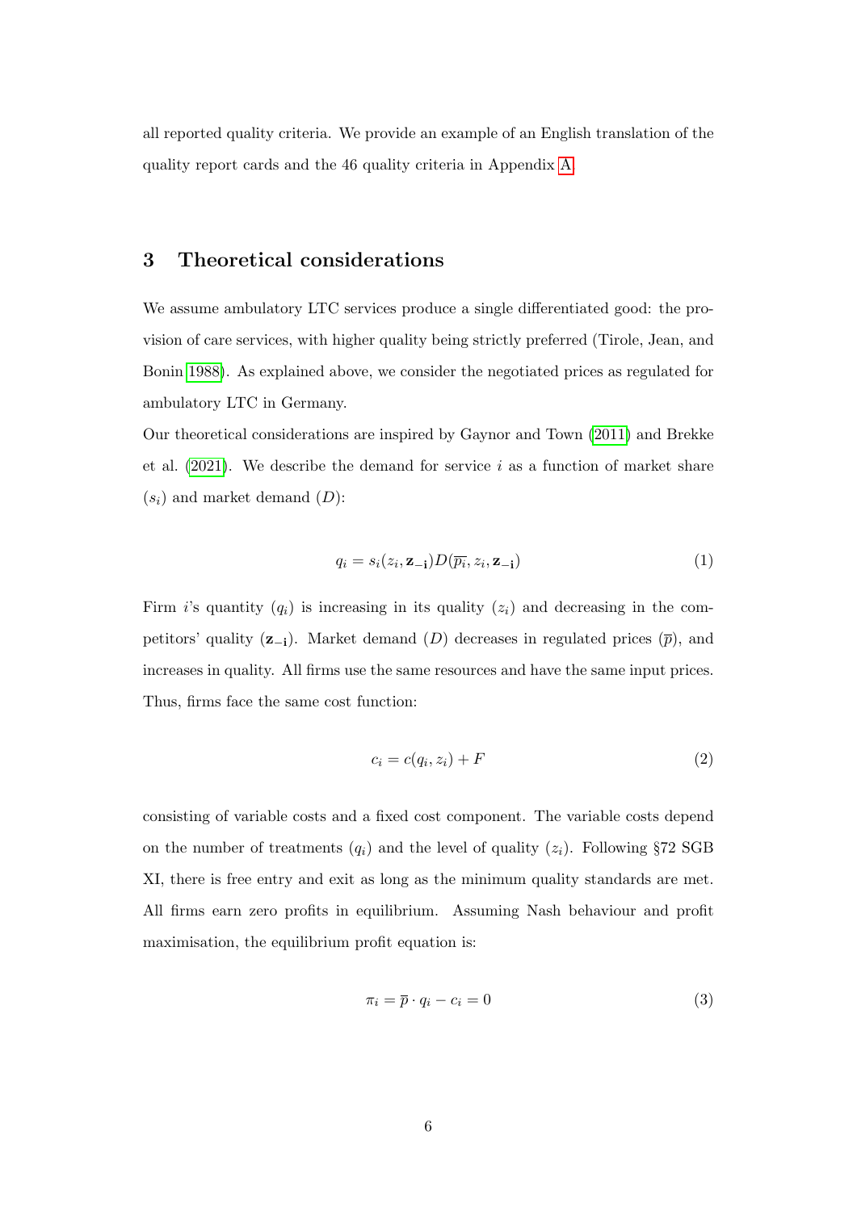all reported quality criteria. We provide an example of an English translation of the quality report cards and the 46 quality criteria in Appendix A.

## 3 Theoretical considerations

We assume ambulatory LTC services produce a single differentiated good: the provision of care services, with higher quality being strictly preferred (Tirole, Jean, and Bonin 1988). As explained above, we consider the negotiated prices as regulated for ambulatory LTC in Germany.

Our theoretical considerations are inspired by Gaynor and Town (2011) and Brekke et al. (2021). We describe the demand for service $i$ as a function of market share ($s_i$) and market demand ($D$):

$$q_i = s_i(z_i, \mathbf{z_{-i}})D(\overline{p_i}, z_i, \mathbf{z_{-i}}) \tag{1}$$

Firm $i$'s quantity ($q_i$) is increasing in its quality ($z_i$) and decreasing in the competitors' quality ($\mathbf{z_{-i}}$). Market demand ($D$) decreases in regulated prices ($\overline{p}$), and increases in quality. All firms use the same resources and have the same input prices. Thus, firms face the same cost function:

$$c_i = c(q_i, z_i) + F \tag{2}$$

consisting of variable costs and a fixed cost component. The variable costs depend on the number of treatments ($q_i$) and the level of quality ($z_i$). Following §72 SGB XI, there is free entry and exit as long as the minimum quality standards are met. All firms earn zero profits in equilibrium. Assuming Nash behaviour and profit maximisation, the equilibrium profit equation is:

$$\pi_i = \overline{p} \cdot q_i - c_i = 0 \tag{3}$$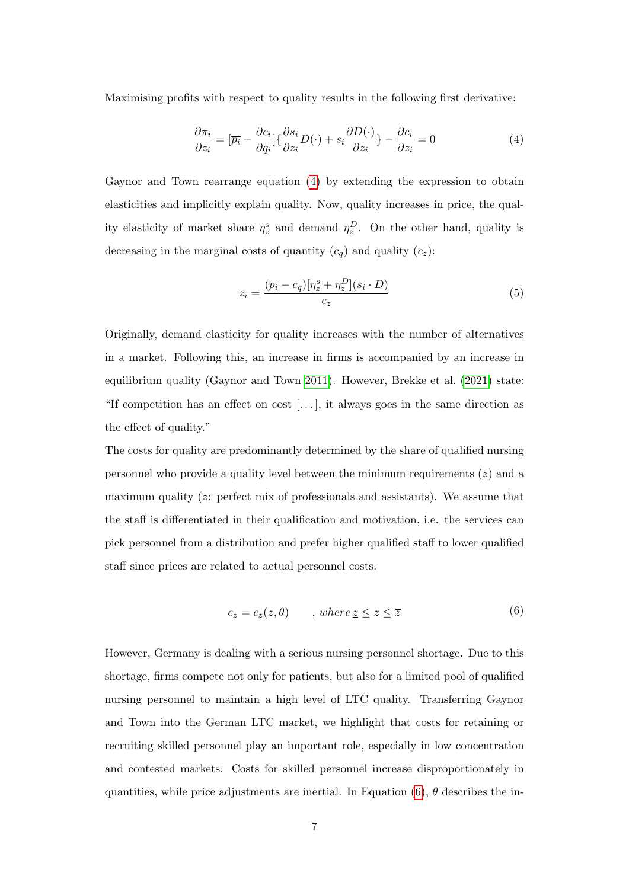Maximising profits with respect to quality results in the following first derivative:

$$\frac{\partial \pi_i}{\partial z_i} = [\overline{p_i} - \frac{\partial c_i}{\partial q_i}]\{\frac{\partial s_i}{\partial z_i} D(\cdot) + s_i \frac{\partial D(\cdot)}{\partial z_i}\} - \frac{\partial c_i}{\partial z_i} = 0 \tag{4}$$

Gaynor and Town rearrange equation (4) by extending the expression to obtain elasticities and implicitly explain quality. Now, quality increases in price, the quality elasticity of market share $\eta_z^s$ and demand $\eta_z^D$. On the other hand, quality is decreasing in the marginal costs of quantity ($c_q$) and quality ($c_z$):

$$z_i = \frac{(\overline{p_i} - c_q)[\eta_z^s + \eta_z^D](s_i \cdot D)}{c_z} \tag{5}$$

Originally, demand elasticity for quality increases with the number of alternatives in a market. Following this, an increase in firms is accompanied by an increase in equilibrium quality (Gaynor and Town 2011). However, Brekke et al. (2021) state: "If competition has an effect on cost [...], it always goes in the same direction as the effect of quality."

The costs for quality are predominantly determined by the share of qualified nursing personnel who provide a quality level between the minimum requirements ($\underline{z}$) and a maximum quality ($\overline{z}$: perfect mix of professionals and assistants). We assume that the staff is differentiated in their qualification and motivation, i.e. the services can pick personnel from a distribution and prefer higher qualified staff to lower qualified staff since prices are related to actual personnel costs.

$$c_z = c_z(z, \theta) \qquad , where\, \underline{z} \leq z \leq \overline{z} \tag{6}$$

However, Germany is dealing with a serious nursing personnel shortage. Due to this shortage, firms compete not only for patients, but also for a limited pool of qualified nursing personnel to maintain a high level of LTC quality. Transferring Gaynor and Town into the German LTC market, we highlight that costs for retaining or recruiting skilled personnel play an important role, especially in low concentration and contested markets. Costs for skilled personnel increase disproportionately in quantities, while price adjustments are inertial. In Equation (6), $\theta$ describes the in-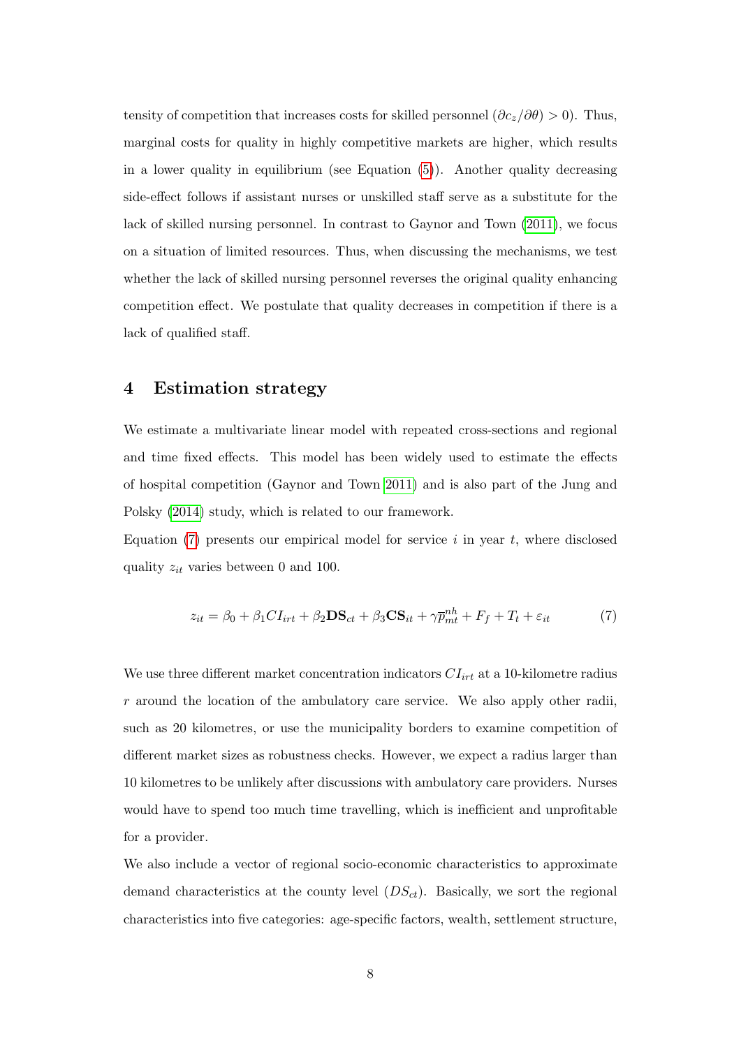tensity of competition that increases costs for skilled personnel ($\partial c_z / \partial \theta) > 0$). Thus, marginal costs for quality in highly competitive markets are higher, which results in a lower quality in equilibrium (see Equation (5)). Another quality decreasing side-effect follows if assistant nurses or unskilled staff serve as a substitute for the lack of skilled nursing personnel. In contrast to Gaynor and Town (2011), we focus on a situation of limited resources. Thus, when discussing the mechanisms, we test whether the lack of skilled nursing personnel reverses the original quality enhancing competition effect. We postulate that quality decreases in competition if there is a lack of qualified staff.

## 4 Estimation strategy

We estimate a multivariate linear model with repeated cross-sections and regional and time fixed effects. This model has been widely used to estimate the effects of hospital competition (Gaynor and Town 2011) and is also part of the Jung and Polsky (2014) study, which is related to our framework.

Equation (7) presents our empirical model for service $i$ in year $t$, where disclosed quality $z_{it}$ varies between 0 and 100.

$$z_{it} = \beta_0 + \beta_1 CI_{irt} + \beta_2 \mathbf{DS}_{ct} + \beta_3 \mathbf{CS}_{it} + \gamma \overline{p}^{nh}_{mt} + F_f + T_t + \varepsilon_{it} \tag{7}$$

We use three different market concentration indicators $CI_{irt}$ at a 10-kilometre radius $r$ around the location of the ambulatory care service. We also apply other radii, such as 20 kilometres, or use the municipality borders to examine competition of different market sizes as robustness checks. However, we expect a radius larger than 10 kilometres to be unlikely after discussions with ambulatory care providers. Nurses would have to spend too much time travelling, which is inefficient and unprofitable for a provider.

We also include a vector of regional socio-economic characteristics to approximate demand characteristics at the county level ($DS_{ct}$). Basically, we sort the regional characteristics into five categories: age-specific factors, wealth, settlement structure,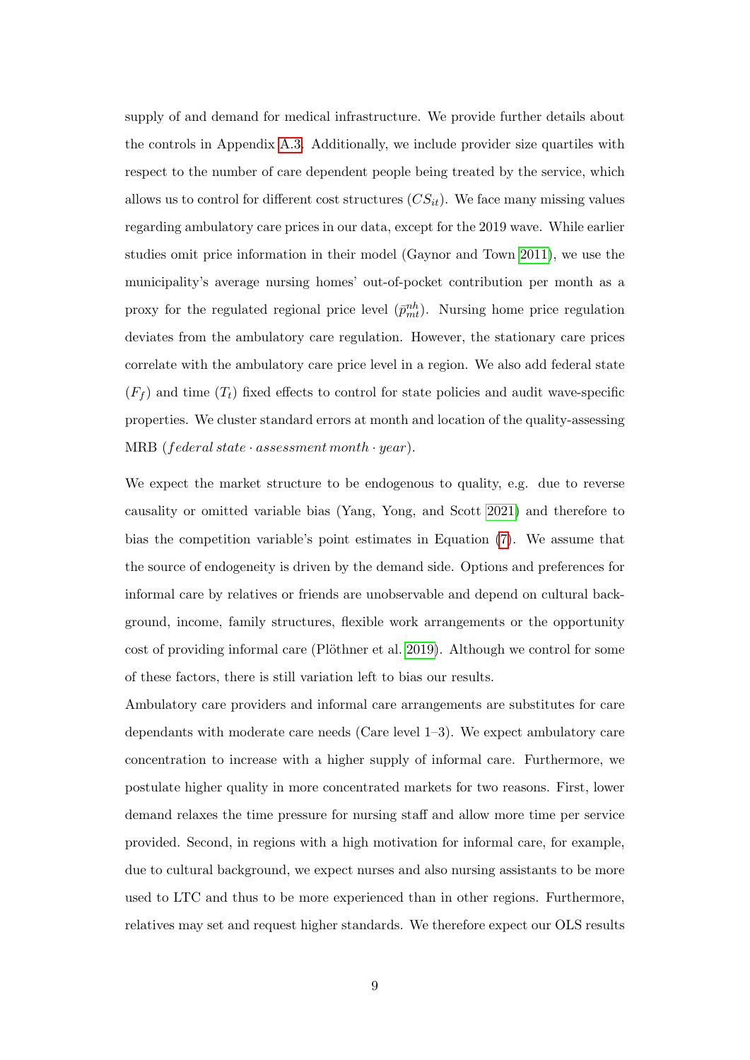supply of and demand for medical infrastructure. We provide further details about the controls in Appendix A.3. Additionally, we include provider size quartiles with respect to the number of care dependent people being treated by the service, which allows us to control for different cost structures ($CS_{it}$). We face many missing values regarding ambulatory care prices in our data, except for the 2019 wave. While earlier studies omit price information in their model (Gaynor and Town 2011), we use the municipality's average nursing homes' out-of-pocket contribution per month as a proxy for the regulated regional price level ($\bar{p}^{nh}_{mt}$). Nursing home price regulation deviates from the ambulatory care regulation. However, the stationary care prices correlate with the ambulatory care price level in a region. We also add federal state ($F_f$) and time ($T_t$) fixed effects to control for state policies and audit wave-specific properties. We cluster standard errors at month and location of the quality-assessing MRB ($federal\, state \cdot assessment\, month \cdot year$).

We expect the market structure to be endogenous to quality, e.g. due to reverse causality or omitted variable bias (Yang, Yong, and Scott 2021) and therefore to bias the competition variable's point estimates in Equation (7). We assume that the source of endogeneity is driven by the demand side. Options and preferences for informal care by relatives or friends are unobservable and depend on cultural background, income, family structures, flexible work arrangements or the opportunity cost of providing informal care (Plöthner et al. 2019). Although we control for some of these factors, there is still variation left to bias our results.

Ambulatory care providers and informal care arrangements are substitutes for care dependants with moderate care needs (Care level 1–3). We expect ambulatory care concentration to increase with a higher supply of informal care. Furthermore, we postulate higher quality in more concentrated markets for two reasons. First, lower demand relaxes the time pressure for nursing staff and allow more time per service provided. Second, in regions with a high motivation for informal care, for example, due to cultural background, we expect nurses and also nursing assistants to be more used to LTC and thus to be more experienced than in other regions. Furthermore, relatives may set and request higher standards. We therefore expect our OLS results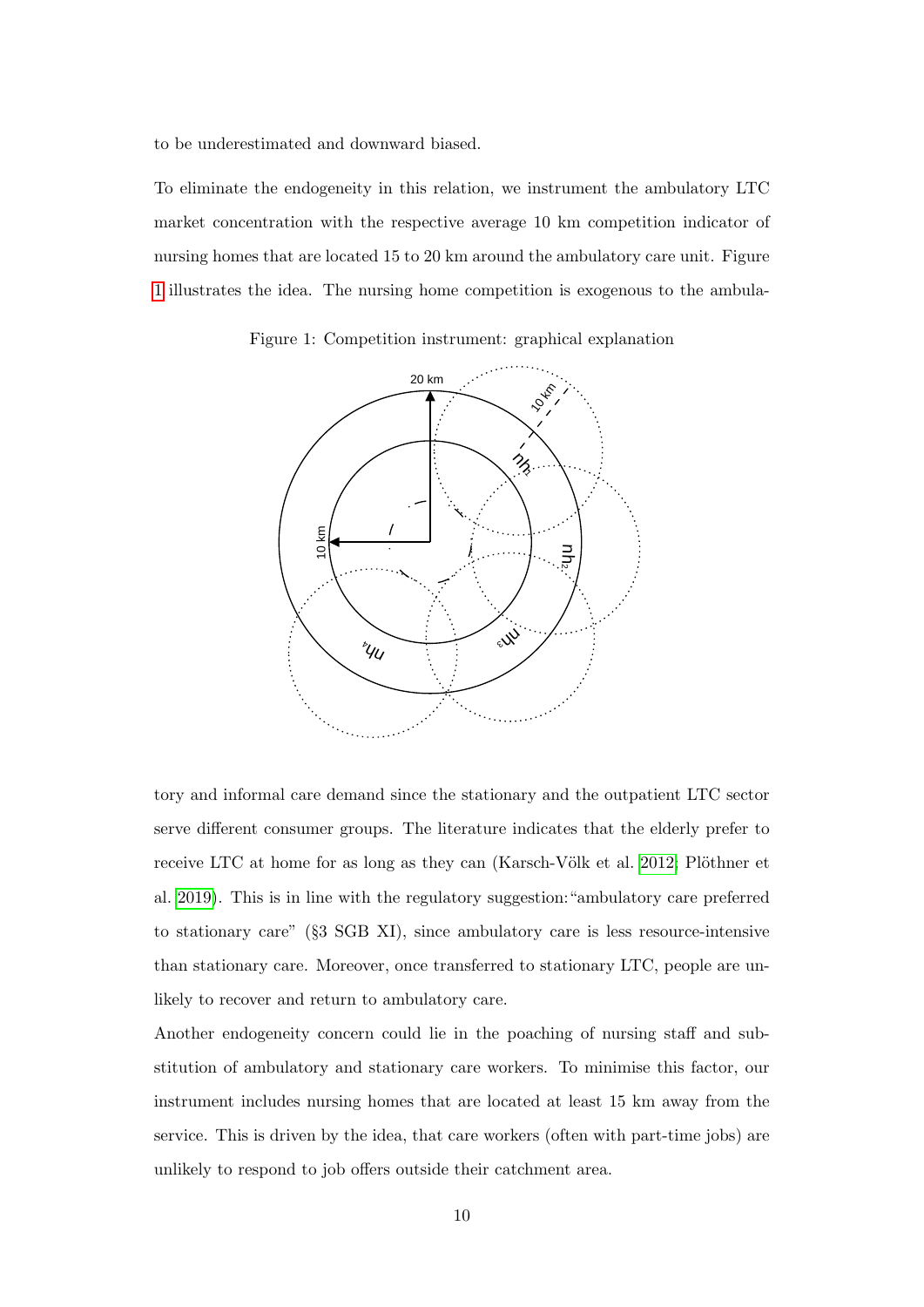to be underestimated and downward biased.

To eliminate the endogeneity in this relation, we instrument the ambulatory LTC market concentration with the respective average 10 km competition indicator of nursing homes that are located 15 to 20 km around the ambulatory care unit. Figure 1 illustrates the idea. The nursing home competition is exogenous to the ambulatory and informal care demand since the stationary and the outpatient LTC sector serve different consumer groups. The literature indicates that the elderly prefer to receive LTC at home for as long as they can (Karsch-Völk et al. 2012; Plöthner et al. 2019). This is in line with the regulatory suggestion: "ambulatory care preferred to stationary care" (§3 SGB XI), since ambulatory care is less resource-intensive than stationary care. Moreover, once transferred to stationary LTC, people are unlikely to recover and return to ambulatory care.

Figure 1: Competition instrument: graphical explanation

Another endogeneity concern could lie in the poaching of nursing staff and substitution of ambulatory and stationary care workers. To minimise this factor, our instrument includes nursing homes that are located at least 15 km away from the service. This is driven by the idea, that care workers (often with part-time jobs) are unlikely to respond to job offers outside their catchment area.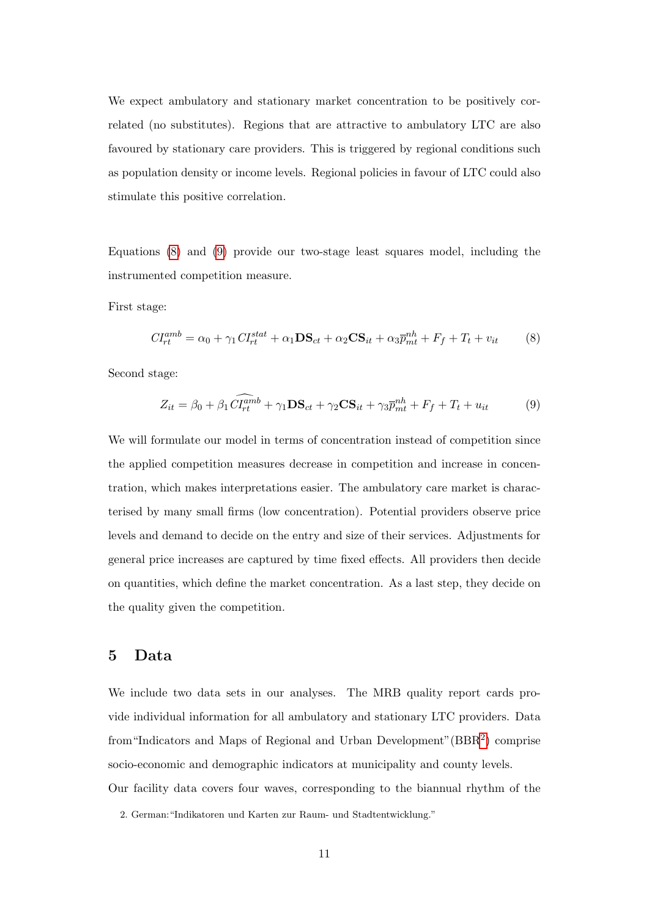We expect ambulatory and stationary market concentration to be positively correlated (no substitutes). Regions that are attractive to ambulatory LTC are also favoured by stationary care providers. This is triggered by regional conditions such as population density or income levels. Regional policies in favour of LTC could also stimulate this positive correlation.

Equations (8) and (9) provide our two-stage least squares model, including the instrumented competition measure.

First stage:

$$CI_{rt}^{amb} = \alpha_0 + \gamma_1 CI_{rt}^{stat} + \alpha_1 \mathbf{DS}_{ct} + \alpha_2 \mathbf{CS}_{it} + \alpha_3 \overline{p}_{mt}^{nh} + F_f + T_t + v_{it} \tag{8}$$

Second stage:

$$Z_{it} = \beta_0 + \beta_1 \widehat{CI_{rt}^{amb}} + \gamma_1 \mathbf{DS}_{ct} + \gamma_2 \mathbf{CS}_{it} + \gamma_3 \overline{p}_{mt}^{nh} + F_f + T_t + u_{it} \tag{9}$$

We will formulate our model in terms of concentration instead of competition since the applied competition measures decrease in competition and increase in concentration, which makes interpretations easier. The ambulatory care market is characterised by many small firms (low concentration). Potential providers observe price levels and demand to decide on the entry and size of their services. Adjustments for general price increases are captured by time fixed effects. All providers then decide on quantities, which define the market concentration. As a last step, they decide on the quality given the competition.

## 5 Data

We include two data sets in our analyses. The MRB quality report cards provide individual information for all ambulatory and stationary LTC providers. Data from "Indicators and Maps of Regional and Urban Development" (BBR[2]) comprise socio-economic and demographic indicators at municipality and county levels.

Our facility data covers four waves, corresponding to the biannual rhythm of the

2. German: "Indikatoren und Karten zur Raum- und Stadtentwicklung."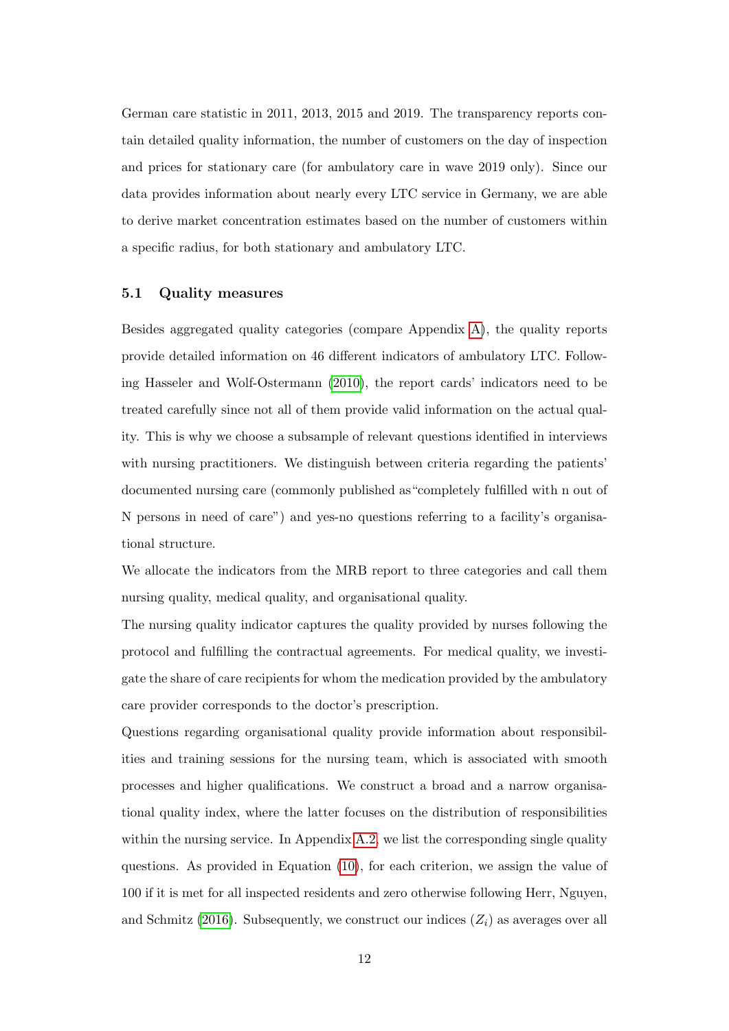German care statistic in 2011, 2013, 2015 and 2019. The transparency reports contain detailed quality information, the number of customers on the day of inspection and prices for stationary care (for ambulatory care in wave 2019 only). Since our data provides information about nearly every LTC service in Germany, we are able to derive market concentration estimates based on the number of customers within a specific radius, for both stationary and ambulatory LTC.

### 5.1 Quality measures

Besides aggregated quality categories (compare Appendix A), the quality reports provide detailed information on 46 different indicators of ambulatory LTC. Following Hasseler and Wolf-Ostermann (2010), the report cards' indicators need to be treated carefully since not all of them provide valid information on the actual quality. This is why we choose a subsample of relevant questions identified in interviews with nursing practitioners. We distinguish between criteria regarding the patients' documented nursing care (commonly published as"completely fulfilled with n out of N persons in need of care") and yes-no questions referring to a facility's organisational structure.

We allocate the indicators from the MRB report to three categories and call them nursing quality, medical quality, and organisational quality.

The nursing quality indicator captures the quality provided by nurses following the protocol and fulfilling the contractual agreements. For medical quality, we investigate the share of care recipients for whom the medication provided by the ambulatory care provider corresponds to the doctor's prescription.

Questions regarding organisational quality provide information about responsibilities and training sessions for the nursing team, which is associated with smooth processes and higher qualifications. We construct a broad and a narrow organisational quality index, where the latter focuses on the distribution of responsibilities within the nursing service. In Appendix A.2, we list the corresponding single quality questions. As provided in Equation (10), for each criterion, we assign the value of 100 if it is met for all inspected residents and zero otherwise following Herr, Nguyen, and Schmitz (2016). Subsequently, we construct our indices ($Z_i$) as averages over all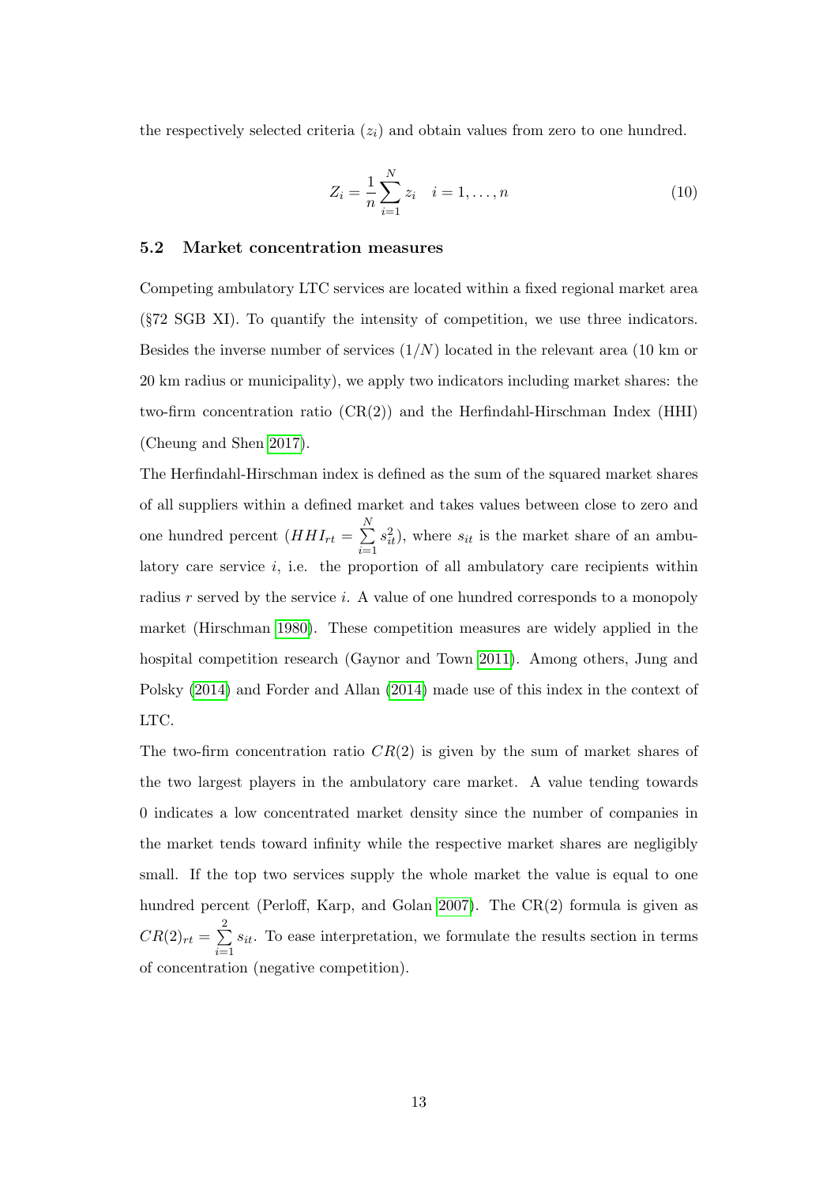the respectively selected criteria ($z_i$) and obtain values from zero to one hundred.

$$Z_i = \frac{1}{n} \sum_{i=1}^{N} z_i \quad i = 1, \ldots, n \tag{10}$$

### 5.2 Market concentration measures

Competing ambulatory LTC services are located within a fixed regional market area (§72 SGB XI). To quantify the intensity of competition, we use three indicators. Besides the inverse number of services ($1/N$) located in the relevant area (10 km or 20 km radius or municipality), we apply two indicators including market shares: the two-firm concentration ratio (CR(2)) and the Herfindahl-Hirschman Index (HHI) (Cheung and Shen 2017).

The Herfindahl-Hirschman index is defined as the sum of the squared market shares of all suppliers within a defined market and takes values between close to zero and one hundred percent ($HHI_{rt} = \sum_{i=1}^{N} s_{it}^2$), where $s_{it}$ is the market share of an ambulatory care service $i$, i.e. the proportion of all ambulatory care recipients within radius $r$ served by the service $i$. A value of one hundred corresponds to a monopoly market (Hirschman 1980). These competition measures are widely applied in the hospital competition research (Gaynor and Town 2011). Among others, Jung and Polsky (2014) and Forder and Allan (2014) made use of this index in the context of LTC.

The two-firm concentration ratio $CR(2)$ is given by the sum of market shares of the two largest players in the ambulatory care market. A value tending towards 0 indicates a low concentrated market density since the number of companies in the market tends toward infinity while the respective market shares are negligibly small. If the top two services supply the whole market the value is equal to one hundred percent (Perloff, Karp, and Golan 2007). The CR(2) formula is given as $CR(2)_{rt} = \sum_{i=1}^{2} s_{it}$. To ease interpretation, we formulate the results section in terms of concentration (negative competition).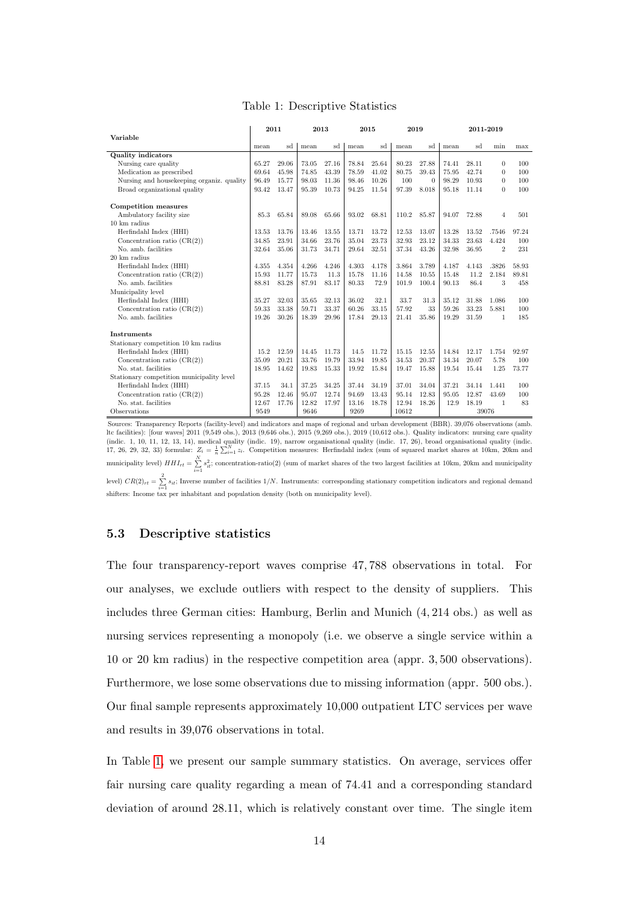Table 1: Descriptive Statistics

| Variable | 2011 | | 2013 | | 2015 | | 2019 | | 2011-2019 | | | |
|---|---|---|---|---|---|---|---|---|---|---|---|---|
| | mean | sd | mean | sd | mean | sd | mean | sd | mean | sd | min | max |
| **Quality indicators** | | | | | | | | | | | | |
| Nursing care quality | 65.27 | 29.06 | 73.05 | 27.16 | 78.84 | 25.64 | 80.23 | 27.88 | 74.41 | 28.11 | 0 | 100 |
| Medication as prescribed | 69.64 | 45.98 | 74.85 | 43.39 | 78.59 | 41.02 | 80.75 | 39.43 | 75.95 | 42.74 | 0 | 100 |
| Nursing and housekeeping organiz. quality | 96.49 | 15.77 | 98.03 | 11.36 | 98.46 | 10.26 | 100 | 0 | 98.29 | 10.93 | 0 | 100 |
| Broad organizational quality | 93.42 | 13.47 | 95.39 | 10.73 | 94.25 | 11.54 | 97.39 | 8.018 | 95.18 | 11.14 | 0 | 100 |
| **Competition measures** | | | | | | | | | | | | |
| Ambulatory facility size | 85.3 | 65.84 | 89.08 | 65.66 | 93.02 | 68.81 | 110.2 | 85.87 | 94.07 | 72.88 | 4 | 501 |
| 10 km radius | | | | | | | | | | | | |
| Herfindahl Index (HHI) | 13.53 | 13.76 | 13.46 | 13.55 | 13.71 | 13.72 | 12.53 | 13.07 | 13.28 | 13.52 | .7546 | 97.24 |
| Concentration ratio (CR(2)) | 34.85 | 23.91 | 34.66 | 23.76 | 35.04 | 23.73 | 32.93 | 23.12 | 34.33 | 23.63 | 4.424 | 100 |
| No. amb. facilities | 32.64 | 35.06 | 31.73 | 34.71 | 29.64 | 32.51 | 37.34 | 43.26 | 32.98 | 36.95 | 2 | 231 |
| 20 km radius | | | | | | | | | | | | |
| Herfindahl Index (HHI) | 4.355 | 4.354 | 4.266 | 4.246 | 4.303 | 4.178 | 3.864 | 3.789 | 4.187 | 4.143 | .3826 | 58.93 |
| Concentration ratio (CR(2)) | 15.93 | 11.77 | 15.73 | 11.3 | 15.78 | 11.16 | 14.58 | 10.55 | 15.48 | 11.2 | 2.184 | 89.81 |
| No. amb. facilities | 88.81 | 83.28 | 87.91 | 83.17 | 80.33 | 72.9 | 101.9 | 100.4 | 90.13 | 86.4 | 3 | 458 |
| Municipality level | | | | | | | | | | | | |
| Herfindahl Index (HHI) | 35.27 | 32.03 | 35.65 | 32.13 | 36.02 | 32.1 | 33.7 | 31.3 | 35.12 | 31.88 | 1.086 | 100 |
| Concentration ratio (CR(2)) | 59.33 | 33.38 | 59.71 | 33.37 | 60.26 | 33.15 | 57.92 | 33 | 59.26 | 33.23 | 5.881 | 100 |
| No. amb. facilities | 19.26 | 30.26 | 18.39 | 29.96 | 17.84 | 29.13 | 21.41 | 35.86 | 19.29 | 31.59 | 1 | 185 |
| **Instruments** | | | | | | | | | | | | |
| Stationary competition 10 km radius | | | | | | | | | | | | |
| Herfindahl Index (HHI) | 15.2 | 12.59 | 14.45 | 11.73 | 14.5 | 11.72 | 15.15 | 12.55 | 14.84 | 12.17 | 1.754 | 92.97 |
| Concentration ratio (CR(2)) | 35.09 | 20.21 | 33.76 | 19.79 | 33.94 | 19.85 | 34.53 | 20.37 | 34.34 | 20.07 | 5.78 | 100 |
| No. stat. facilities | 18.95 | 14.62 | 19.83 | 15.33 | 19.92 | 15.84 | 19.47 | 15.88 | 19.54 | 15.44 | 1.25 | 73.77 |
| Stationary competition municipality level | | | | | | | | | | | | |
| Herfindahl Index (HHI) | 37.15 | 34.1 | 37.25 | 34.25 | 37.44 | 34.19 | 37.01 | 34.04 | 37.21 | 34.14 | 1.441 | 100 |
| Concentration ratio (CR(2)) | 95.28 | 12.46 | 95.07 | 12.74 | 94.69 | 13.43 | 95.14 | 12.83 | 95.05 | 12.87 | 43.69 | 100 |
| No. stat. facilities | 12.67 | 17.76 | 12.82 | 17.97 | 13.16 | 18.78 | 12.94 | 18.26 | 12.9 | 18.19 | 1 | 83 |
| Observations | 9549 | | 9646 | | 9269 | | 10612 | | | | 39076 | |

Sources: Transparency Reports (facility-level) and indicators and maps of regional and urban development (BBR). 39,076 observations (amb. ltc facilities): [four waves] 2011 (9,549 obs.), 2013 (9,646 obs.), 2015 (9,269 obs.), 2019 (10,612 obs.). Quality indicators: nursing care quality (indic. 1, 10, 11, 12, 13, 14), medical quality (indic. 19), narrow organisational quality (indic. 17, 26), broad organisational quality (indic. 17, 26, 29, 32, 33) formular: $Z_i = \frac{1}{n}\sum_{i=1}^{N} z_i$. Competition measures: Herfindahl index (sum of squared market shares at 10km, 20km and municipality level) $HHI_{rt} = \sum_{i=1}^{N} s_{it}^2$; concentration-ratio(2) (sum of market shares of the two largest facilities at 10km, 20km and municipality level) $CR(2)_{rt} = \sum_{i=1}^{2} s_{it}$; Inverse number of facilities $1/N$. Instruments: corresponding stationary competition indicators and regional demand shifters: Income tax per inhabitant and population density (both on municipality level).

### 5.3 Descriptive statistics

The four transparency-report waves comprise 47,788 observations in total. For our analyses, we exclude outliers with respect to the density of suppliers. This includes three German cities: Hamburg, Berlin and Munich (4,214 obs.) as well as nursing services representing a monopoly (i.e. we observe a single service within a 10 or 20 km radius) in the respective competition area (appr. 3,500 observations). Furthermore, we lose some observations due to missing information (appr. 500 obs.). Our final sample represents approximately 10,000 outpatient LTC services per wave and results in 39,076 observations in total.

In Table 1, we present our sample summary statistics. On average, services offer fair nursing care quality regarding a mean of 74.41 and a corresponding standard deviation of around 28.11, which is relatively constant over time. The single item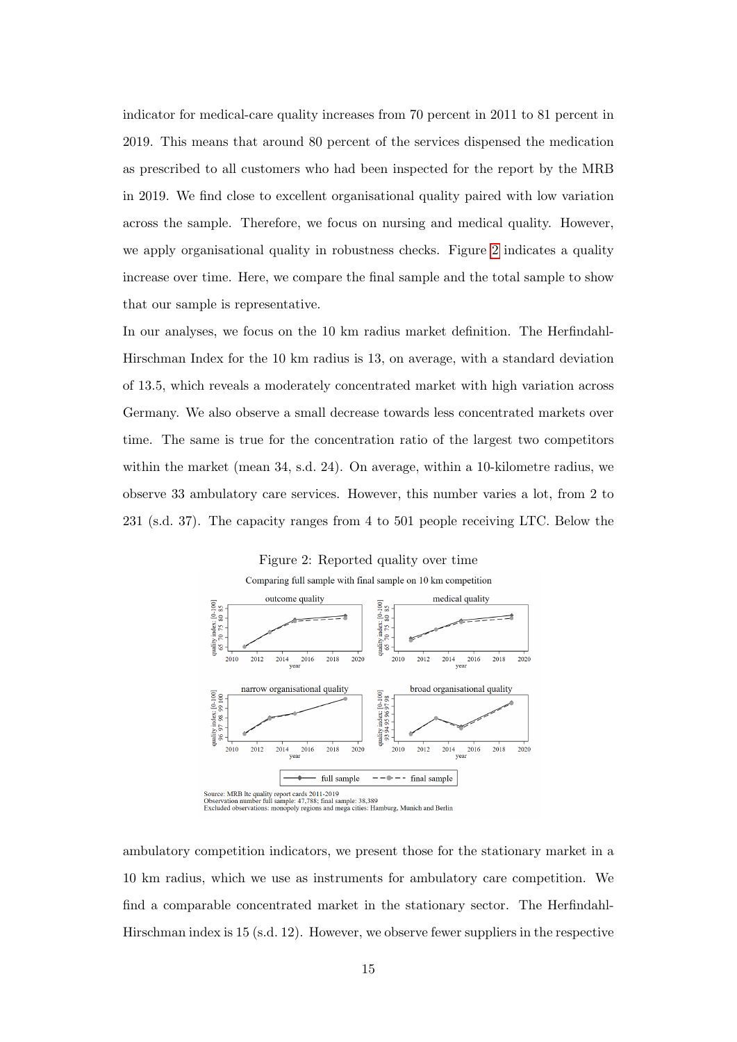indicator for medical-care quality increases from 70 percent in 2011 to 81 percent in 2019. This means that around 80 percent of the services dispensed the medication as prescribed to all customers who had been inspected for the report by the MRB in 2019. We find close to excellent organisational quality paired with low variation across the sample. Therefore, we focus on nursing and medical quality. However, we apply organisational quality in robustness checks. Figure 2 indicates a quality increase over time. Here, we compare the final sample and the total sample to show that our sample is representative.

In our analyses, we focus on the 10 km radius market definition. The Herfindahl-Hirschman Index for the 10 km radius is 13, on average, with a standard deviation of 13.5, which reveals a moderately concentrated market with high variation across Germany. We also observe a small decrease towards less concentrated markets over time. The same is true for the concentration ratio of the largest two competitors within the market (mean 34, s.d. 24). On average, within a 10-kilometre radius, we observe 33 ambulatory care services. However, this number varies a lot, from 2 to 231 (s.d. 37). The capacity ranges from 4 to 501 people receiving LTC. Below the

Figure 2: Reported quality over time

Comparing full sample with final sample on 10 km competition

Source: MRB ltc quality report cards 2011-2019
Observation number full sample: 47,788; final sample: 38,389
Excluded observations: monopoly regions and mega cities: Hamburg, Munich and Berlin

ambulatory competition indicators, we present those for the stationary market in a 10 km radius, which we use as instruments for ambulatory care competition. We find a comparable concentrated market in the stationary sector. The Herfindahl-Hirschman index is 15 (s.d. 12). However, we observe fewer suppliers in the respective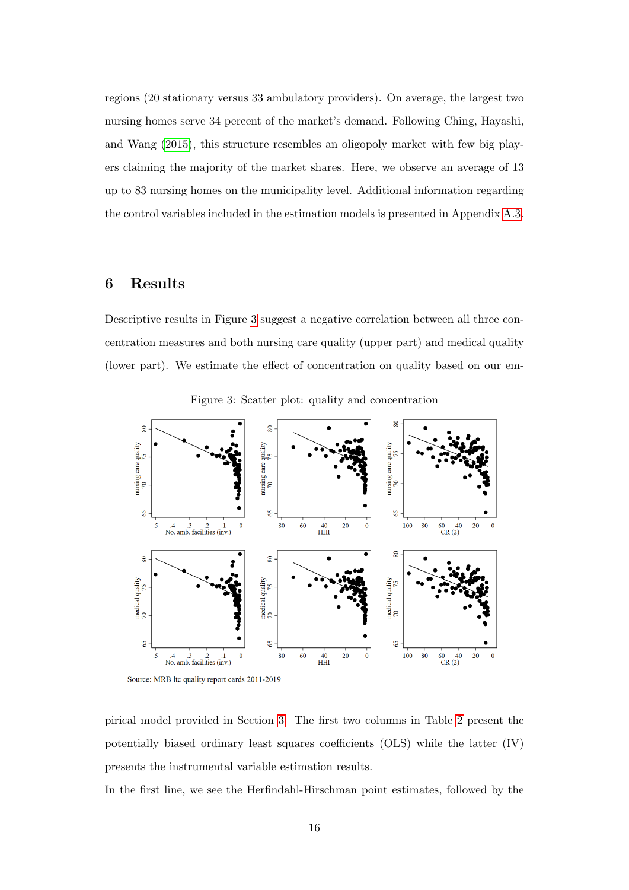regions (20 stationary versus 33 ambulatory providers). On average, the largest two nursing homes serve 34 percent of the market's demand. Following Ching, Hayashi, and Wang (2015), this structure resembles an oligopoly market with few big players claiming the majority of the market shares. Here, we observe an average of 13 up to 83 nursing homes on the municipality level. Additional information regarding the control variables included in the estimation models is presented in Appendix A.3.

# 6 Results

Descriptive results in Figure 3 suggest a negative correlation between all three concentration measures and both nursing care quality (upper part) and medical quality (lower part). We estimate the effect of concentration on quality based on our empirical model provided in Section 3. The first two columns in Table 2 present the potentially biased ordinary least squares coefficients (OLS) while the latter (IV) presents the instrumental variable estimation results.

Figure 3: Scatter plot: quality and concentration

Source: MRB ltc quality report cards 2011-2019

In the first line, we see the Herfindahl-Hirschman point estimates, followed by the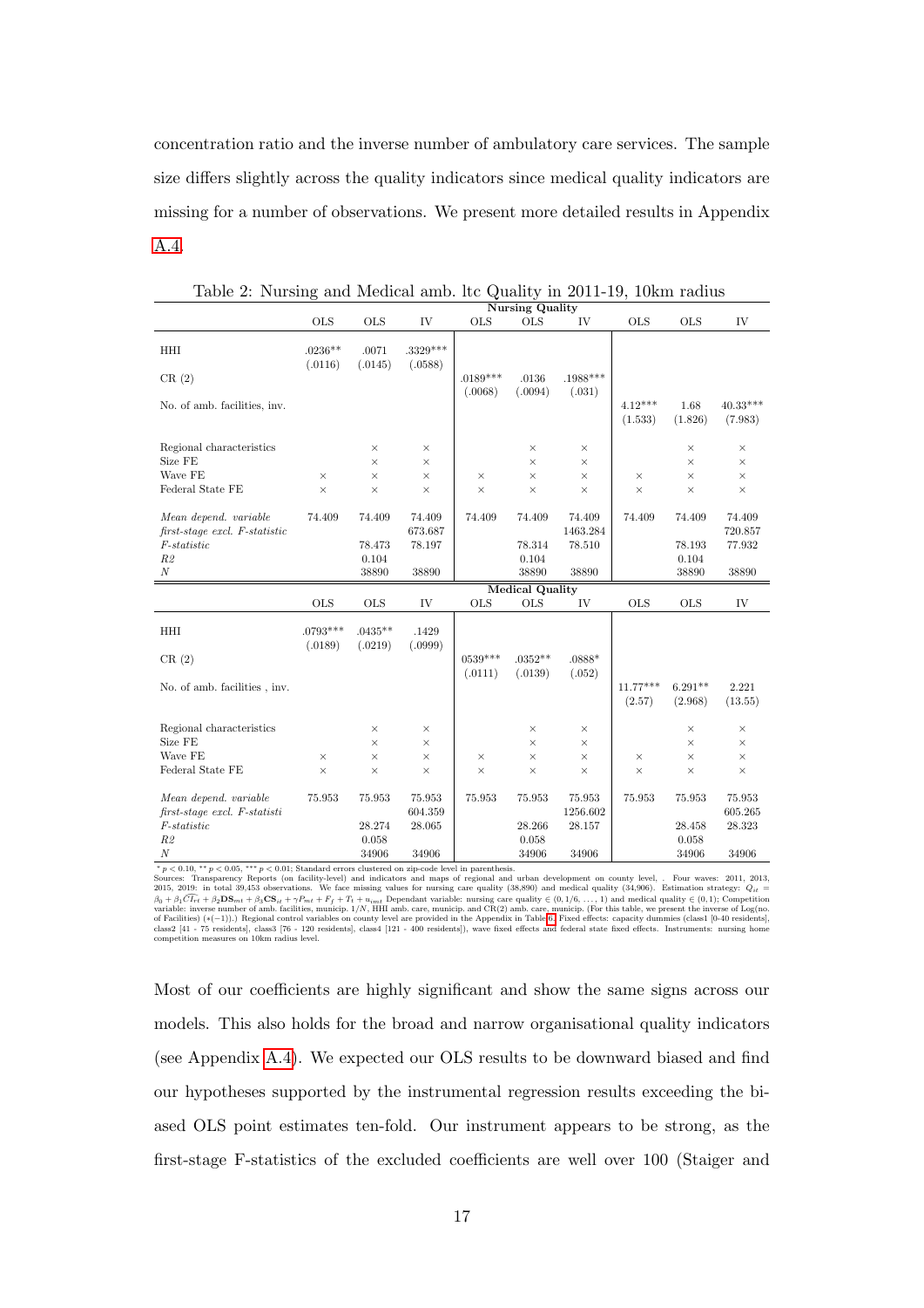concentration ratio and the inverse number of ambulatory care services. The sample size differs slightly across the quality indicators since medical quality indicators are missing for a number of observations. We present more detailed results in Appendix A.4.

Table 2: Nursing and Medical amb. ltc Quality in 2011-19, 10km radius

| | Nursing Quality | | | | | | | | |
|---|---|---|---|---|---|---|---|---|---|
| | OLS | OLS | IV | OLS | OLS | IV | OLS | OLS | IV |
| HHI | .0236** | .0071 | .3329*** | | | | | | |
| | (.0116) | (.0145) | (.0588) | | | | | | |
| CR (2) | | | | .0189*** | .0136 | .1988*** | | | |
| | | | | (.0068) | (.0094) | (.031) | | | |
| No. of amb. facilities, inv. | | | | | | | 4.12*** | 1.68 | 40.33*** |
| | | | | | | | (1.533) | (1.826) | (7.983) |
| Regional characteristics | | × | × | | × | × | | × | × |
| Size FE | | × | × | | × | × | | × | × |
| Wave FE | × | × | × | × | × | × | × | × | × |
| Federal State FE | × | × | × | × | × | × | × | × | × |
| *Mean depend. variable* | 74.409 | 74.409 | 74.409 | 74.409 | 74.409 | 74.409 | 74.409 | 74.409 | 74.409 |
| *first-stage excl. F-statistic* | | | 673.687 | | | 1463.284 | | | 720.857 |
| *F-statistic* | | 78.473 | 78.197 | | 78.314 | 78.510 | | 78.193 | 77.932 |
| *R2* | | 0.104 | | | 0.104 | | | 0.104 | |
| *N* | | 38890 | 38890 | | 38890 | 38890 | | 38890 | 38890 |
| | **Medical Quality** | | | | | | | | |
| | OLS | OLS | IV | OLS | OLS | IV | OLS | OLS | IV |
| HHI | .0793*** | .0435** | .1429 | | | | | | |
| | (.0189) | (.0219) | (.0999) | | | | | | |
| CR (2) | | | | 0539*** | .0352** | .0888* | | | |
| | | | | (.0111) | (.0139) | (.052) | | | |
| No. of amb. facilities , inv. | | | | | | | 11.77*** | 6.291** | 2.221 |
| | | | | | | | (2.57) | (2.968) | (13.55) |
| Regional characteristics | | × | × | | × | × | | × | × |
| Size FE | | × | × | | × | × | | × | × |
| Wave FE | × | × | × | × | × | × | × | × | × |
| Federal State FE | × | × | × | × | × | × | × | × | × |
| *Mean depend. variable* | 75.953 | 75.953 | 75.953 | 75.953 | 75.953 | 75.953 | 75.953 | 75.953 | 75.953 |
| *first-stage excl. F-statisti* | | | 604.359 | | | 1256.602 | | | 605.265 |
| *F-statistic* | | 28.274 | 28.065 | | 28.266 | 28.157 | | 28.458 | 28.323 |
| *R2* | | 0.058 | | | 0.058 | | | 0.058 | |
| *N* | | 34906 | 34906 | | 34906 | 34906 | | 34906 | 34906 |

$^{*}$ $p < 0.10$, $^{**}$ $p < 0.05$, $^{***}$ $p < 0.01$; Standard errors clustered on zip-code level in parenthesis.
Sources: Transparency Reports (on facility-level) and indicators and maps of regional and urban development on county level, . Four waves: 2011, 2013, 2015, 2019: in total 39,453 observations. We face missing values for nursing care quality (38,890) and medical quality (34,906). Estimation strategy: $Q_{it} = \beta_0 + \beta_1 \widehat{CI_{rt}} + \beta_2 \mathbf{DS}_{mt} + \beta_3 \mathbf{CS}_{it} + \gamma P_{mt} + F_f + T_t + u_{imt}$ Dependant variable: nursing care quality $\in (0, 1/6, \ldots, 1)$ and medical quality $\in (0,1)$; Competition variable: inverse number of amb. facilities, municip. $1/N$, HHI amb. care, municip. and CR(2) amb. care, municip. (For this table, we present the inverse of Log(no. of Facilities) $(*(-1))$.) Regional control variables on county level are provided in the Appendix in Table 6. Fixed effects: capacity dummies (class1 [0-40 residents], class2 [41 - 75 residents], class3 [76 - 120 residents], class4 [121 - 400 residents]), wave fixed effects and federal state fixed effects. Instruments: nursing home competition measures on 10km radius level.

Most of our coefficients are highly significant and show the same signs across our models. This also holds for the broad and narrow organisational quality indicators (see Appendix A.4). We expected our OLS results to be downward biased and find our hypotheses supported by the instrumental regression results exceeding the biased OLS point estimates ten-fold. Our instrument appears to be strong, as the first-stage F-statistics of the excluded coefficients are well over 100 (Staiger and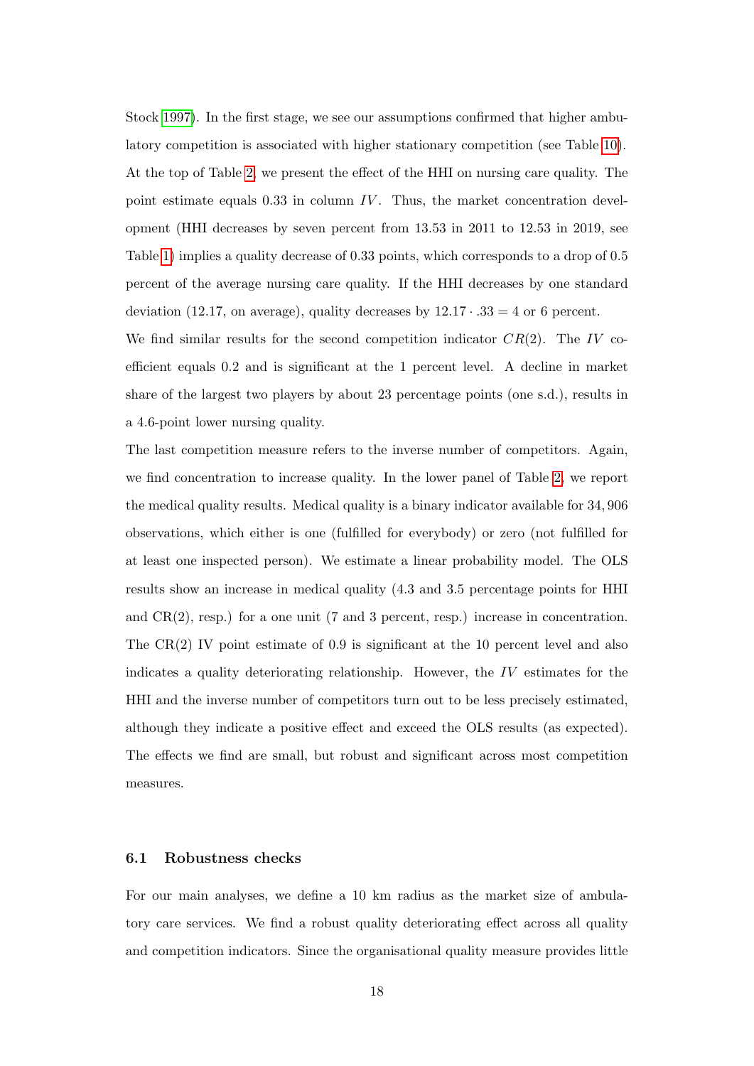Stock 1997). In the first stage, we see our assumptions confirmed that higher ambulatory competition is associated with higher stationary competition (see Table 10). At the top of Table 2, we present the effect of the HHI on nursing care quality. The point estimate equals 0.33 in column $IV$. Thus, the market concentration development (HHI decreases by seven percent from 13.53 in 2011 to 12.53 in 2019, see Table 1) implies a quality decrease of 0.33 points, which corresponds to a drop of 0.5 percent of the average nursing care quality. If the HHI decreases by one standard deviation (12.17, on average), quality decreases by $12.17 \cdot .33 = 4$ or 6 percent.

We find similar results for the second competition indicator $CR(2)$. The $IV$ coefficient equals 0.2 and is significant at the 1 percent level. A decline in market share of the largest two players by about 23 percentage points (one s.d.), results in a 4.6-point lower nursing quality.

The last competition measure refers to the inverse number of competitors. Again, we find concentration to increase quality. In the lower panel of Table 2, we report the medical quality results. Medical quality is a binary indicator available for 34,906 observations, which either is one (fulfilled for everybody) or zero (not fulfilled for at least one inspected person). We estimate a linear probability model. The OLS results show an increase in medical quality (4.3 and 3.5 percentage points for HHI and CR(2), resp.) for a one unit (7 and 3 percent, resp.) increase in concentration. The CR(2) IV point estimate of 0.9 is significant at the 10 percent level and also indicates a quality deteriorating relationship. However, the $IV$ estimates for the HHI and the inverse number of competitors turn out to be less precisely estimated, although they indicate a positive effect and exceed the OLS results (as expected). The effects we find are small, but robust and significant across most competition measures.

### 6.1 Robustness checks

For our main analyses, we define a 10 km radius as the market size of ambulatory care services. We find a robust quality deteriorating effect across all quality and competition indicators. Since the organisational quality measure provides little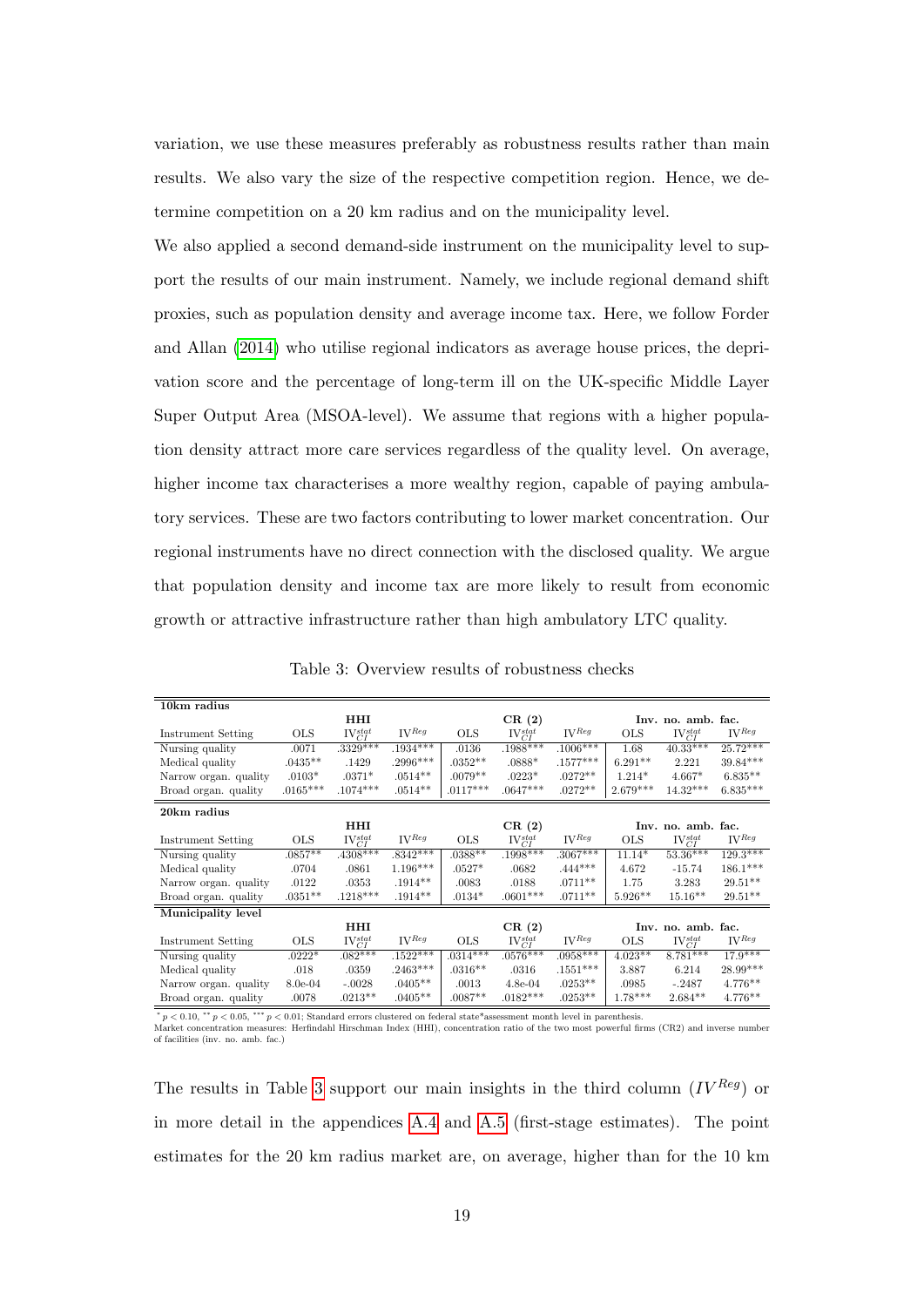variation, we use these measures preferably as robustness results rather than main results. We also vary the size of the respective competition region. Hence, we determine competition on a 20 km radius and on the municipality level.

We also applied a second demand-side instrument on the municipality level to support the results of our main instrument. Namely, we include regional demand shift proxies, such as population density and average income tax. Here, we follow Forder and Allan (2014) who utilise regional indicators as average house prices, the deprivation score and the percentage of long-term ill on the UK-specific Middle Layer Super Output Area (MSOA-level). We assume that regions with a higher population density attract more care services regardless of the quality level. On average, higher income tax characterises a more wealthy region, capable of paying ambulatory services. These are two factors contributing to lower market concentration. Our regional instruments have no direct connection with the disclosed quality. We argue that population density and income tax are more likely to result from economic growth or attractive infrastructure rather than high ambulatory LTC quality.

Table 3: Overview results of robustness checks

| **10km radius** | | | | | | | | | |
|---|---|---|---|---|---|---|---|---|---|
| | | **HHI** | | | **CR (2)** | | | **Inv. no. amb. fac.** | |
| Instrument Setting | OLS | $IV_{CI}^{stat}$ | $IV^{Reg}$ | OLS | $IV_{CI}^{stat}$ | $IV^{Reg}$ | OLS | $IV_{CI}^{stat}$ | $IV^{Reg}$ |
| Nursing quality | .0071 | .3329*** | .1934*** | .0136 | .1988*** | .1006*** | 1.68 | 40.33*** | 25.72*** |
| Medical quality | .0435** | .1429 | .2996*** | .0352** | .0888* | .1577*** | 6.291** | 2.221 | 39.84*** |
| Narrow organ. quality | .0103* | .0371* | .0514** | .0079** | .0223* | .0272** | 1.214* | 4.667* | 6.835** |
| Broad organ. quality | .0165*** | .1074*** | .0514** | .0117*** | .0647*** | .0272** | 2.679*** | 14.32*** | 6.835*** |
| **20km radius** | | | | | | | | | |
| | | **HHI** | | | **CR (2)** | | | **Inv. no. amb. fac.** | |
| Instrument Setting | OLS | $IV_{CI}^{stat}$ | $IV^{Reg}$ | OLS | $IV_{CI}^{stat}$ | $IV^{Reg}$ | OLS | $IV_{CI}^{stat}$ | $IV^{Reg}$ |
| Nursing quality | .0857** | .4308*** | .8342*** | .0388** | .1998*** | .3067*** | 11.14* | 53.36*** | 129.3*** |
| Medical quality | .0704 | .0861 | 1.196*** | .0527* | .0682 | .444*** | 4.672 | -15.74 | 186.1*** |
| Narrow organ. quality | .0122 | .0353 | .1914** | .0083 | .0188 | .0711** | 1.75 | 3.283 | 29.51** |
| Broad organ. quality | .0351** | .1218*** | .1914** | .0134* | .0601*** | .0711** | 5.926** | 15.16** | 29.51** |
| **Municipality level** | | | | | | | | | |
| | | **HHI** | | | **CR (2)** | | | **Inv. no. amb. fac.** | |
| Instrument Setting | OLS | $IV_{CI}^{stat}$ | $IV^{Reg}$ | OLS | $IV_{CI}^{stat}$ | $IV^{Reg}$ | OLS | $IV_{CI}^{stat}$ | $IV^{Reg}$ |
| Nursing quality | .0222* | .082*** | .1522*** | .0314*** | .0576*** | .0958*** | 4.023** | 8.781*** | 17.9*** |
| Medical quality | .018 | .0359 | .2463*** | .0316** | .0316 | .1551*** | 3.887 | 6.214 | 28.99*** |
| Narrow organ. quality | 8.0e-04 | -.0028 | .0405** | .0013 | 4.8e-04 | .0253** | .0985 | -.2487 | 4.776** |
| Broad organ. quality | .0078 | .0213** | .0405** | .0087** | .0182*** | .0253** | 1.78*** | 2.684** | 4.776** |

* $p < 0.10$, ** $p < 0.05$, *** $p < 0.01$; Standard errors clustered on federal state*assessment month level in parenthesis.
Market concentration measures: Herfindahl Hirschman Index (HHI), concentration ratio of the two most powerful firms (CR2) and inverse number of facilities (inv. no. amb. fac.)

The results in Table 3 support our main insights in the third column ($IV^{Reg}$) or in more detail in the appendices A.4 and A.5 (first-stage estimates). The point estimates for the 20 km radius market are, on average, higher than for the 10 km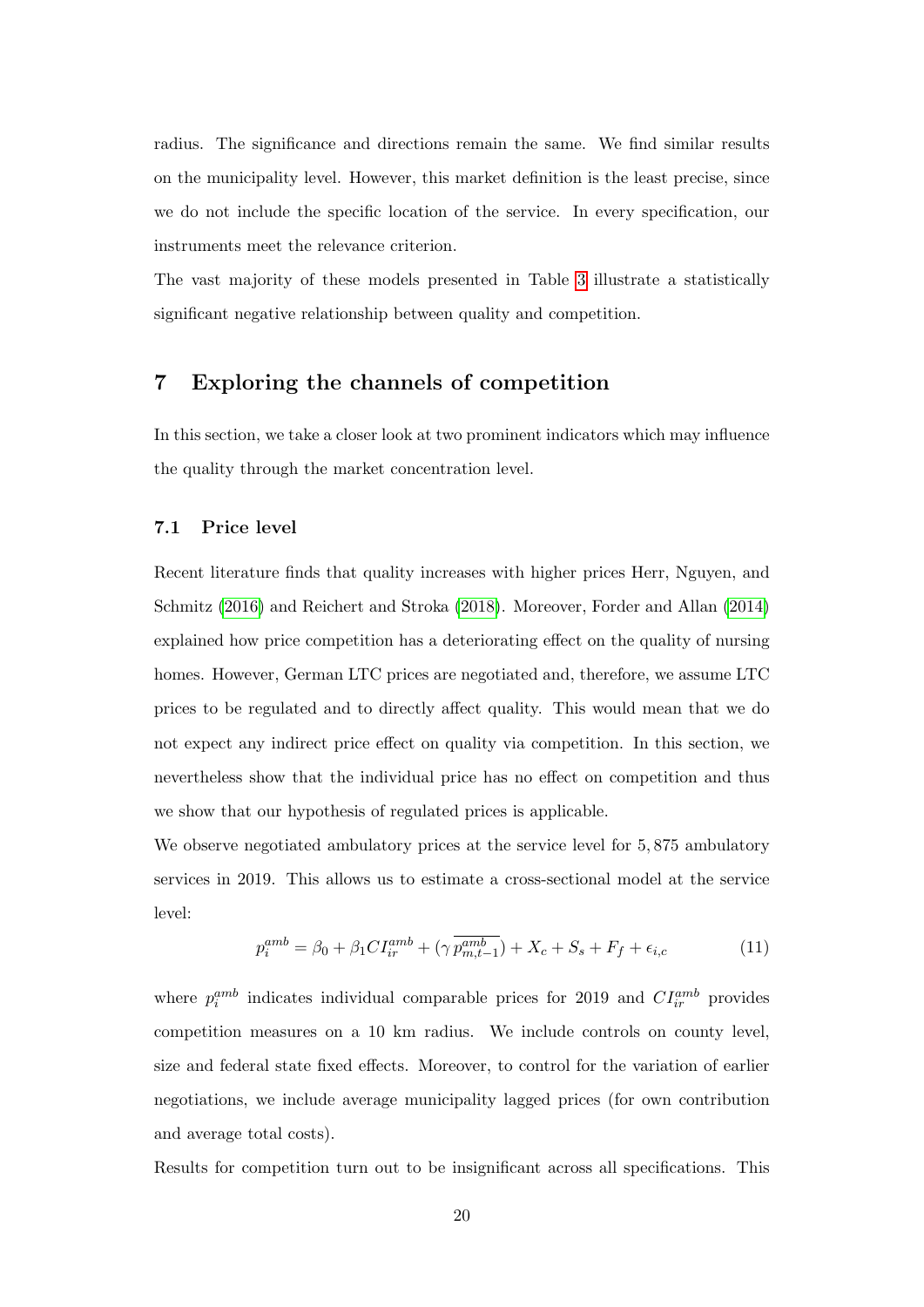radius. The significance and directions remain the same. We find similar results on the municipality level. However, this market definition is the least precise, since we do not include the specific location of the service. In every specification, our instruments meet the relevance criterion.

The vast majority of these models presented in Table 3 illustrate a statistically significant negative relationship between quality and competition.

# 7 Exploring the channels of competition

In this section, we take a closer look at two prominent indicators which may influence the quality through the market concentration level.

## 7.1 Price level

Recent literature finds that quality increases with higher prices Herr, Nguyen, and Schmitz (2016) and Reichert and Stroka (2018). Moreover, Forder and Allan (2014) explained how price competition has a deteriorating effect on the quality of nursing homes. However, German LTC prices are negotiated and, therefore, we assume LTC prices to be regulated and to directly affect quality. This would mean that we do not expect any indirect price effect on quality via competition. In this section, we nevertheless show that the individual price has no effect on competition and thus we show that our hypothesis of regulated prices is applicable.

We observe negotiated ambulatory prices at the service level for 5,875 ambulatory services in 2019. This allows us to estimate a cross-sectional model at the service level:

$$p_i^{amb} = \beta_0 + \beta_1 CI_{ir}^{amb} + (\gamma \overline{p_{m,t-1}^{amb}}) + X_c + S_s + F_f + \epsilon_{i,c} \tag{11}$$

where $p_i^{amb}$ indicates individual comparable prices for 2019 and $CI_{ir}^{amb}$ provides competition measures on a 10 km radius. We include controls on county level, size and federal state fixed effects. Moreover, to control for the variation of earlier negotiations, we include average municipality lagged prices (for own contribution and average total costs).

Results for competition turn out to be insignificant across all specifications. This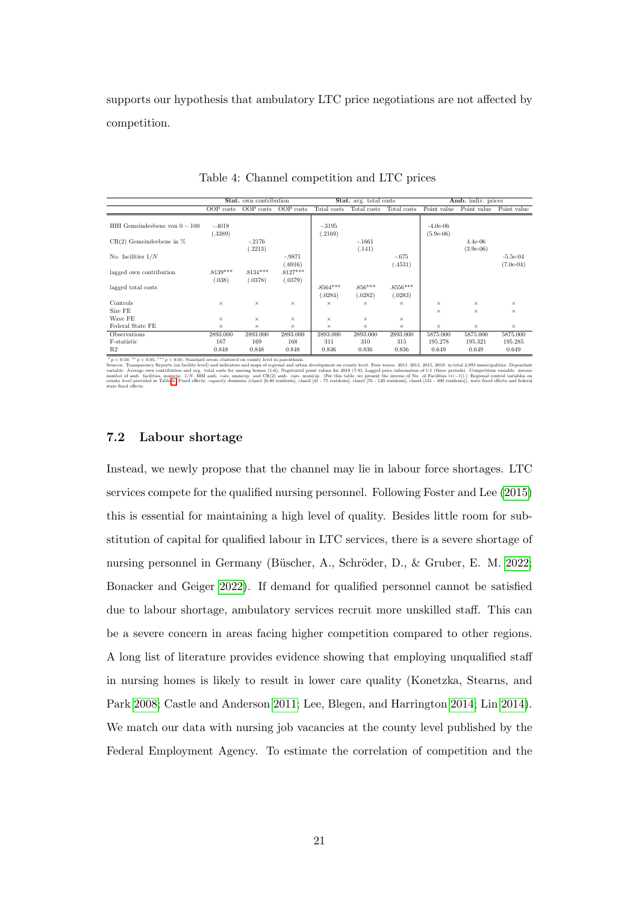supports our hypothesis that ambulatory LTC price negotiations are not affected by competition.

Table 4: Channel competition and LTC prices

| | **Stat.** own contribution | | | **Stat.** avg. total costs | | | **Amb.** indiv. prices | | |
|---|---|---|---|---|---|---|---|---|---|
| | OOP costs | OOP costs | OOP costs | Total costs | Total costs | Total costs | Point value | Point value | Point value |
| HHI Gemeindeebene von $0-100$ | -.4018 | | | -.3195 | | | -4.0e-06 | | |
| | (.3389) | | | (.2169) | | | (5.9e-06) | | |
| CR(2) Gemeindeebene in % | | -.2176 | | | -.1661 | | | 4.4e-06 | |
| | | (.2213) | | | (.141) | | | (3.9e-06) | |
| No. facilities $1/N$ | | | -.9871 | | | -.675 | | | -5.5e-04 |
| | | | (.6916) | | | (.4531) | | | (7.0e-04) |
| lagged own contribution | .8139*** | .8134*** | .8127*** | | | | | | |
| | (.038) | (.0378) | (.0379) | | | | | | |
| lagged total costs | | | | .8564*** | .856*** | .8556*** | | | |
| | | | | (.0284) | (.0282) | (.0283) | | | |
| Controls | × | × | × | × | × | × | × | × | × |
| Size FE | | | | | | | × | × | × |
| Wave FE | × | × | × | × | × | × | | | |
| Federal State FE | × | × | × | × | × | × | × | × | × |
| Observations | 2893.000 | 2893.000 | 2893.000 | 2893.000 | 2893.000 | 2893.000 | 5875.000 | 5875.000 | 5875.000 |
| F-statistic | 167 | 169 | 168 | 311 | 310 | 315 | 195.278 | 195.321 | 195.285 |
| R2 | 0.848 | 0.848 | 0.848 | 0.836 | 0.836 | 0.836 | 0.649 | 0.649 | 0.649 |

* $p < 0.10$, ** $p < 0.05$, *** $p < 0.01$; Standard errors clustered on county level in parenthesis.
Sources: Transparency Reports (on facility-level) and indicators and maps of regional and urban development on county level. Four waves: 2011, 2013, 2015, 2019: in total 2,893 municipalities. Dependant variable: Average own contribution and avg. total costs for nursing homes (1-6), Negotiated point values for 2019 (7-9), Lagged price information of t-1 (three periods). Competition variable: inverse number of amb. facilities, municip. $1/N$, HHI amb. care, municip. and CR(2) amb. care, municip. (For this table, we present the inverse of No. of Facilities (*(−1)).) Regional control variables on county level provided in Table 6. Fixed effects: capacity dummies (class1 [0-40 residents], class2 [41 - 75 residents], class3 [76 - 120 residents], class4 [121 - 400 residents]), wave fixed effects and federal state fixed effects.

## 7.2 Labour shortage

Instead, we newly propose that the channel may lie in labour force shortages. LTC services compete for the qualified nursing personnel. Following Foster and Lee (2015) this is essential for maintaining a high level of quality. Besides little room for substitution of capital for qualified labour in LTC services, there is a severe shortage of nursing personnel in Germany (Büscher, A., Schröder, D., & Gruber, E. M. 2022; Bonacker and Geiger 2022). If demand for qualified personnel cannot be satisfied due to labour shortage, ambulatory services recruit more unskilled staff. This can be a severe concern in areas facing higher competition compared to other regions. A long list of literature provides evidence showing that employing unqualified staff in nursing homes is likely to result in lower care quality (Konetzka, Stearns, and Park 2008; Castle and Anderson 2011; Lee, Blegen, and Harrington 2014; Lin 2014). We match our data with nursing job vacancies at the county level published by the Federal Employment Agency. To estimate the correlation of competition and the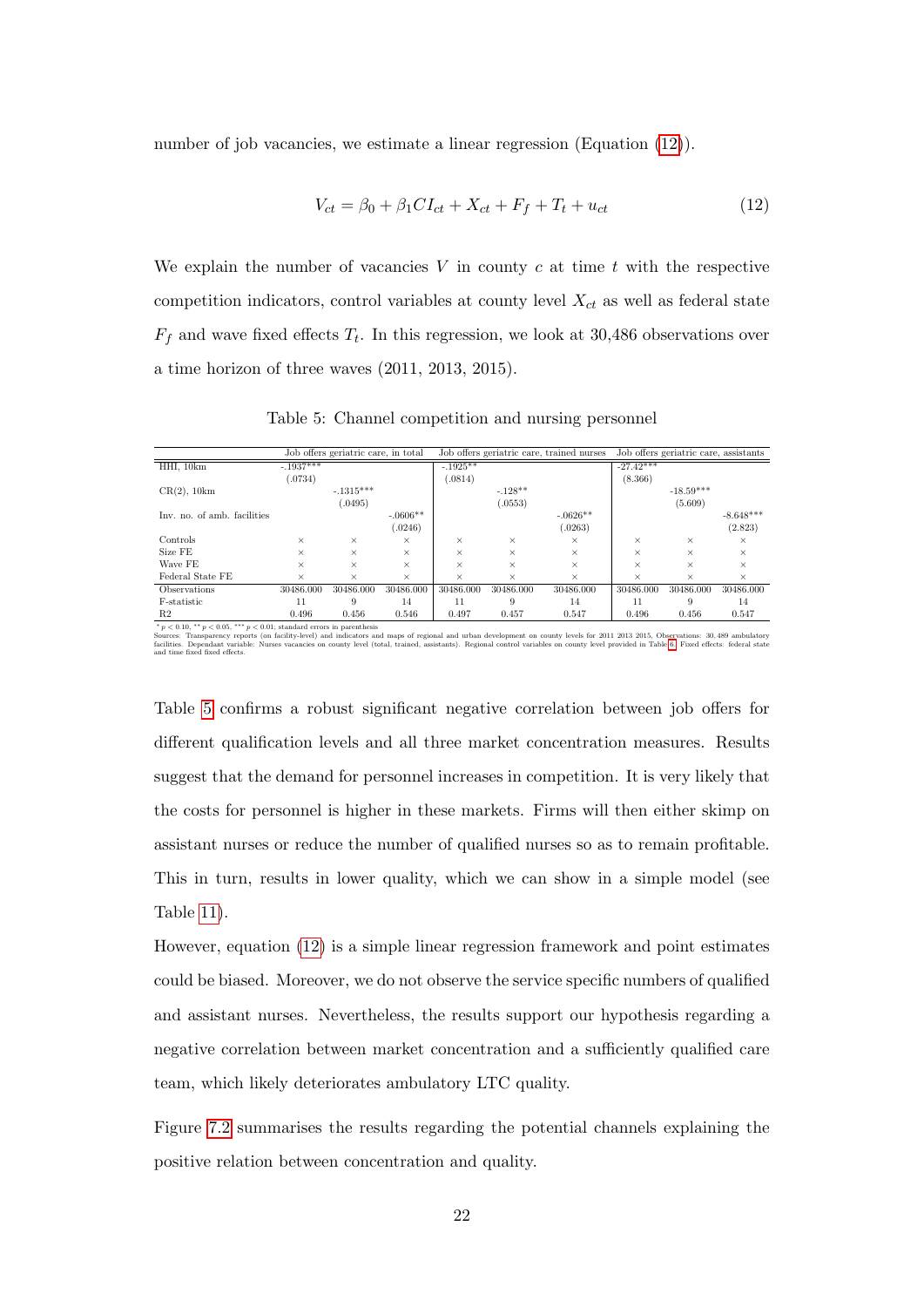number of job vacancies, we estimate a linear regression (Equation (12)).

$$V_{ct} = \beta_0 + \beta_1 CI_{ct} + X_{ct} + F_f + T_t + u_{ct} \tag{12}$$

We explain the number of vacancies $V$ in county $c$ at time $t$ with the respective competition indicators, control variables at county level $X_{ct}$ as well as federal state $F_f$ and wave fixed effects $T_t$. In this regression, we look at 30,486 observations over a time horizon of three waves (2011, 2013, 2015).

Table 5: Channel competition and nursing personnel

| | Job offers geriatric care, in total | | | Job offers geriatric care, trained nurses | | | Job offers geriatric care, assistants | | |
|---|---|---|---|---|---|---|---|---|---|
| HHI, 10km | -.1937*** | | | -.1925** | | | -27.42*** | | |
| | (.0734) | | | (.0814) | | | (8.366) | | |
| CR(2), 10km | | -.1315*** | | | -.128** | | | -18.59*** | |
| | | (.0495) | | | (.0553) | | | (5.609) | |
| Inv. no. of amb. facilities | | | -.0606** | | | -.0626** | | | -8.648*** |
| | | | (.0246) | | | (.0263) | | | (2.823) |
| Controls | × | × | × | × | × | × | × | × | × |
| Size FE | × | × | × | × | × | × | × | × | × |
| Wave FE | × | × | × | × | × | × | × | × | × |
| Federal State FE | × | × | × | × | × | × | × | × | × |
| Observations | 30486.000 | 30486.000 | 30486.000 | 30486.000 | 30486.000 | 30486.000 | 30486.000 | 30486.000 | 30486.000 |
| F-statistic | 11 | 9 | 14 | 11 | 9 | 14 | 11 | 9 | 14 |
| R2 | 0.496 | 0.456 | 0.546 | 0.497 | 0.457 | 0.547 | 0.496 | 0.456 | 0.547 |

\* $p < 0.10$, \*\* $p < 0.05$, \*\*\* $p < 0.01$; standard errors in parenthesis
Sources: Transparency reports (on facility-level) and indicators and maps of regional and urban development on county levels for 2011 2013 2015, Observations: 30,489 ambulatory facilities. Dependant variable: Nurses vacancies on county level (total, trained, assistants). Regional control variables on county level provided in Table 6. Fixed effects: federal state and time fixed fixed effects.

Table 5 confirms a robust significant negative correlation between job offers for different qualification levels and all three market concentration measures. Results suggest that the demand for personnel increases in competition. It is very likely that the costs for personnel is higher in these markets. Firms will then either skimp on assistant nurses or reduce the number of qualified nurses so as to remain profitable. This in turn, results in lower quality, which we can show in a simple model (see Table 11).

However, equation (12) is a simple linear regression framework and point estimates could be biased. Moreover, we do not observe the service specific numbers of qualified and assistant nurses. Nevertheless, the results support our hypothesis regarding a negative correlation between market concentration and a sufficiently qualified care team, which likely deteriorates ambulatory LTC quality.

Figure 7.2 summarises the results regarding the potential channels explaining the positive relation between concentration and quality.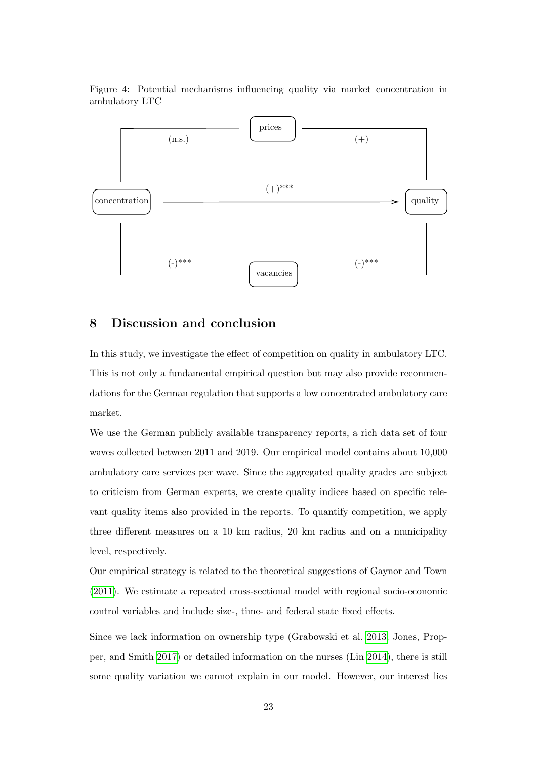Figure 4: Potential mechanisms influencing quality via market concentration in ambulatory LTC

concentration → quality: $(+)^{***}$

concentration — prices: (n.s.); prices — quality: (+)

concentration — vacancies: $(-)^{***}$; vacancies — quality: $(-)^{***}$

## 8 Discussion and conclusion

In this study, we investigate the effect of competition on quality in ambulatory LTC. This is not only a fundamental empirical question but may also provide recommendations for the German regulation that supports a low concentrated ambulatory care market.

We use the German publicly available transparency reports, a rich data set of four waves collected between 2011 and 2019. Our empirical model contains about 10,000 ambulatory care services per wave. Since the aggregated quality grades are subject to criticism from German experts, we create quality indices based on specific relevant quality items also provided in the reports. To quantify competition, we apply three different measures on a 10 km radius, 20 km radius and on a municipality level, respectively.

Our empirical strategy is related to the theoretical suggestions of Gaynor and Town (2011). We estimate a repeated cross-sectional model with regional socio-economic control variables and include size-, time- and federal state fixed effects.

Since we lack information on ownership type (Grabowski et al. 2013; Jones, Propper, and Smith 2017) or detailed information on the nurses (Lin 2014), there is still some quality variation we cannot explain in our model. However, our interest lies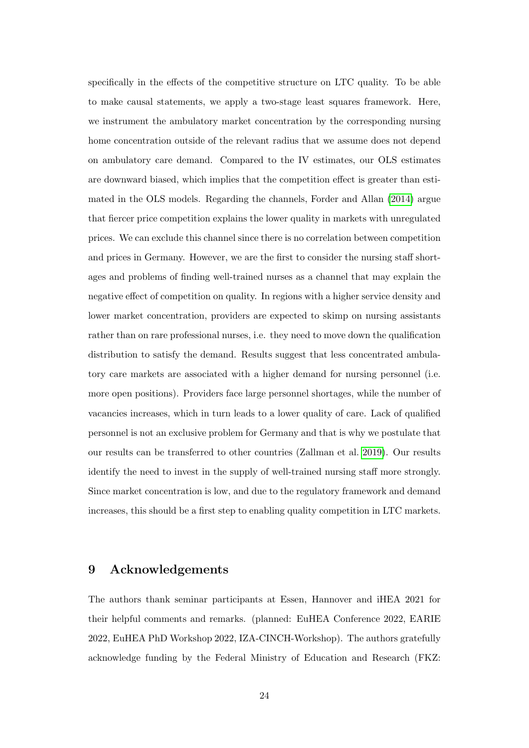specifically in the effects of the competitive structure on LTC quality. To be able to make causal statements, we apply a two-stage least squares framework. Here, we instrument the ambulatory market concentration by the corresponding nursing home concentration outside of the relevant radius that we assume does not depend on ambulatory care demand. Compared to the IV estimates, our OLS estimates are downward biased, which implies that the competition effect is greater than estimated in the OLS models. Regarding the channels, Forder and Allan (2014) argue that fiercer price competition explains the lower quality in markets with unregulated prices. We can exclude this channel since there is no correlation between competition and prices in Germany. However, we are the first to consider the nursing staff shortages and problems of finding well-trained nurses as a channel that may explain the negative effect of competition on quality. In regions with a higher service density and lower market concentration, providers are expected to skimp on nursing assistants rather than on rare professional nurses, i.e. they need to move down the qualification distribution to satisfy the demand. Results suggest that less concentrated ambulatory care markets are associated with a higher demand for nursing personnel (i.e. more open positions). Providers face large personnel shortages, while the number of vacancies increases, which in turn leads to a lower quality of care. Lack of qualified personnel is not an exclusive problem for Germany and that is why we postulate that our results can be transferred to other countries (Zallman et al. 2019). Our results identify the need to invest in the supply of well-trained nursing staff more strongly. Since market concentration is low, and due to the regulatory framework and demand increases, this should be a first step to enabling quality competition in LTC markets.

## 9 Acknowledgements

The authors thank seminar participants at Essen, Hannover and iHEA 2021 for their helpful comments and remarks. (planned: EuHEA Conference 2022, EARIE 2022, EuHEA PhD Workshop 2022, IZA-CINCH-Workshop). The authors gratefully acknowledge funding by the Federal Ministry of Education and Research (FKZ: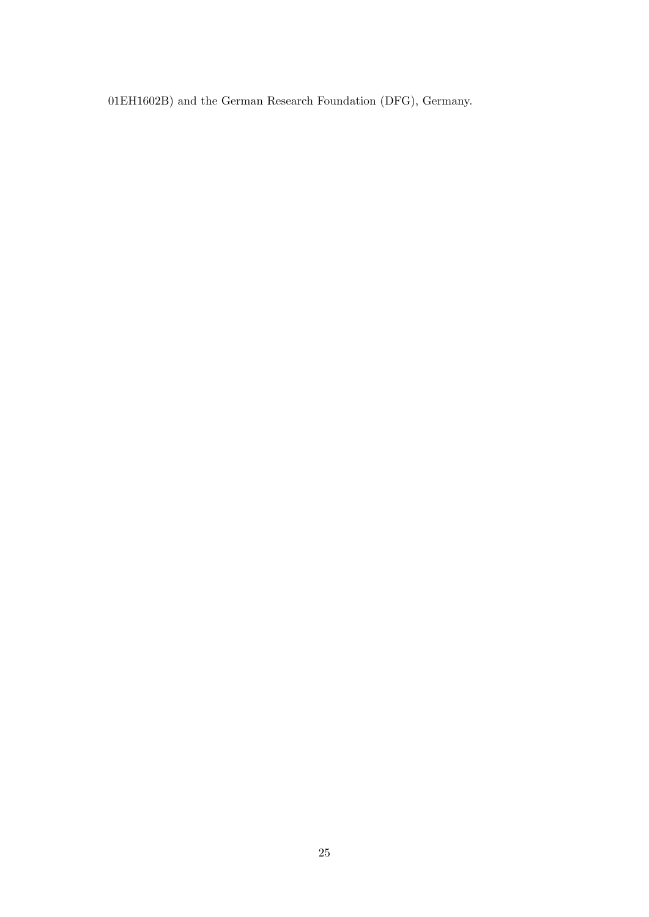01EH1602B) and the German Research Foundation (DFG), Germany.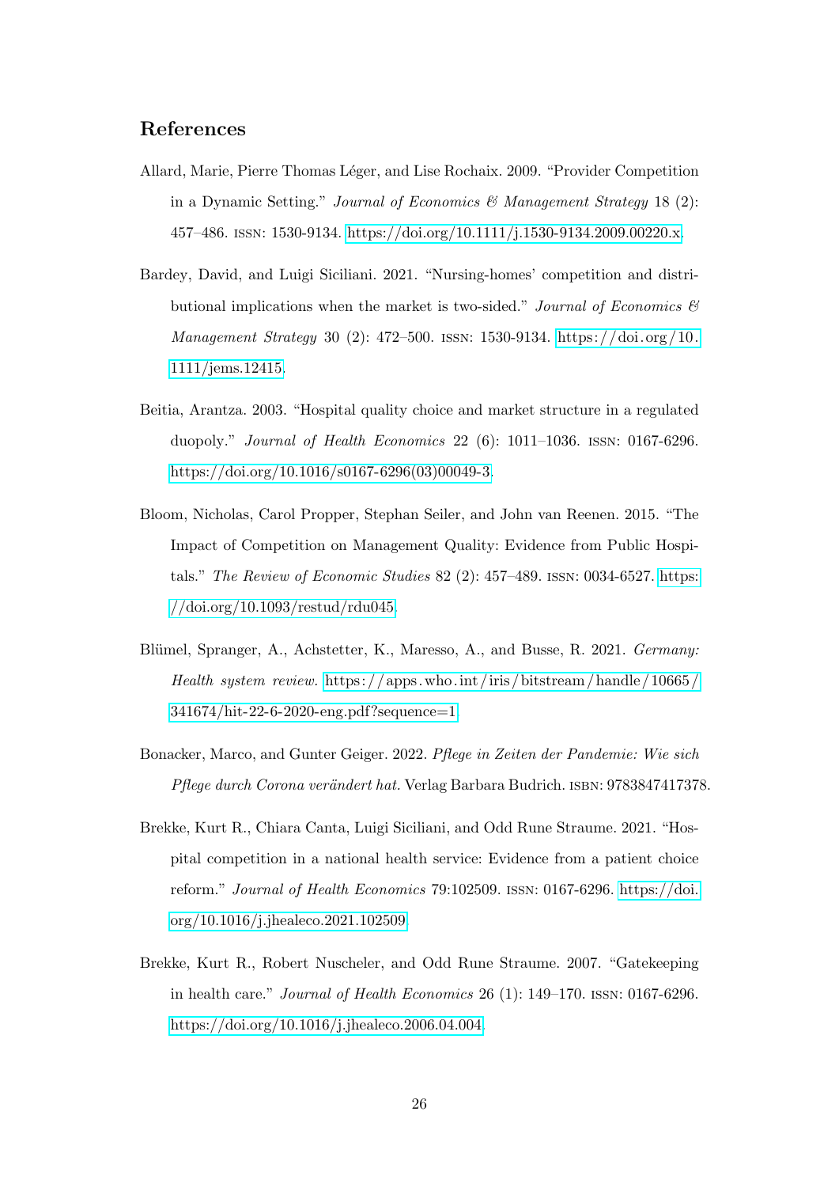## References

Allard, Marie, Pierre Thomas Léger, and Lise Rochaix. 2009. "Provider Competition in a Dynamic Setting." *Journal of Economics & Management Strategy* 18 (2): 457–486. ISSN: 1530-9134. https://doi.org/10.1111/j.1530-9134.2009.00220.x.

Bardey, David, and Luigi Siciliani. 2021. "Nursing-homes' competition and distributional implications when the market is two-sided." *Journal of Economics & Management Strategy* 30 (2): 472–500. ISSN: 1530-9134. https://doi.org/10.1111/jems.12415.

Beitia, Arantza. 2003. "Hospital quality choice and market structure in a regulated duopoly." *Journal of Health Economics* 22 (6): 1011–1036. ISSN: 0167-6296. https://doi.org/10.1016/s0167-6296(03)00049-3.

Bloom, Nicholas, Carol Propper, Stephan Seiler, and John van Reenen. 2015. "The Impact of Competition on Management Quality: Evidence from Public Hospitals." *The Review of Economic Studies* 82 (2): 457–489. ISSN: 0034-6527. https://doi.org/10.1093/restud/rdu045.

Blümel, Spranger, A., Achstetter, K., Maresso, A., and Busse, R. 2021. *Germany: Health system review.* https://apps.who.int/iris/bitstream/handle/10665/341674/hit-22-6-2020-eng.pdf?sequence=1.

Bonacker, Marco, and Gunter Geiger. 2022. *Pflege in Zeiten der Pandemie: Wie sich Pflege durch Corona verändert hat.* Verlag Barbara Budrich. ISBN: 9783847417378.

Brekke, Kurt R., Chiara Canta, Luigi Siciliani, and Odd Rune Straume. 2021. "Hospital competition in a national health service: Evidence from a patient choice reform." *Journal of Health Economics* 79:102509. ISSN: 0167-6296. https://doi.org/10.1016/j.jhealeco.2021.102509.

Brekke, Kurt R., Robert Nuscheler, and Odd Rune Straume. 2007. "Gatekeeping in health care." *Journal of Health Economics* 26 (1): 149–170. ISSN: 0167-6296. https://doi.org/10.1016/j.jhealeco.2006.04.004.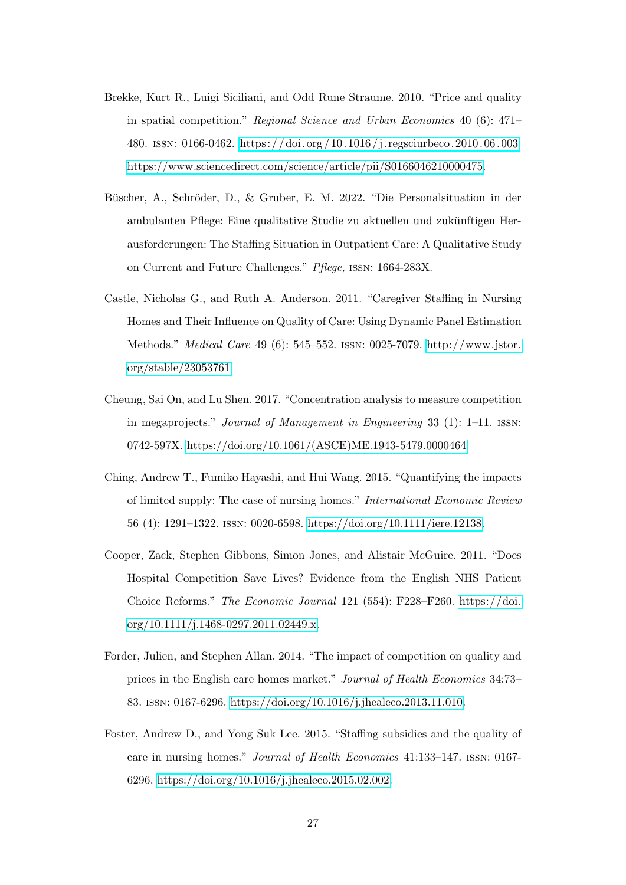Brekke, Kurt R., Luigi Siciliani, and Odd Rune Straume. 2010. "Price and quality in spatial competition." *Regional Science and Urban Economics* 40 (6): 471–480. ISSN: 0166-0462. https://doi.org/10.1016/j.regsciurbeco.2010.06.003. https://www.sciencedirect.com/science/article/pii/S0166046210000475.

Büscher, A., Schröder, D., & Gruber, E. M. 2022. "Die Personalsituation in der ambulanten Pflege: Eine qualitative Studie zu aktuellen und zukünftigen Herausforderungen: The Staffing Situation in Outpatient Care: A Qualitative Study on Current and Future Challenges." *Pflege,* ISSN: 1664-283X.

Castle, Nicholas G., and Ruth A. Anderson. 2011. "Caregiver Staffing in Nursing Homes and Their Influence on Quality of Care: Using Dynamic Panel Estimation Methods." *Medical Care* 49 (6): 545–552. ISSN: 0025-7079. http://www.jstor.org/stable/23053761.

Cheung, Sai On, and Lu Shen. 2017. "Concentration analysis to measure competition in megaprojects." *Journal of Management in Engineering* 33 (1): 1–11. ISSN: 0742-597X. https://doi.org/10.1061/(ASCE)ME.1943-5479.0000464.

Ching, Andrew T., Fumiko Hayashi, and Hui Wang. 2015. "Quantifying the impacts of limited supply: The case of nursing homes." *International Economic Review* 56 (4): 1291–1322. ISSN: 0020-6598. https://doi.org/10.1111/iere.12138.

Cooper, Zack, Stephen Gibbons, Simon Jones, and Alistair McGuire. 2011. "Does Hospital Competition Save Lives? Evidence from the English NHS Patient Choice Reforms." *The Economic Journal* 121 (554): F228–F260. https://doi.org/10.1111/j.1468-0297.2011.02449.x.

Forder, Julien, and Stephen Allan. 2014. "The impact of competition on quality and prices in the English care homes market." *Journal of Health Economics* 34:73–83. ISSN: 0167-6296. https://doi.org/10.1016/j.jhealeco.2013.11.010.

Foster, Andrew D., and Yong Suk Lee. 2015. "Staffing subsidies and the quality of care in nursing homes." *Journal of Health Economics* 41:133–147. ISSN: 0167-6296. https://doi.org/10.1016/j.jhealeco.2015.02.002.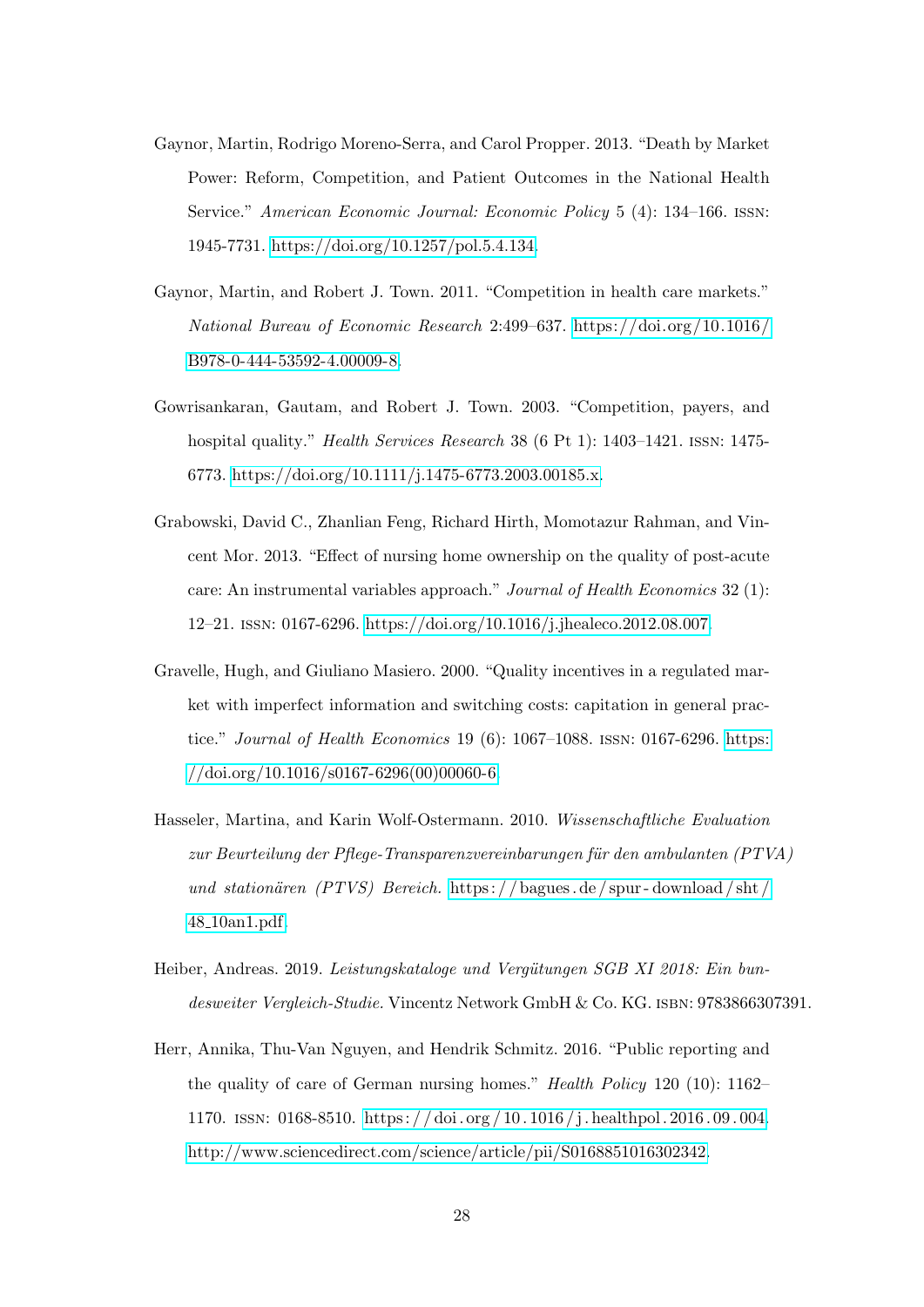Gaynor, Martin, Rodrigo Moreno-Serra, and Carol Propper. 2013. "Death by Market Power: Reform, Competition, and Patient Outcomes in the National Health Service." *American Economic Journal: Economic Policy* 5 (4): 134–166. ISSN: 1945-7731. https://doi.org/10.1257/pol.5.4.134.

Gaynor, Martin, and Robert J. Town. 2011. "Competition in health care markets." *National Bureau of Economic Research* 2:499–637. https://doi.org/10.1016/B978-0-444-53592-4.00009-8.

Gowrisankaran, Gautam, and Robert J. Town. 2003. "Competition, payers, and hospital quality." *Health Services Research* 38 (6 Pt 1): 1403–1421. ISSN: 1475-6773. https://doi.org/10.1111/j.1475-6773.2003.00185.x.

Grabowski, David C., Zhanlian Feng, Richard Hirth, Momotazur Rahman, and Vincent Mor. 2013. "Effect of nursing home ownership on the quality of post-acute care: An instrumental variables approach." *Journal of Health Economics* 32 (1): 12–21. ISSN: 0167-6296. https://doi.org/10.1016/j.jhealeco.2012.08.007.

Gravelle, Hugh, and Giuliano Masiero. 2000. "Quality incentives in a regulated market with imperfect information and switching costs: capitation in general practice." *Journal of Health Economics* 19 (6): 1067–1088. ISSN: 0167-6296. https://doi.org/10.1016/s0167-6296(00)00060-6.

Hasseler, Martina, and Karin Wolf-Ostermann. 2010. *Wissenschaftliche Evaluation zur Beurteilung der Pflege-Transparenzvereinbarungen für den ambulanten (PTVA) und stationären (PTVS) Bereich.* https://bagues.de/spur-download/sht/48_10an1.pdf.

Heiber, Andreas. 2019. *Leistungskataloge und Vergütungen SGB XI 2018: Ein bundesweiter Vergleich-Studie.* Vincentz Network GmbH & Co. KG. ISBN: 9783866307391.

Herr, Annika, Thu-Van Nguyen, and Hendrik Schmitz. 2016. "Public reporting and the quality of care of German nursing homes." *Health Policy* 120 (10): 1162–1170. ISSN: 0168-8510. https://doi.org/10.1016/j.healthpol.2016.09.004. http://www.sciencedirect.com/science/article/pii/S0168851016302342.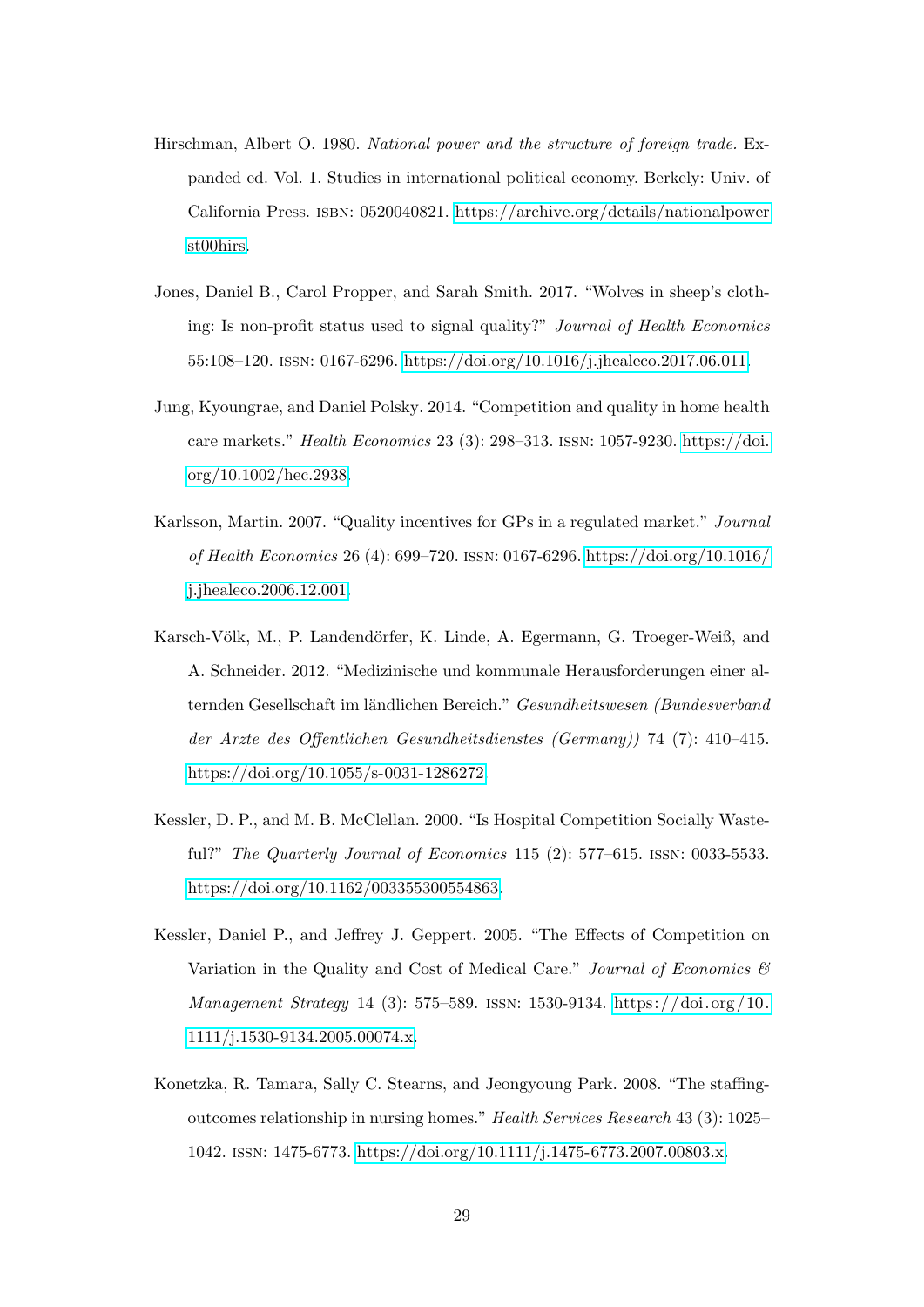Hirschman, Albert O. 1980. *National power and the structure of foreign trade.* Expanded ed. Vol. 1. Studies in international political economy. Berkely: Univ. of California Press. ISBN: 0520040821. https://archive.org/details/nationalpowerst00hirs.

Jones, Daniel B., Carol Propper, and Sarah Smith. 2017. "Wolves in sheep's clothing: Is non-profit status used to signal quality?" *Journal of Health Economics* 55:108–120. ISSN: 0167-6296. https://doi.org/10.1016/j.jhealeco.2017.06.011.

Jung, Kyoungrae, and Daniel Polsky. 2014. "Competition and quality in home health care markets." *Health Economics* 23 (3): 298–313. ISSN: 1057-9230. https://doi.org/10.1002/hec.2938.

Karlsson, Martin. 2007. "Quality incentives for GPs in a regulated market." *Journal of Health Economics* 26 (4): 699–720. ISSN: 0167-6296. https://doi.org/10.1016/j.jhealeco.2006.12.001.

Karsch-Völk, M., P. Landendörfer, K. Linde, A. Egermann, G. Troeger-Weiß, and A. Schneider. 2012. "Medizinische und kommunale Herausforderungen einer alternden Gesellschaft im ländlichen Bereich." *Gesundheitswesen (Bundesverband der Arzte des Offentlichen Gesundheitsdienstes (Germany))* 74 (7): 410–415. https://doi.org/10.1055/s-0031-1286272.

Kessler, D. P., and M. B. McClellan. 2000. "Is Hospital Competition Socially Wasteful?" *The Quarterly Journal of Economics* 115 (2): 577–615. ISSN: 0033-5533. https://doi.org/10.1162/003355300554863.

Kessler, Daniel P., and Jeffrey J. Geppert. 2005. "The Effects of Competition on Variation in the Quality and Cost of Medical Care." *Journal of Economics & Management Strategy* 14 (3): 575–589. ISSN: 1530-9134. https://doi.org/10.1111/j.1530-9134.2005.00074.x.

Konetzka, R. Tamara, Sally C. Stearns, and Jeongyoung Park. 2008. "The staffing-outcomes relationship in nursing homes." *Health Services Research* 43 (3): 1025–1042. ISSN: 1475-6773. https://doi.org/10.1111/j.1475-6773.2007.00803.x.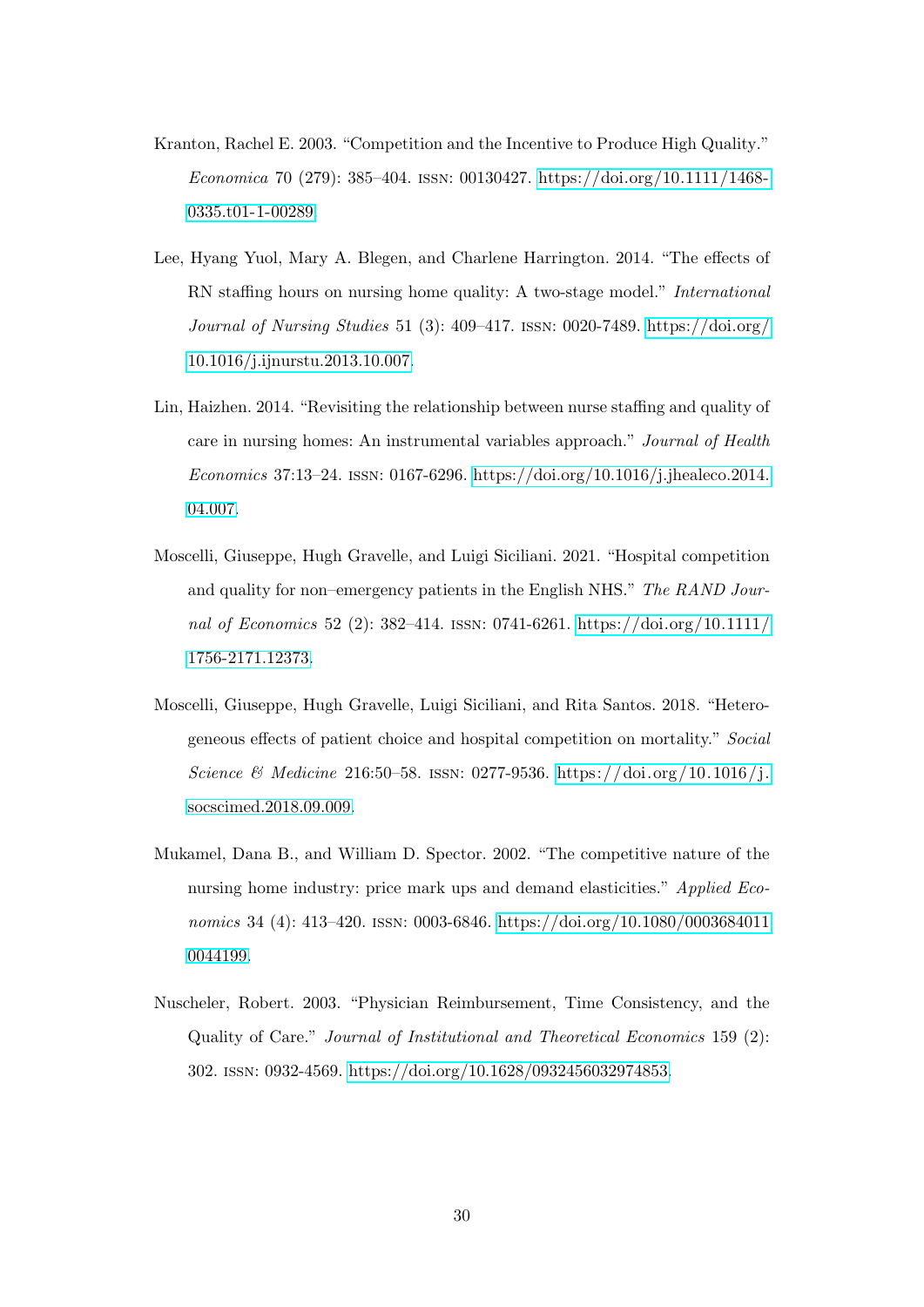Kranton, Rachel E. 2003. "Competition and the Incentive to Produce High Quality." *Economica* 70 (279): 385–404. ISSN: 00130427. https://doi.org/10.1111/1468-0335.t01-1-00289.

Lee, Hyang Yuol, Mary A. Blegen, and Charlene Harrington. 2014. "The effects of RN staffing hours on nursing home quality: A two-stage model." *International Journal of Nursing Studies* 51 (3): 409–417. ISSN: 0020-7489. https://doi.org/10.1016/j.ijnurstu.2013.10.007.

Lin, Haizhen. 2014. "Revisiting the relationship between nurse staffing and quality of care in nursing homes: An instrumental variables approach." *Journal of Health Economics* 37:13–24. ISSN: 0167-6296. https://doi.org/10.1016/j.jhealeco.2014.04.007.

Moscelli, Giuseppe, Hugh Gravelle, and Luigi Siciliani. 2021. "Hospital competition and quality for non–emergency patients in the English NHS." *The RAND Journal of Economics* 52 (2): 382–414. ISSN: 0741-6261. https://doi.org/10.1111/1756-2171.12373.

Moscelli, Giuseppe, Hugh Gravelle, Luigi Siciliani, and Rita Santos. 2018. "Heterogeneous effects of patient choice and hospital competition on mortality." *Social Science & Medicine* 216:50–58. ISSN: 0277-9536. https://doi.org/10.1016/j.socscimed.2018.09.009.

Mukamel, Dana B., and William D. Spector. 2002. "The competitive nature of the nursing home industry: price mark ups and demand elasticities." *Applied Economics* 34 (4): 413–420. ISSN: 0003-6846. https://doi.org/10.1080/00036840110044199.

Nuscheler, Robert. 2003. "Physician Reimbursement, Time Consistency, and the Quality of Care." *Journal of Institutional and Theoretical Economics* 159 (2): 302. ISSN: 0932-4569. https://doi.org/10.1628/0932456032974853.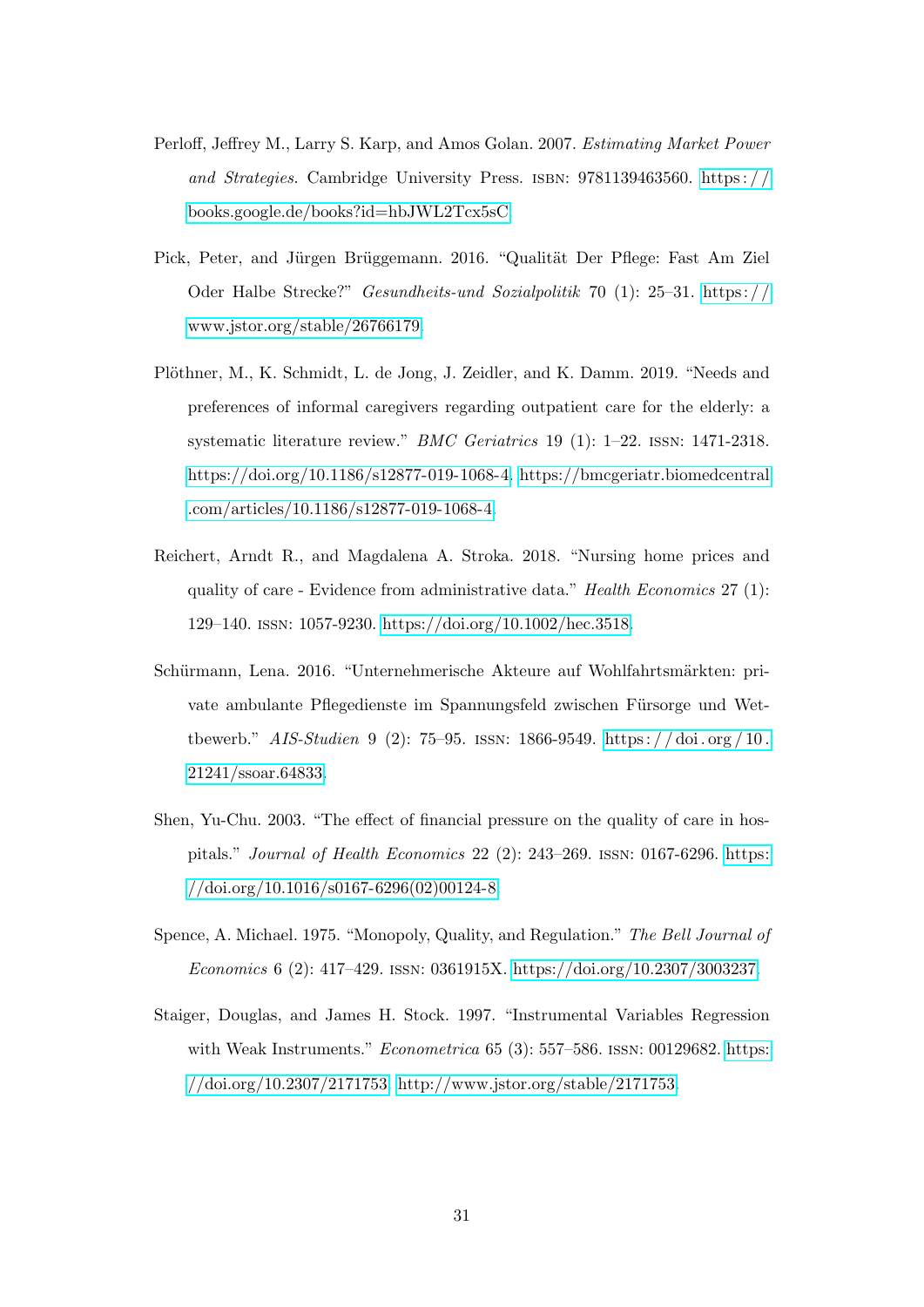Perloff, Jeffrey M., Larry S. Karp, and Amos Golan. 2007. *Estimating Market Power and Strategies.* Cambridge University Press. ISBN: 9781139463560. https://books.google.de/books?id=hbJWL2Tcx5sC.

Pick, Peter, and Jürgen Brüggemann. 2016. "Qualität Der Pflege: Fast Am Ziel Oder Halbe Strecke?" *Gesundheits-und Sozialpolitik* 70 (1): 25–31. https://www.jstor.org/stable/26766179.

Plöthner, M., K. Schmidt, L. de Jong, J. Zeidler, and K. Damm. 2019. "Needs and preferences of informal caregivers regarding outpatient care for the elderly: a systematic literature review." *BMC Geriatrics* 19 (1): 1–22. ISSN: 1471-2318. https://doi.org/10.1186/s12877-019-1068-4. https://bmcgeriatr.biomedcentral.com/articles/10.1186/s12877-019-1068-4.

Reichert, Arndt R., and Magdalena A. Stroka. 2018. "Nursing home prices and quality of care - Evidence from administrative data." *Health Economics* 27 (1): 129–140. ISSN: 1057-9230. https://doi.org/10.1002/hec.3518.

Schürmann, Lena. 2016. "Unternehmerische Akteure auf Wohlfahrtsmärkten: private ambulante Pflegedienste im Spannungsfeld zwischen Fürsorge und Wettbewerb." *AIS-Studien* 9 (2): 75–95. ISSN: 1866-9549. https://doi.org/10.21241/ssoar.64833.

Shen, Yu-Chu. 2003. "The effect of financial pressure on the quality of care in hospitals." *Journal of Health Economics* 22 (2): 243–269. ISSN: 0167-6296. https://doi.org/10.1016/s0167-6296(02)00124-8.

Spence, A. Michael. 1975. "Monopoly, Quality, and Regulation." *The Bell Journal of Economics* 6 (2): 417–429. ISSN: 0361915X. https://doi.org/10.2307/3003237.

Staiger, Douglas, and James H. Stock. 1997. "Instrumental Variables Regression with Weak Instruments." *Econometrica* 65 (3): 557–586. ISSN: 00129682. https://doi.org/10.2307/2171753. http://www.jstor.org/stable/2171753.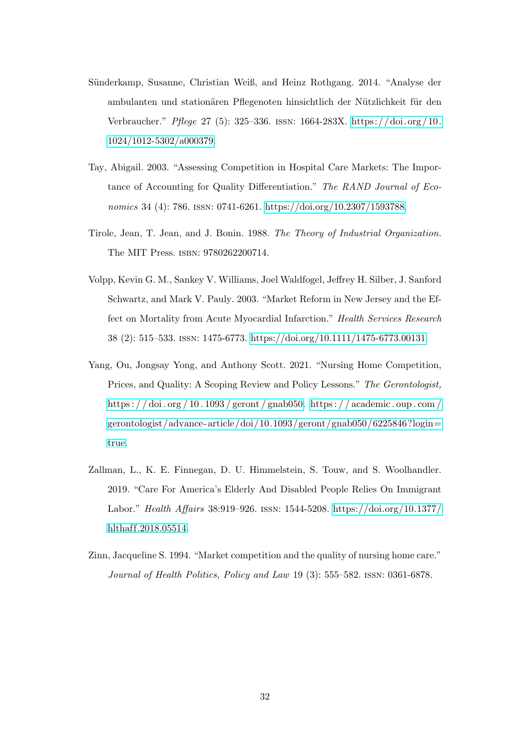Sünderkamp, Susanne, Christian Weiß, and Heinz Rothgang. 2014. "Analyse der ambulanten und stationären Pflegenoten hinsichtlich der Nützlichkeit für den Verbraucher." *Pflege* 27 (5): 325–336. ISSN: 1664-283X. https://doi.org/10.1024/1012-5302/a000379.

Tay, Abigail. 2003. "Assessing Competition in Hospital Care Markets: The Importance of Accounting for Quality Differentiation." *The RAND Journal of Economics* 34 (4): 786. ISSN: 0741-6261. https://doi.org/10.2307/1593788.

Tirole, Jean, T. Jean, and J. Bonin. 1988. *The Theory of Industrial Organization.* The MIT Press. ISBN: 9780262200714.

Volpp, Kevin G. M., Sankey V. Williams, Joel Waldfogel, Jeffrey H. Silber, J. Sanford Schwartz, and Mark V. Pauly. 2003. "Market Reform in New Jersey and the Effect on Mortality from Acute Myocardial Infarction." *Health Services Research* 38 (2): 515–533. ISSN: 1475-6773. https://doi.org/10.1111/1475-6773.00131.

Yang, Ou, Jongsay Yong, and Anthony Scott. 2021. "Nursing Home Competition, Prices, and Quality: A Scoping Review and Policy Lessons." *The Gerontologist,* https://doi.org/10.1093/geront/gnab050. https://academic.oup.com/gerontologist/advance-article/doi/10.1093/geront/gnab050/6225846?login=true.

Zallman, L., K. E. Finnegan, D. U. Himmelstein, S. Touw, and S. Woolhandler. 2019. "Care For America's Elderly And Disabled People Relies On Immigrant Labor." *Health Affairs* 38:919–926. ISSN: 1544-5208. https://doi.org/10.1377/hlthaff.2018.05514.

Zinn, Jacqueline S. 1994. "Market competition and the quality of nursing home care." *Journal of Health Politics, Policy and Law* 19 (3): 555–582. ISSN: 0361-6878.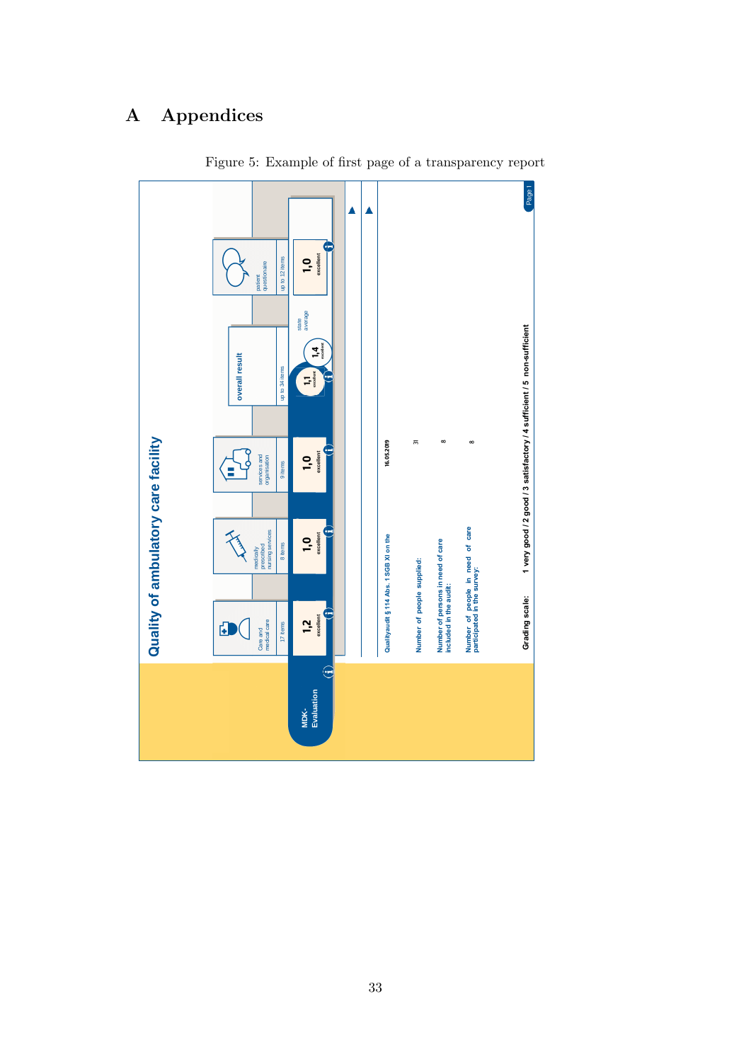# A Appendices

Figure 5: Example of first page of a transparency report

## Quality of ambulatory care facility

| | Care and medical care | medically prescribed nursing services | services and organisation | overall result | patient questionnaire |
|---|---|---|---|---|---|
| | 17 items | 8 items | 9 items | up to 34 items | up to 12 items |
| MDK-Evaluation | 1,2 excellent | 1,0 excellent | 1,0 excellent | 1,1 excellent / state average 1,4 excellent | 1,0 excellent |

Qualityaudit § 114 Abs. 1 SGB XI on the: 16.05.2019

Number of people supplied: 31

Number of persons in need of care included in the audit: 8

Number of people in need of care participated in the survey: 8

Grading scale: 1 very good / 2 good / 3 satisfactory / 4 sufficient / 5 non-sufficient

Page 1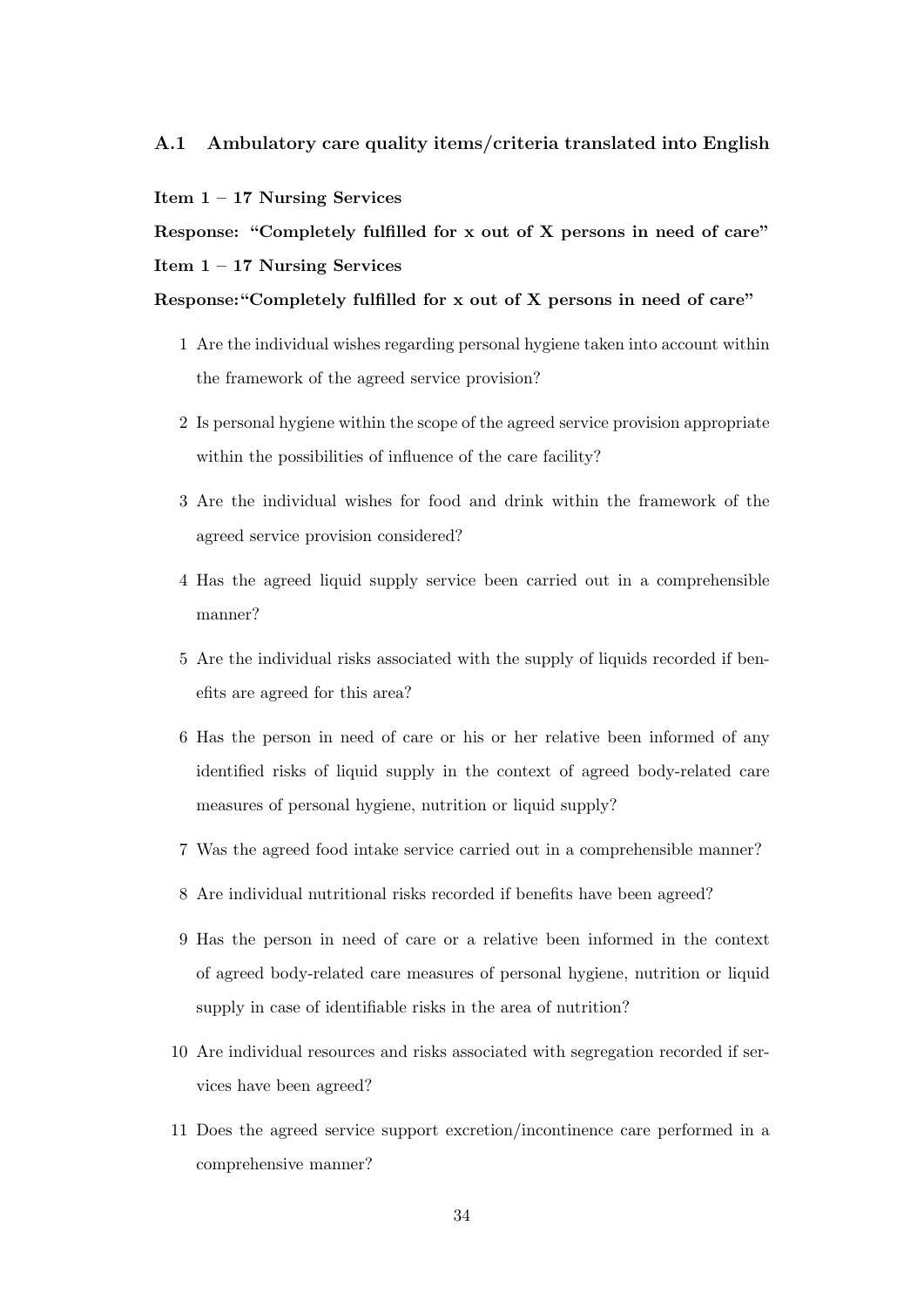### A.1 Ambulatory care quality items/criteria translated into English

**Item 1 – 17 Nursing Services**

**Response: "Completely fulfilled for x out of X persons in need of care"**

**Item 1 – 17 Nursing Services**

**Response:"Completely fulfilled for x out of X persons in need of care"**

1. Are the individual wishes regarding personal hygiene taken into account within the framework of the agreed service provision?
2. Is personal hygiene within the scope of the agreed service provision appropriate within the possibilities of influence of the care facility?
3. Are the individual wishes for food and drink within the framework of the agreed service provision considered?
4. Has the agreed liquid supply service been carried out in a comprehensible manner?
5. Are the individual risks associated with the supply of liquids recorded if benefits are agreed for this area?
6. Has the person in need of care or his or her relative been informed of any identified risks of liquid supply in the context of agreed body-related care measures of personal hygiene, nutrition or liquid supply?
7. Was the agreed food intake service carried out in a comprehensible manner?
8. Are individual nutritional risks recorded if benefits have been agreed?
9. Has the person in need of care or a relative been informed in the context of agreed body-related care measures of personal hygiene, nutrition or liquid supply in case of identifiable risks in the area of nutrition?
10. Are individual resources and risks associated with segregation recorded if services have been agreed?
11. Does the agreed service support excretion/incontinence care performed in a comprehensive manner?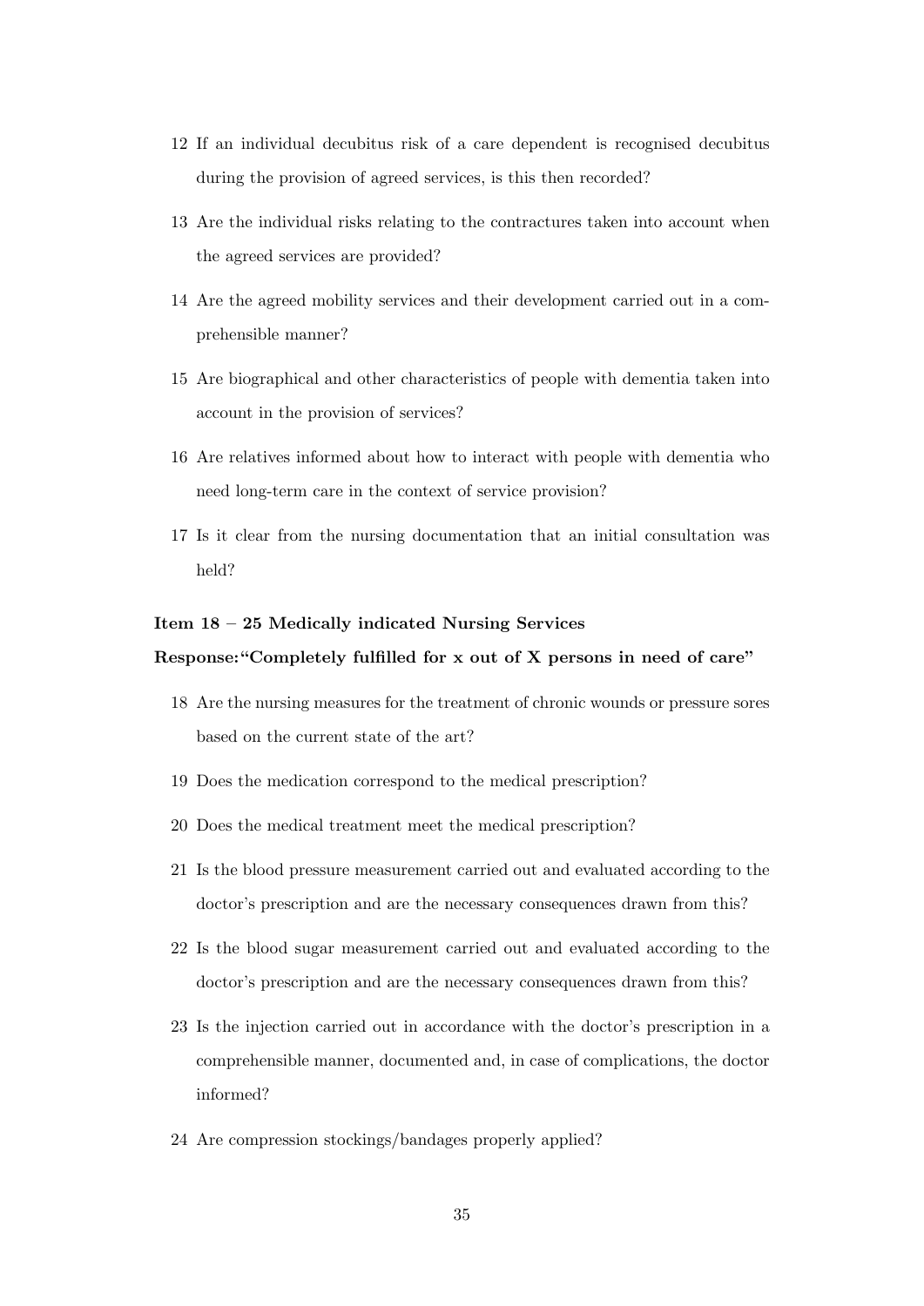12 If an individual decubitus risk of a care dependent is recognised decubitus during the provision of agreed services, is this then recorded?

13 Are the individual risks relating to the contractures taken into account when the agreed services are provided?

14 Are the agreed mobility services and their development carried out in a comprehensible manner?

15 Are biographical and other characteristics of people with dementia taken into account in the provision of services?

16 Are relatives informed about how to interact with people with dementia who need long-term care in the context of service provision?

17 Is it clear from the nursing documentation that an initial consultation was held?

**Item 18 – 25 Medically indicated Nursing Services**

**Response: "Completely fulfilled for x out of X persons in need of care"**

18 Are the nursing measures for the treatment of chronic wounds or pressure sores based on the current state of the art?

19 Does the medication correspond to the medical prescription?

20 Does the medical treatment meet the medical prescription?

21 Is the blood pressure measurement carried out and evaluated according to the doctor's prescription and are the necessary consequences drawn from this?

22 Is the blood sugar measurement carried out and evaluated according to the doctor's prescription and are the necessary consequences drawn from this?

23 Is the injection carried out in accordance with the doctor's prescription in a comprehensible manner, documented and, in case of complications, the doctor informed?

24 Are compression stockings/bandages properly applied?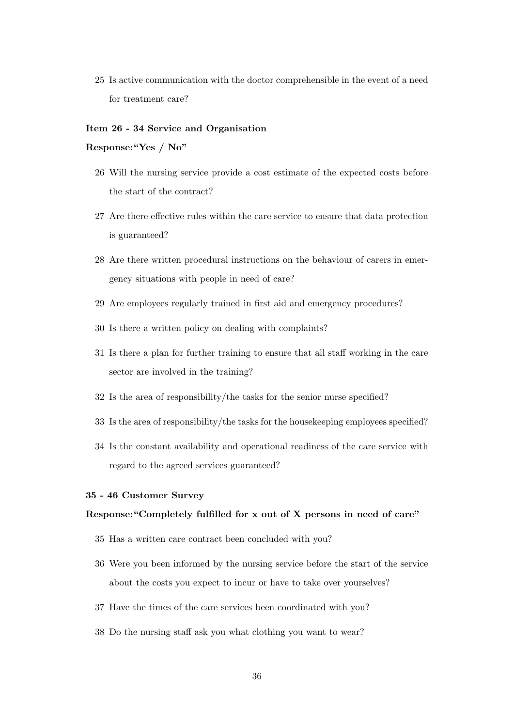25 Is active communication with the doctor comprehensible in the event of a need for treatment care?

**Item 26 - 34 Service and Organisation**

**Response:"Yes / No"**

26 Will the nursing service provide a cost estimate of the expected costs before the start of the contract?

27 Are there effective rules within the care service to ensure that data protection is guaranteed?

28 Are there written procedural instructions on the behaviour of carers in emergency situations with people in need of care?

29 Are employees regularly trained in first aid and emergency procedures?

30 Is there a written policy on dealing with complaints?

31 Is there a plan for further training to ensure that all staff working in the care sector are involved in the training?

32 Is the area of responsibility/the tasks for the senior nurse specified?

33 Is the area of responsibility/the tasks for the housekeeping employees specified?

34 Is the constant availability and operational readiness of the care service with regard to the agreed services guaranteed?

**35 - 46 Customer Survey**

**Response:"Completely fulfilled for x out of X persons in need of care"**

35 Has a written care contract been concluded with you?

36 Were you been informed by the nursing service before the start of the service about the costs you expect to incur or have to take over yourselves?

37 Have the times of the care services been coordinated with you?

38 Do the nursing staff ask you what clothing you want to wear?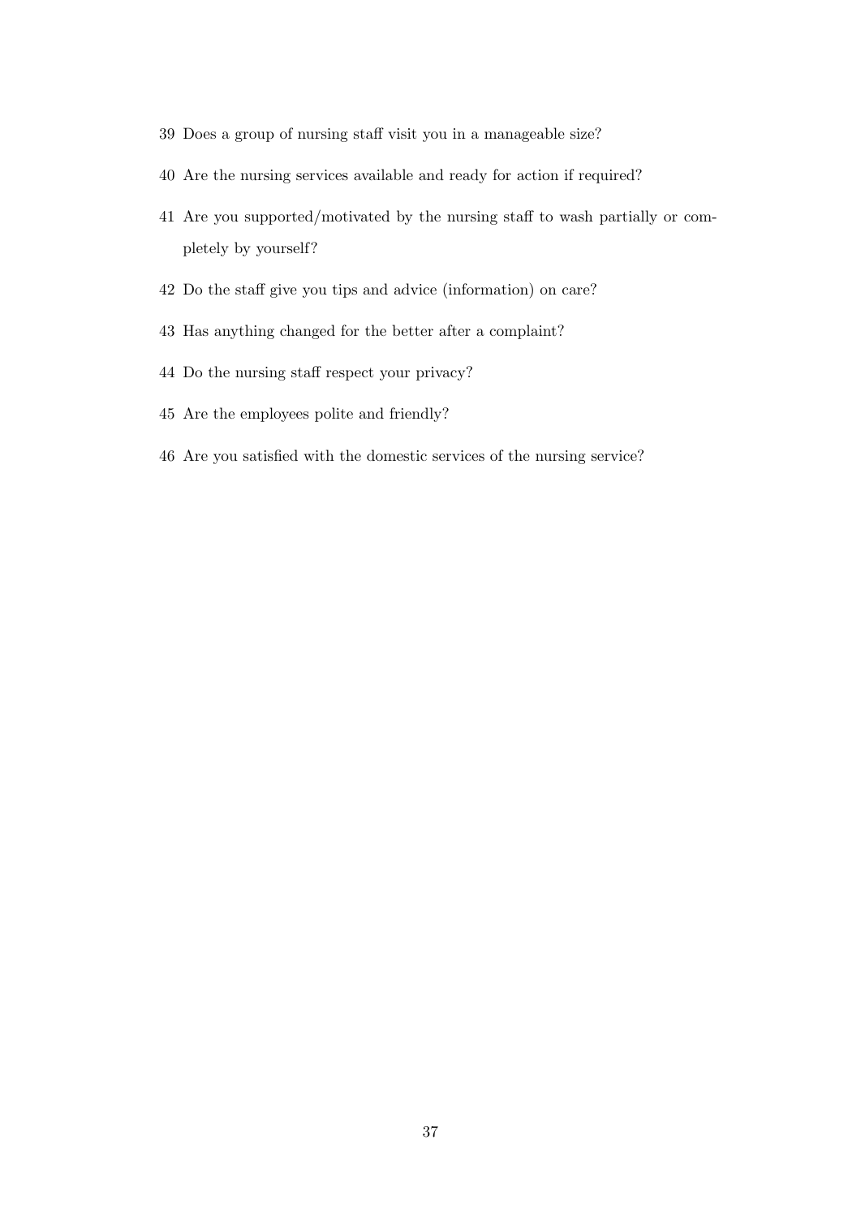39 Does a group of nursing staff visit you in a manageable size?

40 Are the nursing services available and ready for action if required?

41 Are you supported/motivated by the nursing staff to wash partially or completely by yourself?

42 Do the staff give you tips and advice (information) on care?

43 Has anything changed for the better after a complaint?

44 Do the nursing staff respect your privacy?

45 Are the employees polite and friendly?

46 Are you satisfied with the domestic services of the nursing service?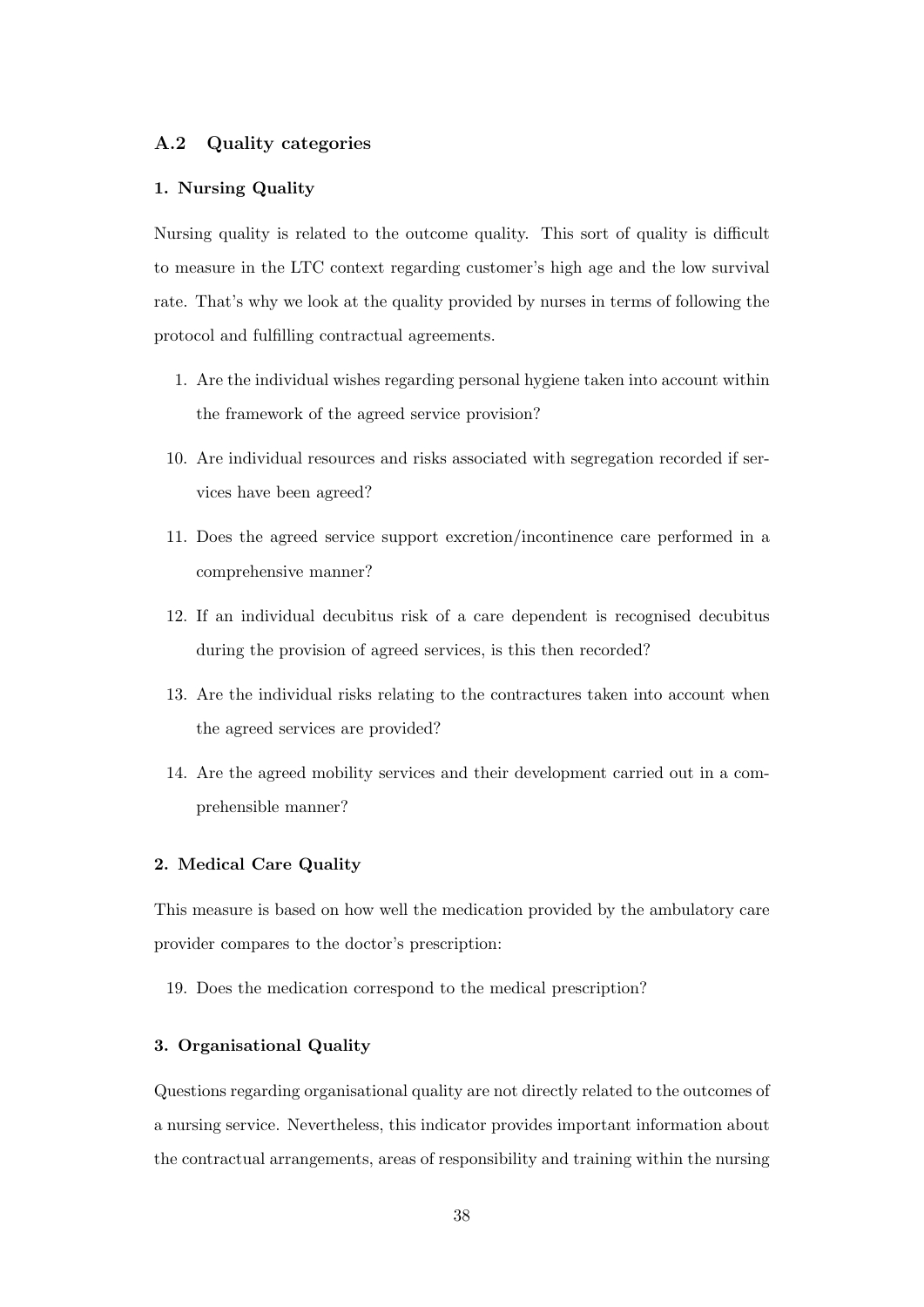### A.2 Quality categories

#### 1. Nursing Quality

Nursing quality is related to the outcome quality. This sort of quality is difficult to measure in the LTC context regarding customer's high age and the low survival rate. That's why we look at the quality provided by nurses in terms of following the protocol and fulfilling contractual agreements.

1. Are the individual wishes regarding personal hygiene taken into account within the framework of the agreed service provision?

10. Are individual resources and risks associated with segregation recorded if services have been agreed?

11. Does the agreed service support excretion/incontinence care performed in a comprehensive manner?

12. If an individual decubitus risk of a care dependent is recognised decubitus during the provision of agreed services, is this then recorded?

13. Are the individual risks relating to the contractures taken into account when the agreed services are provided?

14. Are the agreed mobility services and their development carried out in a comprehensible manner?

#### 2. Medical Care Quality

This measure is based on how well the medication provided by the ambulatory care provider compares to the doctor's prescription:

19. Does the medication correspond to the medical prescription?

#### 3. Organisational Quality

Questions regarding organisational quality are not directly related to the outcomes of a nursing service. Nevertheless, this indicator provides important information about the contractual arrangements, areas of responsibility and training within the nursing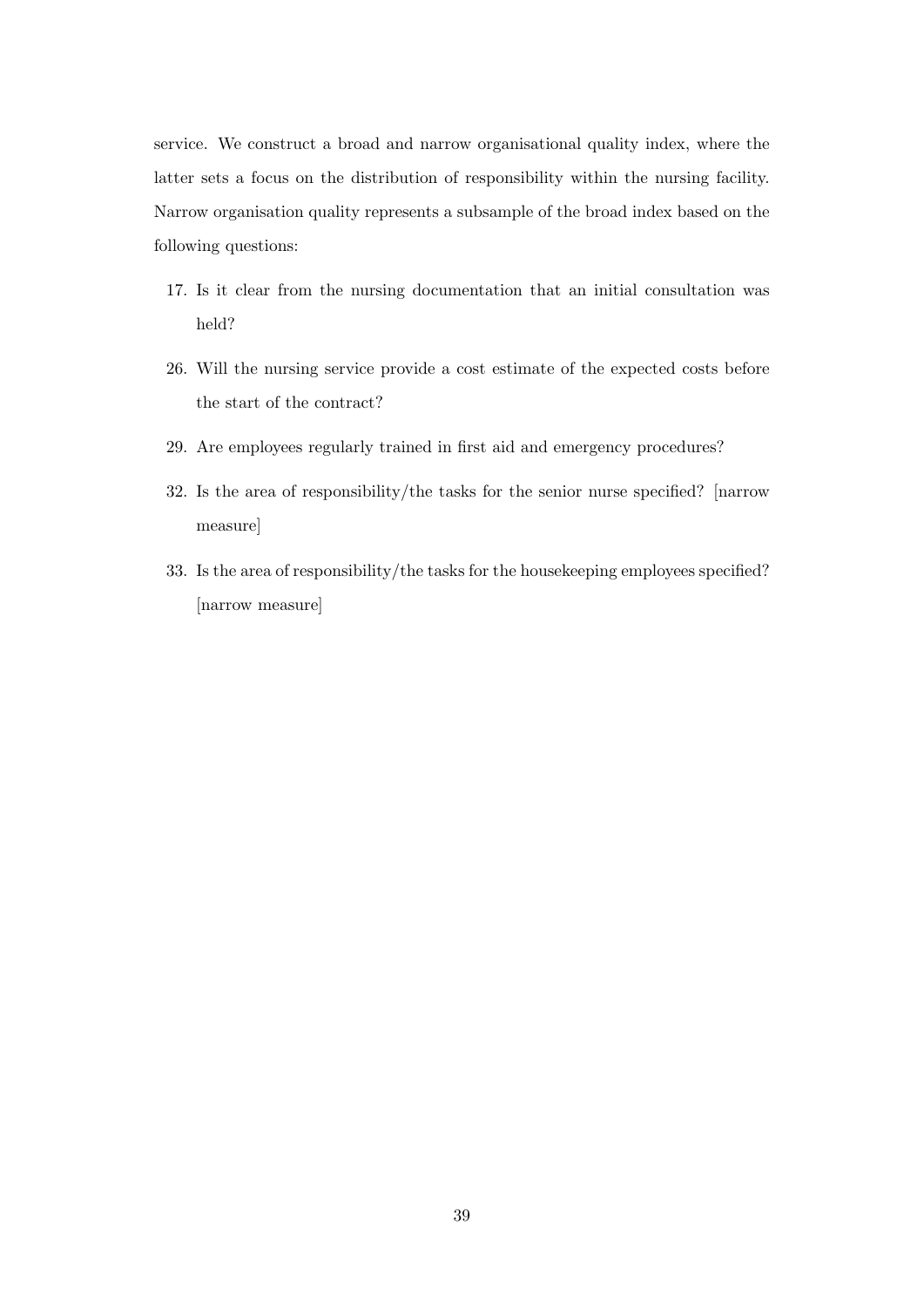service. We construct a broad and narrow organisational quality index, where the latter sets a focus on the distribution of responsibility within the nursing facility. Narrow organisation quality represents a subsample of the broad index based on the following questions:

17. Is it clear from the nursing documentation that an initial consultation was held?

26. Will the nursing service provide a cost estimate of the expected costs before the start of the contract?

29. Are employees regularly trained in first aid and emergency procedures?

32. Is the area of responsibility/the tasks for the senior nurse specified? [narrow measure]

33. Is the area of responsibility/the tasks for the housekeeping employees specified? [narrow measure]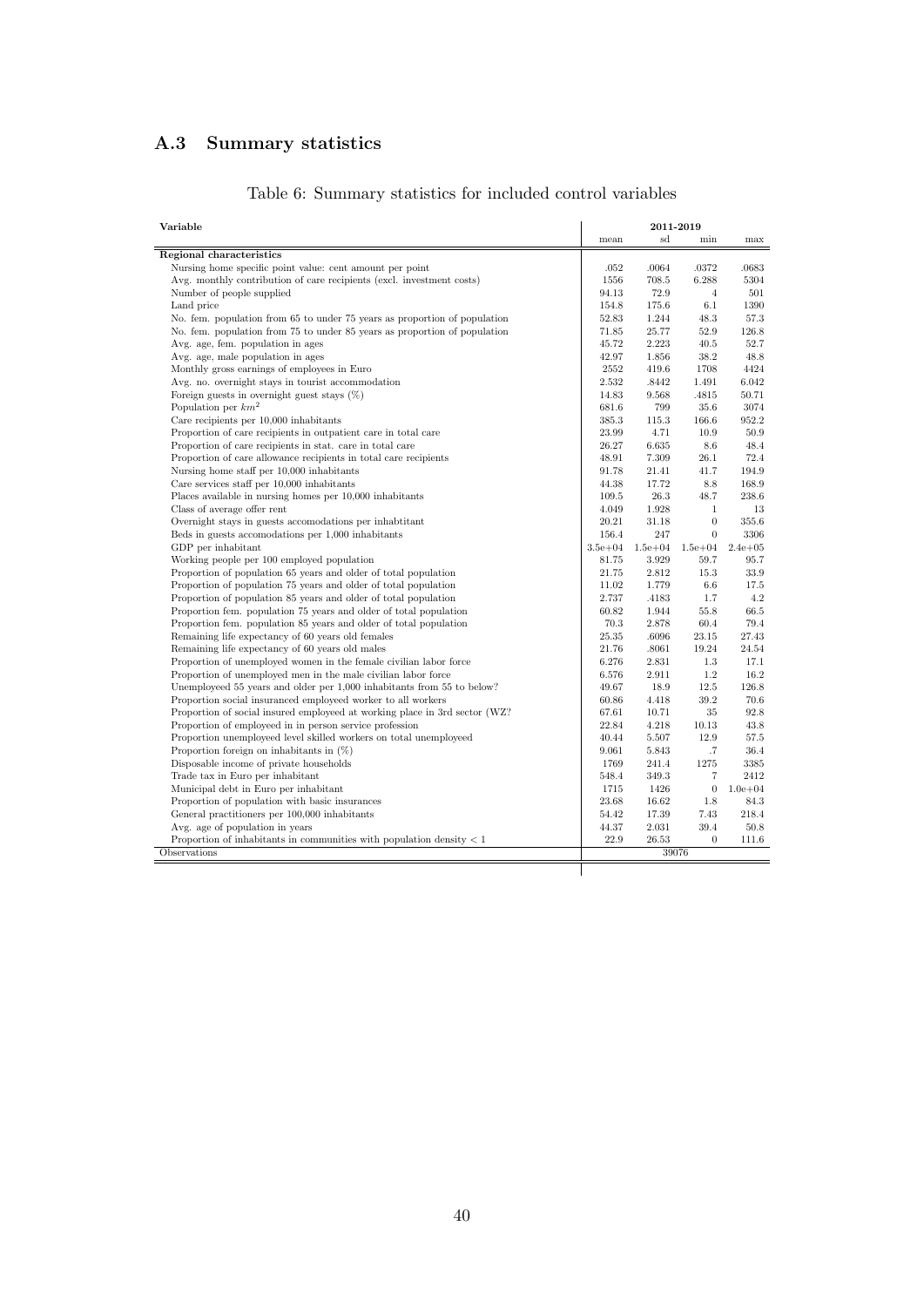## A.3 Summary statistics

Table 6: Summary statistics for included control variables

| Variable | 2011-2019 | | | |
|---|---|---|---|---|
| | mean | sd | min | max |
| **Regional characteristics** | | | | |
| Nursing home specific point value: cent amount per point | .052 | .0064 | .0372 | .0683 |
| Avg. monthly contribution of care recipients (excl. investment costs) | 1556 | 708.5 | 6.288 | 5304 |
| Number of people supplied | 94.13 | 72.9 | 4 | 501 |
| Land price | 154.8 | 175.6 | 6.1 | 1390 |
| No. fem. population from 65 to under 75 years as proportion of population | 52.83 | 1.244 | 48.3 | 57.3 |
| No. fem. population from 75 to under 85 years as proportion of population | 71.85 | 25.77 | 52.9 | 126.8 |
| Avg. age, fem. population in ages | 45.72 | 2.223 | 40.5 | 52.7 |
| Avg. age, male population in ages | 42.97 | 1.856 | 38.2 | 48.8 |
| Monthly gross earnings of employees in Euro | 2552 | 419.6 | 1708 | 4424 |
| Avg. no. overnight stays in tourist accommodation | 2.532 | .8442 | 1.491 | 6.042 |
| Foreign guests in overnight guest stays (%) | 14.83 | 9.568 | .4815 | 50.71 |
| Population per $km^2$ | 681.6 | 799 | 35.6 | 3074 |
| Care recipients per 10,000 inhabitants | 385.3 | 115.3 | 166.6 | 952.2 |
| Proportion of care recipients in outpatient care in total care | 23.99 | 4.71 | 10.9 | 50.9 |
| Proportion of care recipients in stat. care in total care | 26.27 | 6.635 | 8.6 | 48.4 |
| Proportion of care allowance recipients in total care recipients | 48.91 | 7.309 | 26.1 | 72.4 |
| Nursing home staff per 10,000 inhabitants | 91.78 | 21.41 | 41.7 | 194.9 |
| Care services staff per 10,000 inhabitants | 44.38 | 17.72 | 8.8 | 168.9 |
| Places available in nursing homes per 10,000 inhabitants | 109.5 | 26.3 | 48.7 | 238.6 |
| Class of average offer rent | 4.049 | 1.928 | 1 | 13 |
| Overnight stays in guests accomodations per inhabtitant | 20.21 | 31.18 | 0 | 355.6 |
| Beds in guests accomodations per 1,000 inhabitants | 156.4 | 247 | 0 | 3306 |
| GDP per inhabitant | 3.5e+04 | 1.5e+04 | 1.5e+04 | 2.4e+05 |
| Working people per 100 employed population | 81.75 | 3.929 | 59.7 | 95.7 |
| Proportion of population 65 years and older of total population | 21.75 | 2.812 | 15.3 | 33.9 |
| Proportion of population 75 years and older of total population | 11.02 | 1.779 | 6.6 | 17.5 |
| Proportion of population 85 years and older of total population | 2.737 | .4183 | 1.7 | 4.2 |
| Proportion fem. population 75 years and older of total population | 60.82 | 1.944 | 55.8 | 66.5 |
| Proportion fem. population 85 years and older of total population | 70.3 | 2.878 | 60.4 | 79.4 |
| Remaining life expectancy of 60 years old females | 25.35 | .6096 | 23.15 | 27.43 |
| Remaining life expectancy of 60 years old males | 21.76 | .8061 | 19.24 | 24.54 |
| Proportion of unemployed women in the female civilian labor force | 6.276 | 2.831 | 1.3 | 17.1 |
| Proportion of unemployed men in the male civilian labor force | 6.576 | 2.911 | 1.2 | 16.2 |
| Unemployeed 55 years and older per 1,000 inhabitants from 55 to below? | 49.67 | 18.9 | 12.5 | 126.8 |
| Proportion social insuranced employeed worker to all workers | 60.86 | 4.418 | 39.2 | 70.6 |
| Proportion of social insured employeed at working place in 3rd sector (WZ? | 67.61 | 10.71 | 35 | 92.8 |
| Proportion of employeed in in person service profession | 22.84 | 4.218 | 10.13 | 43.8 |
| Proportion unemployeed level skilled workers on total unemployeed | 40.44 | 5.507 | 12.9 | 57.5 |
| Proportion foreign on inhabitants in (%) | 9.061 | 5.843 | .7 | 36.4 |
| Disposable income of private households | 1769 | 241.4 | 1275 | 3385 |
| Trade tax in Euro per inhabitant | 548.4 | 349.3 | 7 | 2412 |
| Municipal debt in Euro per inhabitant | 1715 | 1426 | 0 | 1.0e+04 |
| Proportion of population with basic insurances | 23.68 | 16.62 | 1.8 | 84.3 |
| General practitioners per 100,000 inhabitants | 54.42 | 17.39 | 7.43 | 218.4 |
| Avg. age of population in years | 44.37 | 2.031 | 39.4 | 50.8 |
| Proportion of inhabitants in communities with population density < 1 | 22.9 | 26.53 | 0 | 111.6 |
| Observations | 39076 | | | |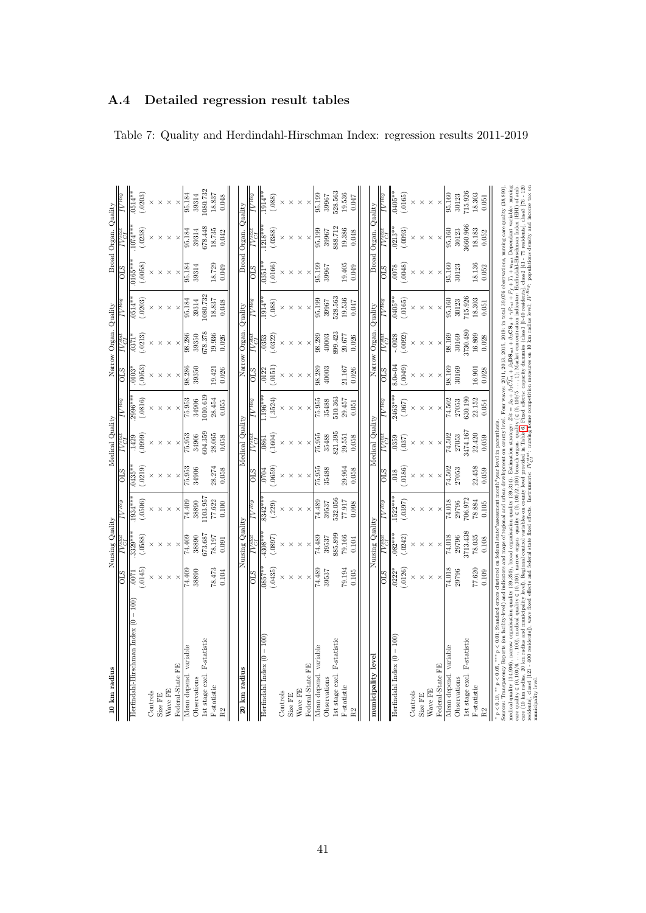## A.4 Detailed regression result tables

Table 7: Quality and Herdindahl-Hirschman Index: regression results 2011-2019

| 10 km radius | Nursing Quality | | | Medical Quality | | | Narrow Organ. Quality | | | Broad Organ. Quality | | |
|---|---|---|---|---|---|---|---|---|---|---|---|---|
| | OLS | $IV^{dist}_{CI}$ | $IV^{Reg}$ | OLS | $IV^{dist}_{CI}$ | $IV^{Reg}$ | OLS | $IV^{dist}_{CI}$ | $IV^{Reg}$ | OLS | $IV^{dist}_{CI}$ | $IV^{Reg}$ |
| Herfindahl-Hirschman Index (0 − 100) | .0071 | .3329*** | .1934*** | .0435** | .1429 | .2996*** | .0103* | .0371* | .0514** | .0165*** | .1074*** | .0514** |
| | (.0145) | (.0588) | (.0506) | (.0219) | (.0999) | (.0816) | (.0053) | (.0213) | (.0203) | (.0058) | (.0238) | (.0203) |
| Controls | × | × | × | × | × | × | × | × | × | × | × | × |
| Size FE | × | × | × | × | × | × | × | × | × | × | × | × |
| Wave FE | × | × | × | × | × | × | × | × | × | × | × | × |
| Federal-State FE | × | × | × | × | × | × | × | × | × | × | × | × |
| Mean depend. variable | 74.409 | 74.409 | 74.409 | 75.953 | 75.953 | 75.953 | 98.286 | 98.286 | 95.184 | 95.184 | 95.184 | 95.184 |
| Observations | 38890 | 38890 | 38890 | 34906 | 34906 | 34906 | 39350 | 39350 | 39314 | 39314 | 39314 | 39314 |
| 1st stage excl. F-statistic | | 673.687 | 1103.957 | | 604.359 | 1010.619 | | 678.378 | 1080.732 | | 678.448 | 1080.732 |
| F-statistic | 78.473 | 78.197 | 77.622 | 28.274 | 28.065 | 28.454 | 19.421 | 19.936 | 18.837 | 18.729 | 18.735 | 18.837 |
| R2 | 0.104 | 0.091 | 0.100 | 0.058 | 0.058 | 0.055 | 0.026 | 0.026 | 0.048 | 0.049 | 0.042 | 0.048 |

| 20 km radius | Nursing Quality | | | Medical Quality | | | Narrow Organ. Quality | | | Broad Organ. Quality | | |
|---|---|---|---|---|---|---|---|---|---|---|---|---|
| | OLS | $IV^{dist}_{CI}$ | $IV^{Reg}$ | OLS | $IV^{dist}_{CI}$ | $IV^{Reg}$ | OLS | $IV^{dist}_{CI}$ | $IV^{Reg}$ | OLS | $IV^{dist}_{CI}$ | $IV^{Reg}$ |
| Herfindahl Index (0 − 100) | .0857** | .4308*** | .8342*** | .0704 | .0861 | 1.196*** | .0122 | .0353 | .1914** | .0351** | .1218*** | .1914** |
| | (.0435) | (.0897) | (.229) | (.0659) | (.1604) | (.3524) | (.0151) | (.0322) | (.088) | (.0166) | (.0388) | (.088) |
| Controls | × | × | × | × | × | × | × | × | × | × | × | × |
| Size FE | × | × | × | × | × | × | × | × | × | × | × | × |
| Wave FE | × | × | × | × | × | × | × | × | × | × | × | × |
| Federal-State FE | × | × | × | × | × | × | × | × | × | × | × | × |
| Mean depend. variable | 74.489 | 74.489 | 74.489 | 75.955 | 75.955 | 75.955 | 98.289 | 98.289 | 95.199 | 95.199 | 95.199 | 95.199 |
| Observations | 39537 | 39537 | 39537 | 35488 | 35488 | 35488 | 40003 | 40003 | 39967 | 39967 | 39967 | 39967 |
| 1st stage excl. F-statistic | | 885.899 | 532.056 | | 821.395 | 510.363 | | 899.423 | 528.563 | | 888.712 | 528.563 |
| F-statistic | 79.194 | 79.166 | 77.917 | 29.964 | 29.551 | 29.457 | 21.167 | 20.677 | 19.536 | 19.405 | 19.386 | 19.536 |
| R2 | 0.105 | 0.104 | 0.098 | 0.058 | 0.058 | 0.051 | 0.026 | 0.026 | 0.047 | 0.049 | 0.048 | 0.047 |

| municipality level | Nursing Quality | | | Medical Quality | | | Narrow Organ. Quality | | | Broad Organ. Quality | | |
|---|---|---|---|---|---|---|---|---|---|---|---|---|
| | OLS | $IV^{dist}_{CI}$ | $IV^{Reg}$ | OLS | $IV^{dist}_{CI}$ | $IV^{Reg}$ | OLS | $IV^{dist}_{CI}$ | $IV^{Reg}$ | OLS | $IV^{dist}_{CI}$ | $IV^{Reg}$ |
| Herfindahl Index (0 − 100) | .0222* | .082*** | .1522*** | .018 | .0359 | .2463*** | 8.0e-04 | -.0028 | .0405** | .0078 | .0213** | .0405** |
| | (.0126) | (.0242) | (.0397) | (.0186) | (.037) | (.067) | (.0049) | (.0092) | (.0165) | (.0048) | (.0093) | (.0165) |
| Controls | × | × | × | × | × | × | × | × | × | × | × | × |
| Size FE | × | × | × | × | × | × | × | × | × | × | × | × |
| Wave FE | × | × | × | × | × | × | × | × | × | × | × | × |
| Federal-State FE | × | × | × | × | × | × | × | × | × | × | × | × |
| Mean depend. variable | 74.018 | 74.018 | 74.018 | 74.502 | 74.502 | 74.502 | 98.169 | 98.169 | 95.160 | 95.160 | 95.160 | 95.160 |
| Observations | 29796 | 29796 | 29796 | 27053 | 27053 | 27053 | 30169 | 30169 | 30123 | 30123 | 30123 | 30123 |
| 1st stage excl. F-statistic | | 3713.438 | 706.972 | | 3474.167 | 630.190 | | 3730.480 | 715.926 | | 3660.966 | 715.926 |
| F-statistic | 77.620 | 78.035 | 78.884 | 22.458 | 22.420 | 22.152 | 16.901 | 16.869 | 18.303 | 18.136 | 18.183 | 18.303 |
| R2 | 0.109 | 0.108 | 0.105 | 0.059 | 0.059 | 0.054 | 0.028 | 0.028 | 0.051 | 0.052 | 0.052 | 0.051 |

* $p < 0.10$, ** $p < 0.05$, *** $p < 0.01$; Standard errors clustered on federal state*assessment month*year level in parenthesis.
Sources: Transparency Reports (on facility-level) and indicators and maps of regional and urban development on county level. Four waves: 2011, 2013, 2015, 2019; in total 39,676 observations, nursing care quality (38,890), medical quality (34,906), narrow organisation quality (39,350), broad organisation quality (39,314). Estimation strategy: $Zd = \beta_0 + \beta_1 \widehat{CI}_{it} + \beta_2 \text{BD}_{mt} + \beta_3 \text{CS}_{it} + \gamma_{Pct} + F_f + T_t + u_{mst}$. Dependant variable: nursing care quality ∈ (0,100/6, ..., 100) medical quality ∈ (0,100), narrow organ. quality ∈ (0,100/2,100) broad organ. quality (∈ (0,100/5, ..., 1)). Market concentration indicator: Herfindahl-Hirschman Index (HHI) of amb. care (10 km radius, 20 km radius and municipality level). Regional control variables on county level provided in Table 6. Fixed effects: capacity dummies (class1 [0-40 residents], class2 [41 - 75 residents], class3 [76 - 120 residents], class4 [121 - 400 residents]), wave fixed effects and federal state fixed effects. Instruments: $IV^{dist}_{CI}$: nursing home competition measures on 10 km radius level, $IV^{Reg}$: populations density and income tax on municipality level.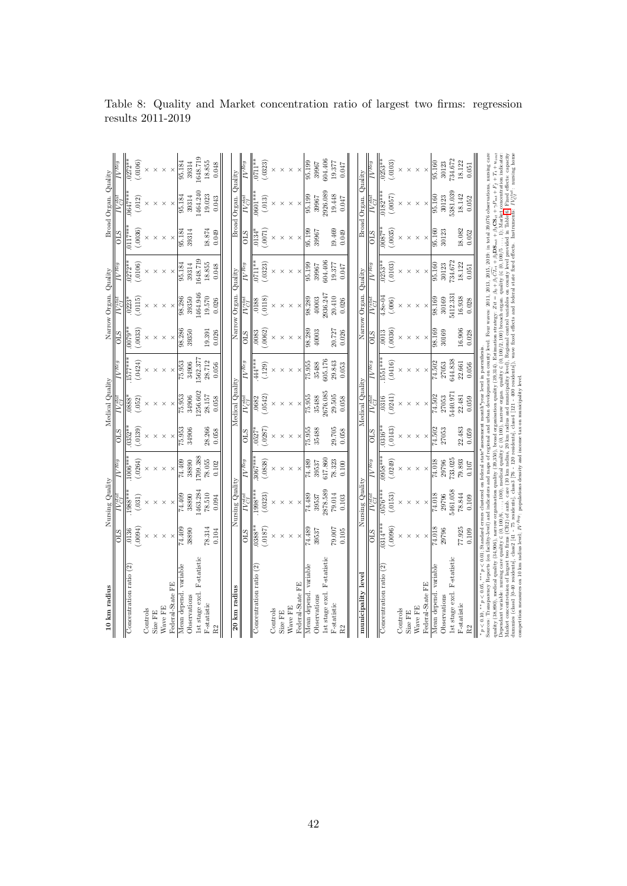Table 8: Quality and Market concentration ratio of largest two firms: regression results 2011-2019

| 10 km radius | Nursing Quality | | | Medical Quality | | | Narrow Organ. Quality | | | Broad Organ. Quality | | |
|---|---|---|---|---|---|---|---|---|---|---|---|---|
| | OLS | $IV_{CI}^{stat}$ | $IV^{Reg}$ | OLS | $IV_{CI}^{stat}$ | $IV^{Reg}$ | OLS | $IV_{CI}^{stat}$ | $IV^{Reg}$ | OLS | $IV_{CI}^{stat}$ | $IV^{Reg}$ |
| Concentration ratio (2) | .0136 | .1988*** | .1006*** | .0352** | .0888* | .1577*** | .0079** | .0223* | .0272** | .0117*** | .0647*** | .0272** |
| | (.0094) | (.031) | (.0264) | (.0139) | (.052) | (.0424) | (.0033) | (.0115) | (.0106) | (.0036) | (.012) | (.0106) |
| Controls | × | × | × | × | × | × | × | × | × | × | × | × |
| Size FE | × | × | × | × | × | × | × | × | × | × | × | × |
| Wave FE | × | × | × | × | × | × | × | × | × | × | × | × |
| Federal-State FE | × | × | × | × | × | × | × | × | × | × | × | × |
| Mean depend. variable | 74.409 | 74.409 | 74.409 | 75.953 | 75.953 | 75.953 | 98.286 | 98.286 | 95.184 | 95.184 | 95.184 | 95.184 |
| Observations | 38890 | 38890 | 38890 | 34906 | 34906 | 34906 | 39350 | 39350 | 39314 | 39314 | 39314 | 39314 |
| 1st stage excl. F-statistic | | 1463.284 | 1709.388 | | 1256.602 | 1562.377 | | 1464.946 | 1648.719 | | 1464.240 | 1648.719 |
| F-statistic | 78.314 | 78.510 | 78.055 | 28.266 | 28.157 | 28.712 | 19.391 | 19.570 | 18.855 | 18.874 | 19.023 | 18.855 |
| R2 | 0.104 | 0.094 | 0.102 | 0.058 | 0.058 | 0.056 | 0.026 | 0.026 | 0.048 | 0.049 | 0.043 | 0.048 |

| 20 km radius | Nursing Quality | | | Medical Quality | | | Narrow Organ. Quality | | | Broad Organ. Quality | | |
|---|---|---|---|---|---|---|---|---|---|---|---|---|
| | OLS | $IV_{CI}^{stat}$ | $IV^{Reg}$ | OLS | $IV_{CI}^{stat}$ | $IV^{Reg}$ | OLS | $IV_{CI}^{stat}$ | $IV^{Reg}$ | OLS | $IV_{CI}^{stat}$ | $IV^{Reg}$ |
| Concentration ratio (2) | .0388** | .1998*** | .3067*** | .0527* | .0682 | .444*** | .0083 | .0188 | .0711** | .0134* | .0601*** | .0711** |
| | (.0187) | (.0323) | (.0838) | (.0287) | (.0542) | (.129) | (.0062) | (.0118) | (.0323) | (.0071) | (.013) | (.0323) |
| Controls | × | × | × | × | × | × | × | × | × | × | × | × |
| Size FE | × | × | × | × | × | × | × | × | × | × | × | × |
| Wave FE | × | × | × | × | × | × | × | × | × | × | × | × |
| Federal-State FE | × | × | × | × | × | × | × | × | × | × | × | × |
| Mean depend. variable | 74.489 | 74.489 | 74.489 | 75.955 | 75.955 | 75.955 | 98.289 | 98.289 | 95.199 | 95.199 | 95.199 | 95.199 |
| Observations | 39537 | 39537 | 39537 | 35488 | 35488 | 35488 | 40003 | 40003 | 39967 | 39967 | 39967 | 39967 |
| 1st stage excl. F-statistic | | 2878.589 | 617.860 | | 2676.085 | 605.176 | | 2936.247 | 604.406 | | 2926.089 | 604.406 |
| F-statistic | 79.007 | 79.014 | 78.323 | 29.705 | 29.505 | 29.843 | 20.727 | 20.410 | 19.377 | 19.469 | 19.448 | 19.377 |
| R2 | 0.105 | 0.103 | 0.100 | 0.058 | 0.058 | 0.053 | 0.026 | 0.026 | 0.047 | 0.049 | 0.047 | 0.047 |

| municipality level | Nursing Quality | | | Medical Quality | | | Narrow Organ. Quality | | | Broad Organ. Quality | | |
|---|---|---|---|---|---|---|---|---|---|---|---|---|
| | OLS | $IV_{CI}^{stat}$ | $IV^{Reg}$ | OLS | $IV_{CI}^{stat}$ | $IV^{Reg}$ | OLS | $IV_{CI}^{stat}$ | $IV^{Reg}$ | OLS | $IV_{CI}^{stat}$ | $IV^{Reg}$ |
| Concentration ratio (2) | .0314*** | .0576*** | .0958*** | .0316** | .0316 | .1551*** | .0013 | 4.8e-04 | .0253** | .0087** | .0182*** | .0253** |
| | (.0096) | (.0153) | (.0249) | (.0143) | (.0241) | (.0416) | (.0036) | (.006) | (.0103) | (.0035) | (.0057) | (.0103) |
| Controls | × | × | × | × | × | × | × | × | × | × | × | × |
| Size FE | × | × | × | × | × | × | × | × | × | × | × | × |
| Wave FE | × | × | × | × | × | × | × | × | × | × | × | × |
| Federal-State FE | × | × | × | × | × | × | × | × | × | × | × | × |
| Mean depend. variable | 74.018 | 74.018 | 74.018 | 74.502 | 74.502 | 74.502 | 98.169 | 98.169 | 95.160 | 95.160 | 95.160 | 95.160 |
| Observations | 29796 | 29796 | 29796 | 27053 | 27053 | 27053 | 30169 | 30169 | 30123 | 30123 | 30123 | 30123 |
| 1st stage excl. F-statistic | | 5461.058 | 733.025 | | 5440.971 | 644.838 | | 5412.331 | 734.672 | | 5381.039 | 734.672 |
| F-statistic | 77.925 | 78.844 | 79.893 | 22.483 | 22.481 | 22.661 | 16.906 | 16.938 | 18.122 | 18.082 | 18.142 | 18.122 |
| R2 | 0.109 | 0.109 | 0.107 | 0.059 | 0.059 | 0.056 | 0.028 | 0.028 | 0.051 | 0.052 | 0.052 | 0.051 |

* $p < 0.10$, ** $p < 0.05$, *** $p < 0.01$; Standard errors clustered on federal state*assessment month*year level in parentheses.
Sources: Transparency Reports (on facility-level) and indicators and maps of regional and urban development (on county level. Four waves: 2011, 2013, 2015, 2019; in total 39,076 observations, nursing care quality (38,890), medical quality (34,906), narrow organisation quality (39,350), broad organisation quality (39,314). Estimation strategy: $Zit = \beta_0 + \beta_1 \widehat{CI}_{it} + \beta_2 \mathbf{DS}_{mt} + \beta_3 \mathbf{CS}_{it} + P_{mt} + F_f + T_t + u_{mit}$. Dependent variable: nursing care quality $\in (0, 100/6, \ldots, 100)$, medical quality $\in (0, 100)$, narrow organ. quality $\in (0, 100/2, 100)$ broach organ. quality $(\in (0, 100/5, \ldots, 1)$. Market concentration indicator: Market concentration of largest two firms (CR2) of amb. care (10 km radius, 20 km radius and municipality level). Regional control variables on county level provided in Table 6. Fixed effects: capacity dummies (class I (0-40 residents), class II (41 - 75 residents), class III (76 - 120 residents), class IV (121 - 400 residents)), wave fixed effects and federal state fixed effects. Instruments: $IV_{CI}^{stat}$: nursing home competition measures on 10 km radius level, $IV^{Reg}$: populations density and income tax on municipality level.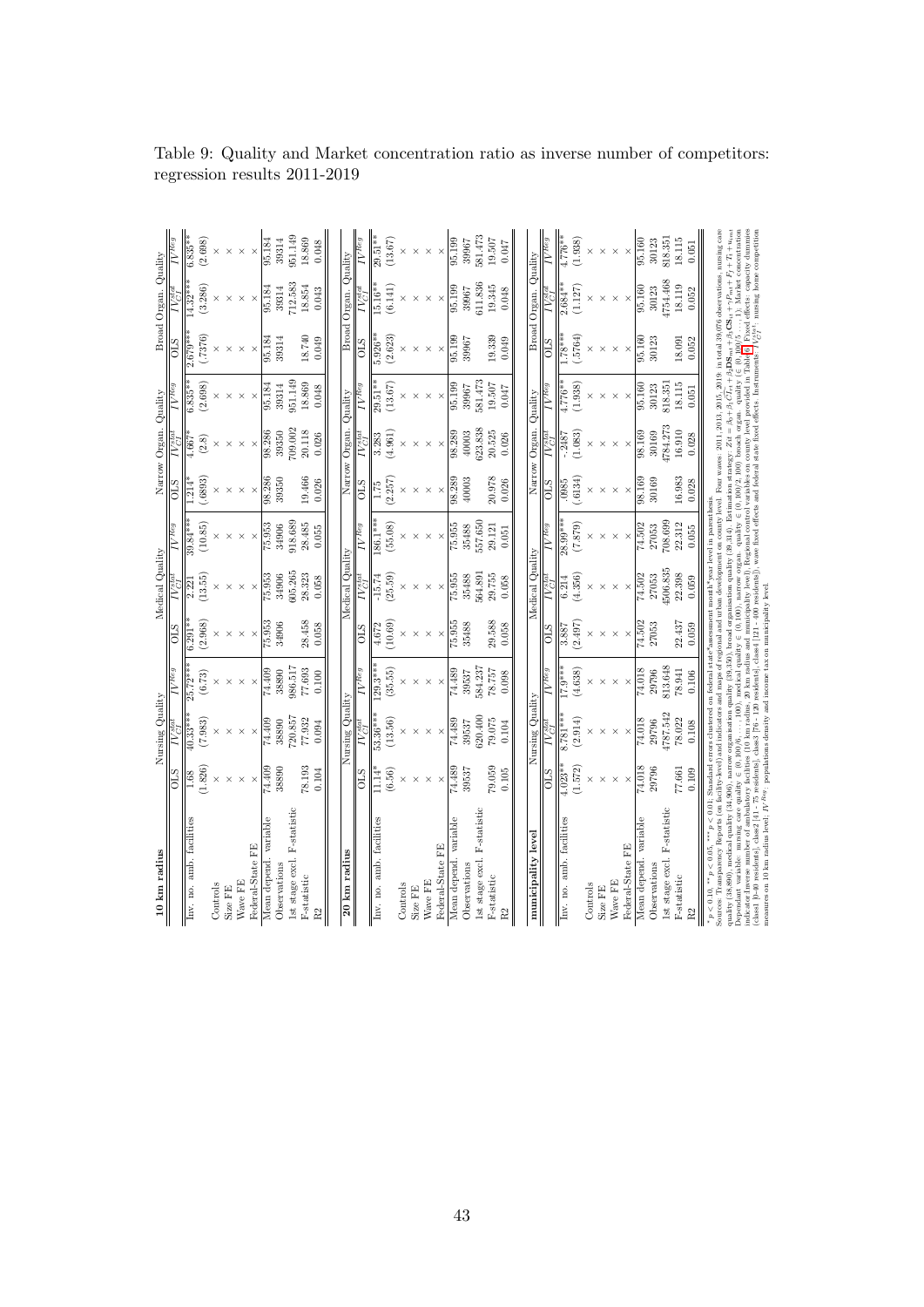Table 9: Quality and Market concentration ratio as inverse number of competitors: regression results 2011-2019

| 10 km radius | Nursing Quality | | | Medical Quality | | | Narrow Organ. Quality | | | Broad Organ. Quality | | |
|---|---|---|---|---|---|---|---|---|---|---|---|---|
| | OLS | $IV^{stat}_{CI}$ | $IV^{Reg}$ | OLS | $IV^{stat}_{CI}$ | $IV^{Reg}$ | OLS | $IV^{stat}_{CI}$ | $IV^{Reg}$ | OLS | $IV^{stat}_{CI}$ | $IV^{Reg}$ |
| Inv. no. amb. facilities | 1.68 | 40.33*** | 25.72*** | 6.291** | 2.221 | 39.84*** | 1.214* | 4.667* | 6.835** | 2.679*** | 14.32*** | 6.835** |
| | (1.826) | (7.983) | (6.73) | (2.968) | (13.55) | (10.85) | (.6893) | (2.8) | (2.698) | (.7376) | (3.286) | (2.698) |
| Controls | × | × | × | × | × | × | × | × | × | × | × | × |
| Size FE | × | × | × | × | × | × | × | × | × | × | × | × |
| Wave FE | × | × | × | × | × | × | × | × | × | × | × | × |
| Federal-State FE | × | × | × | × | × | × | × | × | × | × | × | × |
| Mean depend. variable | 74.409 | 74.409 | 74.409 | 75.953 | 75.953 | 75.953 | 98.286 | 98.286 | 95.184 | 95.184 | 95.184 | 95.184 |
| Observations | 38890 | 38890 | 38890 | 34906 | 34906 | 34906 | 39350 | 39350 | 39314 | 39314 | 39314 | 39314 |
| 1st stage excl. F-statistic | | 720.857 | 986.517 | | 605.265 | 918.689 | | 709.002 | 951.149 | | 712.583 | 951.149 |
| F-statistic | 78.193 | 77.932 | 77.693 | 28.458 | 28.323 | 28.485 | 19.466 | 20.118 | 18.869 | 18.740 | 18.854 | 18.869 |
| R2 | 0.104 | 0.094 | 0.100 | 0.058 | 0.068 | 0.055 | 0.026 | 0.026 | 0.048 | 0.049 | 0.043 | 0.048 |

| 20 km radius | Nursing Quality | | | Medical Quality | | | Narrow Organ. Quality | | | Broad Organ. Quality | | |
|---|---|---|---|---|---|---|---|---|---|---|---|---|
| | OLS | $IV^{stat}_{CI}$ | $IV^{Reg}$ | OLS | $IV^{stat}_{CI}$ | $IV^{Reg}$ | OLS | $IV^{stat}_{CI}$ | $IV^{Reg}$ | OLS | $IV^{stat}_{CI}$ | $IV^{Reg}$ |
| Inv. no. amb. facilities | 11.14* | 53.36*** | 129.9*** | 4.672 | -15.74 | 186.1*** | 1.75 | 3.283 | 29.51** | 5.926** | 15.16** | 29.51** |
| | (6.56) | (13.56) | (35.55) | (10.69) | (25.59) | (55.08) | (2.257) | (4.961) | (13.67) | (2.623) | (6.141) | (13.67) |
| Controls | × | × | × | × | × | × | × | × | × | × | × | × |
| Size FE | × | × | × | × | × | × | × | × | × | × | × | × |
| Wave FE | × | × | × | × | × | × | × | × | × | × | × | × |
| Federal-State FE | × | × | × | × | × | × | × | × | × | × | × | × |
| Mean depend. variable | 74.489 | 74.489 | 74.489 | 75.955 | 75.955 | 75.955 | 98.289 | 98.289 | 95.199 | 95.199 | 95.199 | 95.199 |
| Observations | 39537 | 39537 | 39537 | 35488 | 35488 | 35488 | 40003 | 40003 | 39967 | 39967 | 39967 | 39967 |
| 1st stage excl. F-statistic | | 620.400 | 584.237 | | 564.891 | 557.650 | | 623.838 | 581.473 | | 611.836 | 581.473 |
| F-statistic | 79.059 | 79.075 | 78.757 | 29.588 | 29.755 | 29.121 | 20.978 | 20.525 | 19.507 | 19.339 | 19.345 | 19.507 |
| R2 | 0.105 | 0.104 | 0.098 | 0.058 | 0.058 | 0.051 | 0.026 | 0.026 | 0.047 | 0.049 | 0.048 | 0.047 |

| municipality level | Nursing Quality | | | Medical Quality | | | Narrow Organ. Quality | | | Broad Organ. Quality | | |
|---|---|---|---|---|---|---|---|---|---|---|---|---|
| | OLS | $IV^{stat}_{CI}$ | $IV^{Reg}$ | OLS | $IV^{stat}_{CI}$ | $IV^{Reg}$ | OLS | $IV^{stat}_{CI}$ | $IV^{Reg}$ | OLS | $IV^{stat}_{CI}$ | $IV^{Reg}$ |
| Inv. no. amb. facilities | 4.023** | 8.781*** | 17.9*** | 3.887 | 6.214 | 28.99*** | .0985 | -.2487 | 4.776** | 1.78*** | 2.684** | 4.776** |
| | (1.572) | (2.914) | (4.638) | (2.497) | (4.356) | (7.879) | (.6134) | (1.083) | (1.938) | (.5764) | (1.127) | (1.938) |
| Controls | × | × | × | × | × | × | × | × | × | × | × | × |
| Size FE | × | × | × | × | × | × | × | × | × | × | × | × |
| Wave FE | × | × | × | × | × | × | × | × | × | × | × | × |
| Federal-State FE | × | × | × | × | × | × | × | × | × | × | × | × |
| Mean depend. variable | 74.018 | 74.018 | 74.018 | 74.502 | 74.502 | 74.502 | 98.169 | 98.169 | 95.160 | 95.160 | 95.160 | 95.160 |
| Observations | 29796 | 29796 | 29796 | 27053 | 27053 | 27053 | 30169 | 30169 | 30123 | 30123 | 30123 | 30123 |
| 1st stage excl. F-statistic | | 4787.542 | 813.648 | | 4506.835 | 708.699 | | 4784.273 | 818.351 | | 4754.468 | 818.351 |
| F-statistic | 77.661 | 78.022 | 78.941 | 22.437 | 22.398 | 22.312 | 16.983 | 16.910 | 18.115 | 18.091 | 18.119 | 18.115 |
| R2 | 0.109 | 0.108 | 0.106 | 0.059 | 0.059 | 0.055 | 0.028 | 0.028 | 0.051 | 0.052 | 0.052 | 0.051 |

\* $p < 0.10$, \*\* $p < 0.05$, \*\*\* $p < 0.01$; Standard errors clustered on federal state\*assessment month\*year level in parenthesis.
Sources: Transparency Reports (on facility-level) and indicators and maps of regional and urban development on county level. Four waves: 2011, 2013, 2015, 2019: in total 39,076 observations, nursing care quality (38,890), medical quality (34,906), narrow organisation quality (39,350), broad organisation quality (39,314). Estimation strategy: $Z_{ict} = \beta_0 + \beta_1 \widehat{CI}_{ct} + \beta_2 \mathbf{DS}_{ict} + \beta_3 \mathbf{CS}_{ct} + P_{ict} + F_j + T_t + u_{ict}$. Dependant variable: nursing care quality ∈ (0, 100/6, ..., 100), medical quality ∈ (0, 100), narrow organ. quality ∈ (0, 100/2, 100) broad organ. quality ∈ (0, 100/5, ..., 1); Market concentration indicator inverse number of ambulatory facilities (10 km radius, 20 km radius and municipality level); Regional control variables on county level provided in Table 6. Fixed effects: capacity dummies (class 1: 0-40 residents), class [41 - 75 residents], class [76 - 120 residents], class [121 - 400 residents]), wave fixed effects and federal state fixed effects. Instruments $IV^{stat}_{CI}$: nursing home competition measures on 10 km radius level; $IV^{Reg}$: populations density and income tax on municipality level.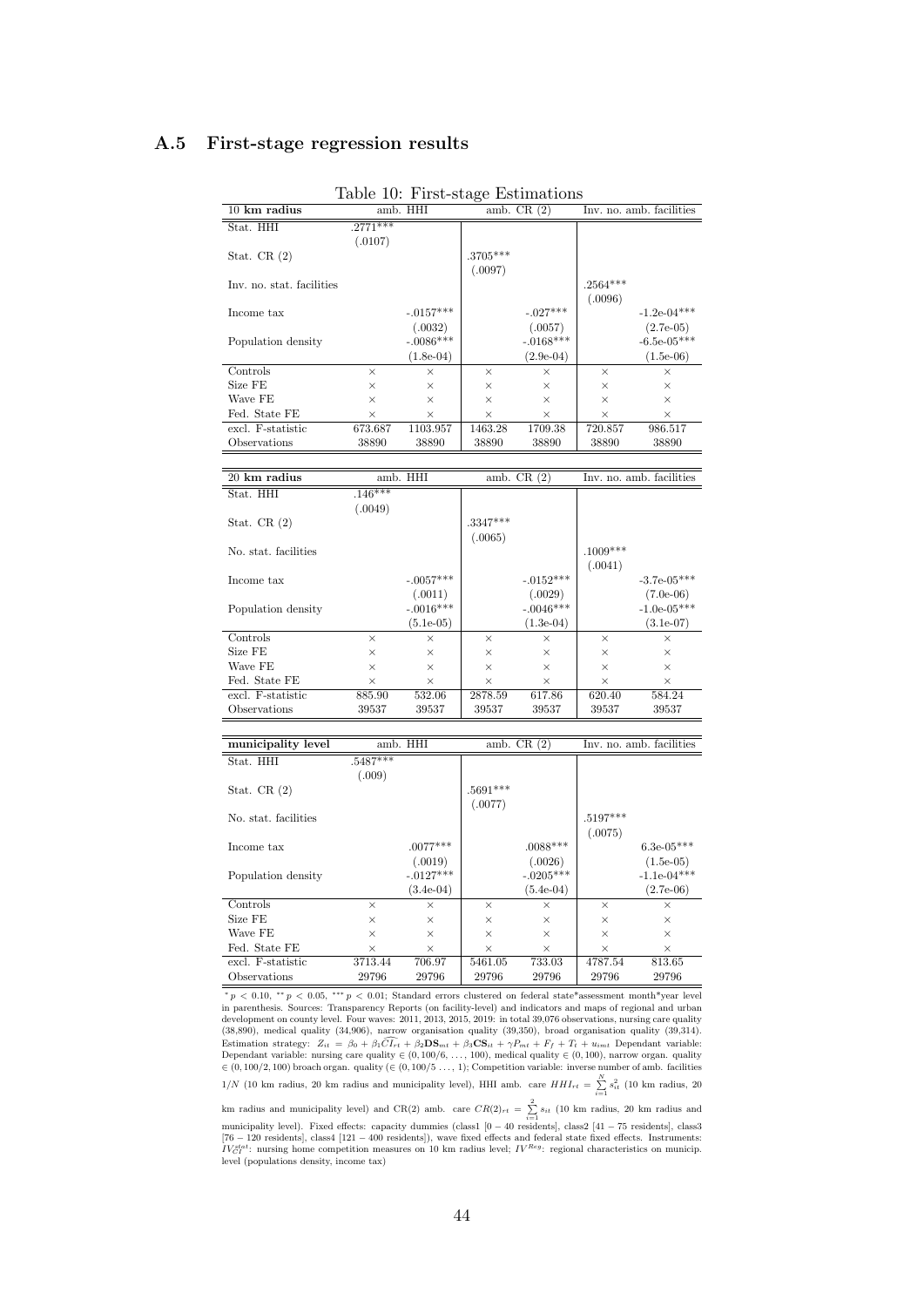## A.5 First-stage regression results

Table 10: First-stage Estimations

| 10 km radius | amb. HHI | | amb. CR (2) | | Inv. no. amb. facilities | |
|---|---|---|---|---|---|---|
| Stat. HHI | .2771*** | | | | | |
| | (.0107) | | | | | |
| Stat. CR (2) | | | .3705*** | | | |
| | | | (.0097) | | | |
| Inv. no. stat. facilities | | | | | .2564*** | |
| | | | | | (.0096) | |
| Income tax | | -.0157*** | | -.027*** | | -1.2e-04*** |
| | | (.0032) | | (.0057) | | (2.7e-05) |
| Population density | | -.0086*** | | -.0168*** | | -6.5e-05*** |
| | | (1.8e-04) | | (2.9e-04) | | (1.5e-06) |
| Controls | × | × | × | × | × | × |
| Size FE | × | × | × | × | × | × |
| Wave FE | × | × | × | × | × | × |
| Fed. State FE | × | × | × | × | × | × |
| excl. F-statistic | 673.687 | 1103.957 | 1463.28 | 1709.38 | 720.857 | 986.517 |
| Observations | 38890 | 38890 | 38890 | 38890 | 38890 | 38890 |

| 20 km radius | amb. HHI | | amb. CR (2) | | Inv. no. amb. facilities | |
|---|---|---|---|---|---|---|
| Stat. HHI | .146*** | | | | | |
| | (.0049) | | | | | |
| Stat. CR (2) | | | .3347*** | | | |
| | | | (.0065) | | | |
| No. stat. facilities | | | | | .1009*** | |
| | | | | | (.0041) | |
| Income tax | | -.0057*** | | -.0152*** | | -3.7e-05*** |
| | | (.0011) | | (.0029) | | (7.0e-06) |
| Population density | | -.0016*** | | -.0046*** | | -1.0e-05*** |
| | | (5.1e-05) | | (1.3e-04) | | (3.1e-07) |
| Controls | × | × | × | × | × | × |
| Size FE | × | × | × | × | × | × |
| Wave FE | × | × | × | × | × | × |
| Fed. State FE | × | × | × | × | × | × |
| excl. F-statistic | 885.90 | 532.06 | 2878.59 | 617.86 | 620.40 | 584.24 |
| Observations | 39537 | 39537 | 39537 | 39537 | 39537 | 39537 |

| municipality level | amb. HHI | | amb. CR (2) | | Inv. no. amb. facilities | |
|---|---|---|---|---|---|---|
| Stat. HHI | .5487*** | | | | | |
| | (.009) | | | | | |
| Stat. CR (2) | | | .5691*** | | | |
| | | | (.0077) | | | |
| No. stat. facilities | | | | | .5197*** | |
| | | | | | (.0075) | |
| Income tax | | .0077*** | | .0088*** | | 6.3e-05*** |
| | | (.0019) | | (.0026) | | (1.5e-05) |
| Population density | | -.0127*** | | -.0205*** | | -1.1e-04*** |
| | | (3.4e-04) | | (5.4e-04) | | (2.7e-06) |
| Controls | × | × | × | × | × | × |
| Size FE | × | × | × | × | × | × |
| Wave FE | × | × | × | × | × | × |
| Fed. State FE | × | × | × | × | × | × |
| excl. F-statistic | 3713.44 | 706.97 | 5461.05 | 733.03 | 4787.54 | 813.65 |
| Observations | 29796 | 29796 | 29796 | 29796 | 29796 | 29796 |

$^{*}p < 0.10$, $^{**}p < 0.05$, $^{***}p < 0.01$; Standard errors clustered on federal state\*assessment month\*year level in parenthesis. Sources: Transparency Reports (on facility-level) and indicators and maps of regional and urban development on county level. Four waves: 2011, 2013, 2015, 2019: in total 39,076 observations, nursing care quality (38,890), medical quality (34,906), narrow organisation quality (39,350), broad organisation quality (39,314). Estimation strategy: $Z_{it} = \beta_0 + \beta_1 \widehat{CI}_{rt} + \beta_2 \mathbf{DS}_{mt} + \beta_3 \mathbf{CS}_{it} + \gamma P_{mt} + F_f + T_t + u_{imt}$ Dependant variable: Dependant variable: nursing care quality $\in (0, 100/6, \ldots, 100)$, medical quality $\in (0, 100)$, narrow organ. quality $\in (0, 100/2, 100)$ broach organ. quality ($\in (0, 100/5 \ldots, 1)$; Competition variable: inverse number of amb. facilities $1/N$ (10 km radius, 20 km radius and municipality level), HHI amb. care $HHI_{rt} = \sum_{i=1}^{N} s_{it}^2$ (10 km radius, 20 km radius and municipality level) and CR(2) amb. care $CR(2)_{rt} = \sum_{i=1}^{2} s_{it}$ (10 km radius, 20 km radius and municipality level). Fixed effects: capacity dummies (class1 [0 − 40 residents], class2 [41 − 75 residents], class3 [76 − 120 residents], class4 [121 − 400 residents]), wave fixed effects and federal state fixed effects. Instruments: $IV_{CI}^{stat}$: nursing home competition measures on 10 km radius level; $IV^{Reg}$: regional characteristics on municip. level (populations density, income tax)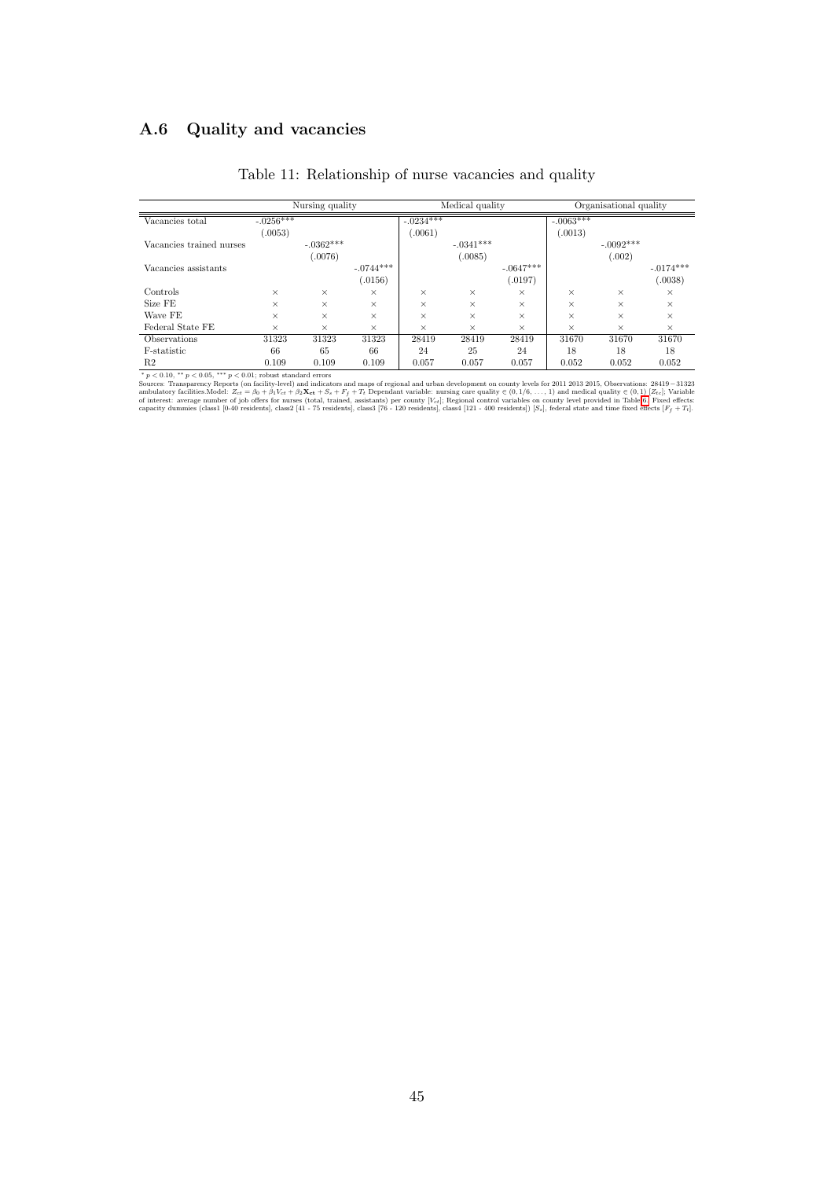## A.6 Quality and vacancies

Table 11: Relationship of nurse vacancies and quality

| | Nursing quality | | | Medical quality | | | Organisational quality | | |
|---|---|---|---|---|---|---|---|---|---|
| Vacancies total | -.0256*** | | | -.0234*** | | | -.0063*** | | |
| | (.0053) | | | (.0061) | | | (.0013) | | |
| Vacancies trained nurses | | -.0362*** | | | -.0341*** | | | -.0092*** | |
| | | (.0076) | | | (.0085) | | | (.002) | |
| Vacancies assistants | | | -.0744*** | | | -.0647*** | | | -.0174*** |
| | | | (.0156) | | | (.0197) | | | (.0038) |
| Controls | × | × | × | × | × | × | × | × | × |
| Size FE | × | × | × | × | × | × | × | × | × |
| Wave FE | × | × | × | × | × | × | × | × | × |
| Federal State FE | × | × | × | × | × | × | × | × | × |
| Observations | 31323 | 31323 | 31323 | 28419 | 28419 | 28419 | 31670 | 31670 | 31670 |
| F-statistic | 66 | 65 | 66 | 24 | 25 | 24 | 18 | 18 | 18 |
| R2 | 0.109 | 0.109 | 0.109 | 0.057 | 0.057 | 0.057 | 0.052 | 0.052 | 0.052 |

* $p < 0.10$, ** $p < 0.05$, *** $p < 0.01$; robust standard errors

Sources: Transparency Reports (on facility-level) and indicators and maps of regional and urban development on county levels for 2011 2013 2015, Observations: 28419 − 31323 ambulatory facilities.Model: $Z_{ct} = \beta_0 + \beta_1 V_{ct} + \beta_2 \mathbf{X_{ct}} + S_s + F_f + T_t$ Dependant variable: nursing care quality $\in (0, 1/6, \ldots, 1)$ and medical quality $\in (0, 1)$ $[Z_{tc}]$; Variable of interest: average number of job offers for nurses (total, trained, assistants) per county $[V_{ct}]$; Regional control variables on county level provided in Table 6; Fixed effects: capacity dummies (class1 [0-40 residents], class2 [41 - 75 residents], class3 [76 - 120 residents], class4 [121 - 400 residents]) $[S_s]$, federal state and time fixed effects $[F_f + T_t]$.